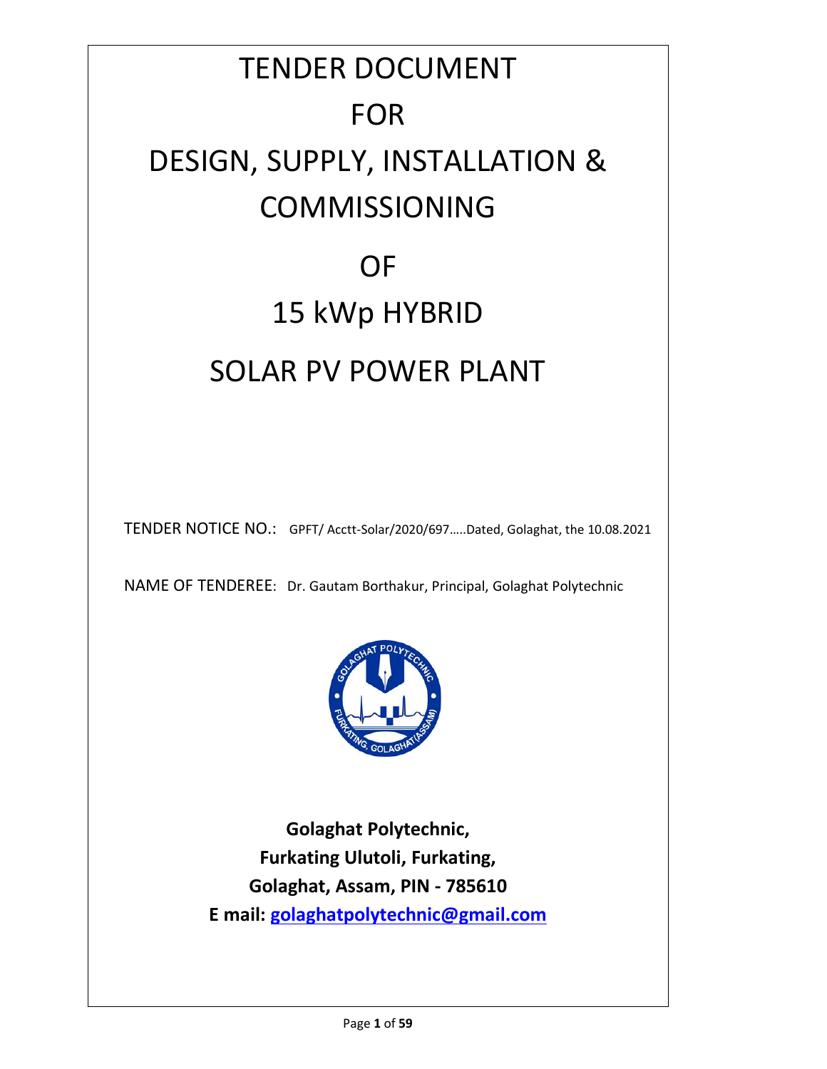# TENDER DOCUMENT

# FOR

# DESIGN, SUPPLY, INSTALLATION & COMMISSIONING

# OF

# 15 kWp HYBRID

# SOLAR PV POWER PLANT

TENDER NOTICE NO.: GPFT/ Acctt-Solar/2020/697…..Dated, Golaghat, the 10.08.2021

NAME OF TENDEREE: Dr. Gautam Borthakur, Principal, Golaghat Polytechnic

**Golaghat Polytechnic,**
**Furkating Ulutoli, Furkating,**
**Golaghat, Assam, PIN - 785610**
**E mail: golaghatpolytechnic@gmail.com**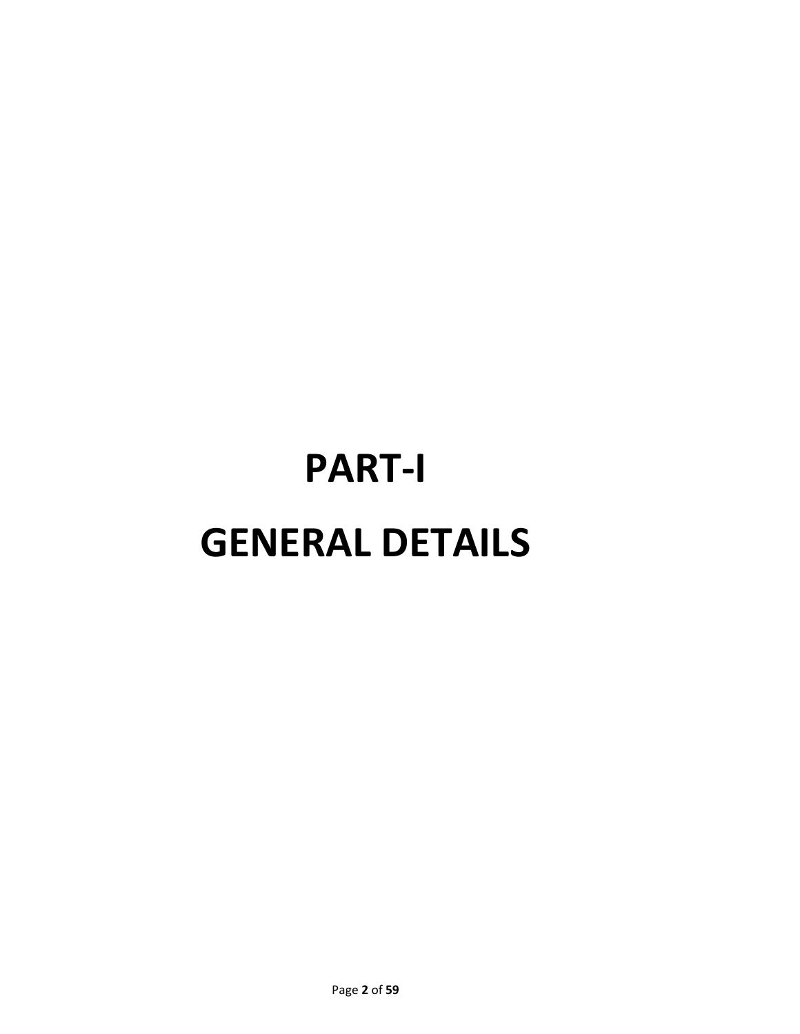# PART-I

# GENERAL DETAILS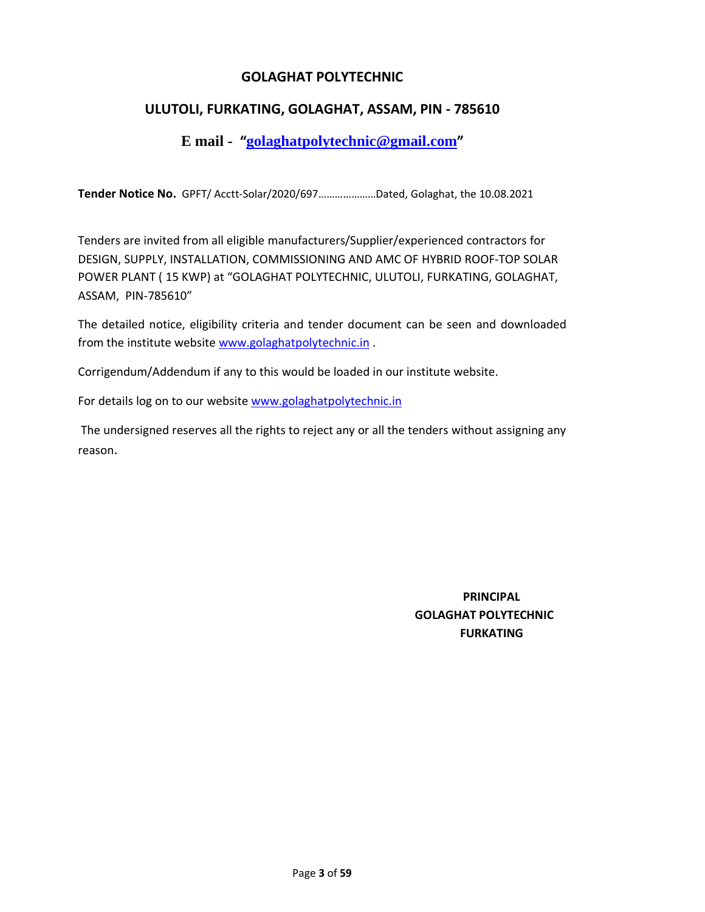# GOLAGHAT POLYTECHNIC

## ULUTOLI, FURKATING, GOLAGHAT, ASSAM, PIN - 785610

### E mail - "golaghatpolytechnic@gmail.com"

**Tender Notice No.** GPFT/ Acctt-Solar/2020/697…………………Dated, Golaghat, the 10.08.2021

Tenders are invited from all eligible manufacturers/Supplier/experienced contractors for DESIGN, SUPPLY, INSTALLATION, COMMISSIONING AND AMC OF HYBRID ROOF-TOP SOLAR POWER PLANT ( 15 KWP) at "GOLAGHAT POLYTECHNIC, ULUTOLI, FURKATING, GOLAGHAT, ASSAM, PIN-785610"

The detailed notice, eligibility criteria and tender document can be seen and downloaded from the institute website www.golaghatpolytechnic.in .

Corrigendum/Addendum if any to this would be loaded in our institute website.

For details log on to our website www.golaghatpolytechnic.in

The undersigned reserves all the rights to reject any or all the tenders without assigning any reason.

**PRINCIPAL**
**GOLAGHAT POLYTECHNIC**
**FURKATING**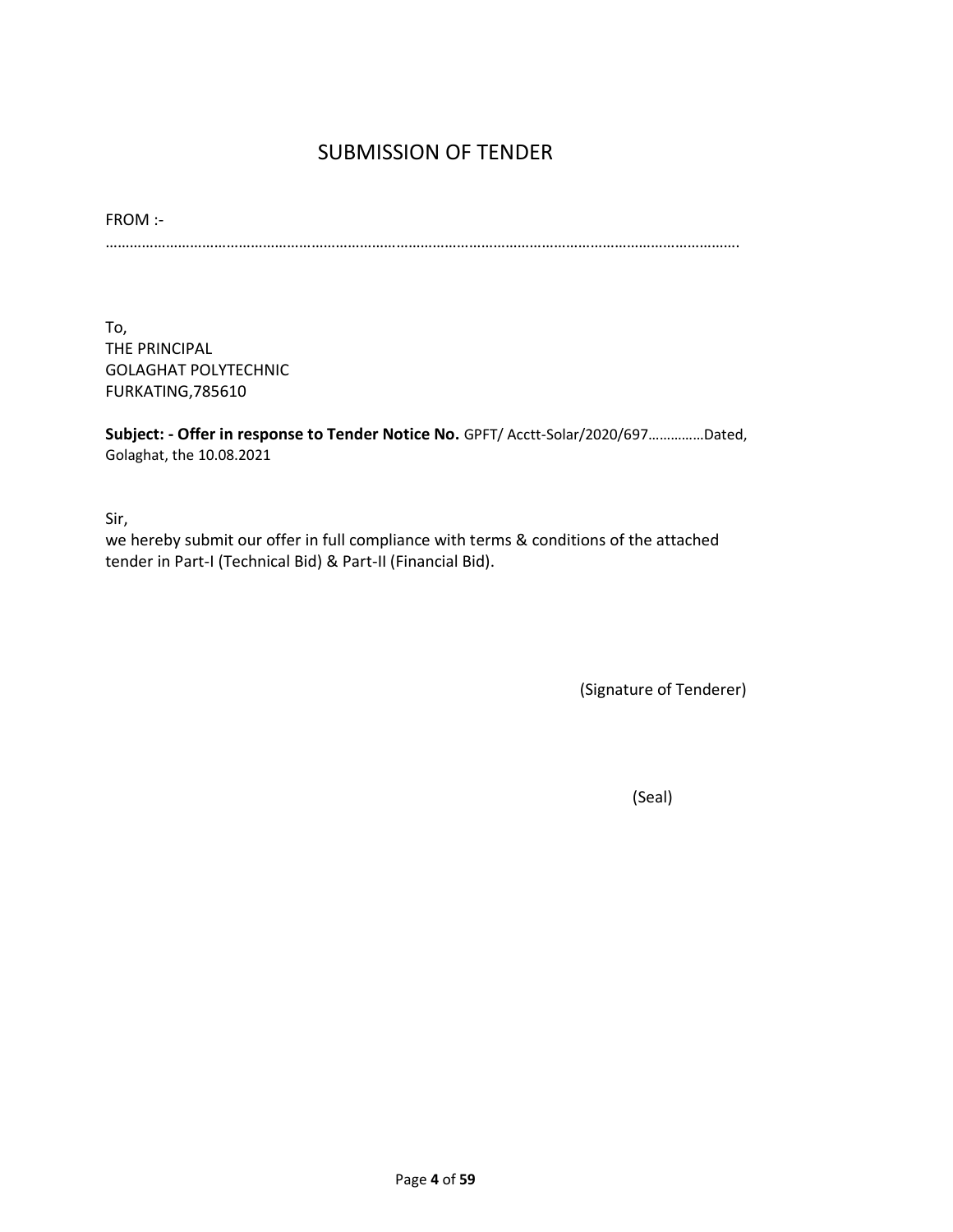# SUBMISSION OF TENDER

FROM :-

……………………………………………………………………………………………………………………………………………

To,
THE PRINCIPAL
GOLAGHAT POLYTECHNIC
FURKATING,785610

**Subject: - Offer in response to Tender Notice No.** GPFT/ Acctt-Solar/2020/697……………Dated, Golaghat, the 10.08.2021

Sir,
we hereby submit our offer in full compliance with terms & conditions of the attached tender in Part-I (Technical Bid) & Part-II (Financial Bid).

(Signature of Tenderer)

(Seal)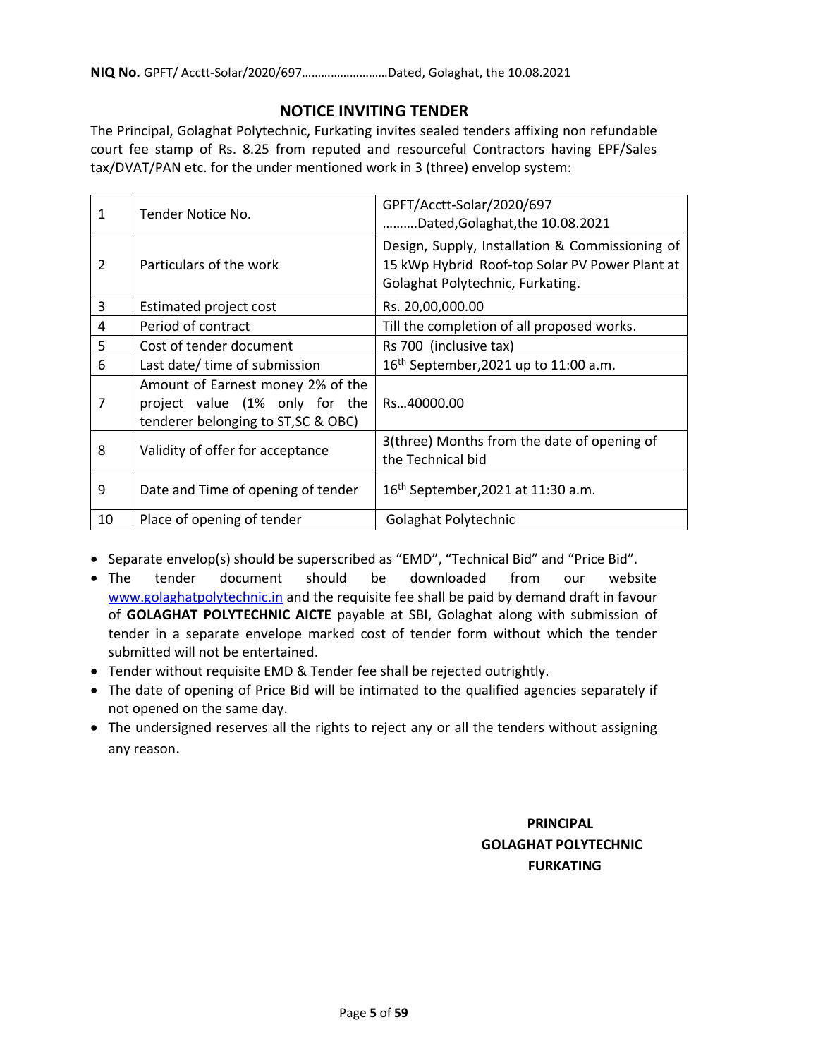**NIQ No.** GPFT/ Acctt-Solar/2020/697………………………Dated, Golaghat, the 10.08.2021

## NOTICE INVITING TENDER

The Principal, Golaghat Polytechnic, Furkating invites sealed tenders affixing non refundable court fee stamp of Rs. 8.25 from reputed and resourceful Contractors having EPF/Sales tax/DVAT/PAN etc. for the under mentioned work in 3 (three) envelop system:

| | | |
|---|---|---|
| 1 | Tender Notice No. | GPFT/Acctt-Solar/2020/697 ……….Dated,Golaghat,the 10.08.2021 |
| 2 | Particulars of the work | Design, Supply, Installation & Commissioning of 15 kWp Hybrid Roof-top Solar PV Power Plant at Golaghat Polytechnic, Furkating. |
| 3 | Estimated project cost | Rs. 20,00,000.00 |
| 4 | Period of contract | Till the completion of all proposed works. |
| 5 | Cost of tender document | Rs 700 (inclusive tax) |
| 6 | Last date/ time of submission | 16th September,2021 up to 11:00 a.m. |
| 7 | Amount of Earnest money 2% of the project value (1% only for the tenderer belonging to ST,SC & OBC) | Rs…40000.00 |
| 8 | Validity of offer for acceptance | 3(three) Months from the date of opening of the Technical bid |
| 9 | Date and Time of opening of tender | 16th September,2021 at 11:30 a.m. |
| 10 | Place of opening of tender | Golaghat Polytechnic |

- Separate envelop(s) should be superscribed as "EMD", "Technical Bid" and "Price Bid".
- The tender document should be downloaded from our website www.golaghatpolytechnic.in and the requisite fee shall be paid by demand draft in favour of **GOLAGHAT POLYTECHNIC AICTE** payable at SBI, Golaghat along with submission of tender in a separate envelope marked cost of tender form without which the tender submitted will not be entertained.
- Tender without requisite EMD & Tender fee shall be rejected outrightly.
- The date of opening of Price Bid will be intimated to the qualified agencies separately if not opened on the same day.
- The undersigned reserves all the rights to reject any or all the tenders without assigning any reason.

**PRINCIPAL**
**GOLAGHAT POLYTECHNIC**
**FURKATING**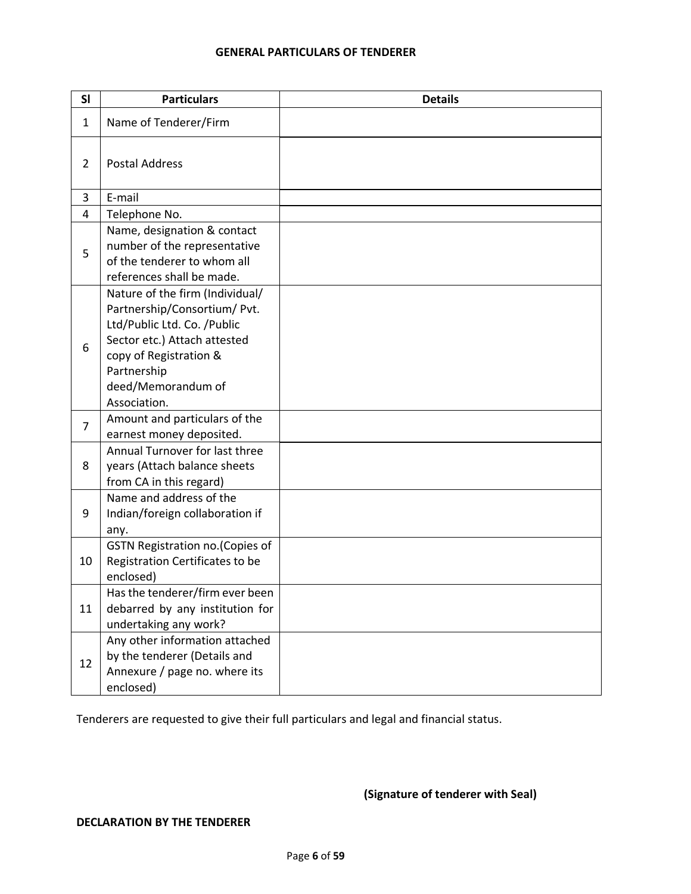## GENERAL PARTICULARS OF TENDERER

| Sl | Particulars | Details |
|---|---|---|
| 1 | Name of Tenderer/Firm | |
| 2 | Postal Address | |
| 3 | E-mail | |
| 4 | Telephone No. | |
| 5 | Name, designation & contact number of the representative of the tenderer to whom all references shall be made. | |
| 6 | Nature of the firm (Individual/ Partnership/Consortium/ Pvt. Ltd/Public Ltd. Co. /Public Sector etc.) Attach attested copy of Registration & Partnership deed/Memorandum of Association. | |
| 7 | Amount and particulars of the earnest money deposited. | |
| 8 | Annual Turnover for last three years (Attach balance sheets from CA in this regard) | |
| 9 | Name and address of the Indian/foreign collaboration if any. | |
| 10 | GSTN Registration no.(Copies of Registration Certificates to be enclosed) | |
| 11 | Has the tenderer/firm ever been debarred by any institution for undertaking any work? | |
| 12 | Any other information attached by the tenderer (Details and Annexure / page no. where its enclosed) | |

Tenderers are requested to give their full particulars and legal and financial status.

**(Signature of tenderer with Seal)**

**DECLARATION BY THE TENDERER**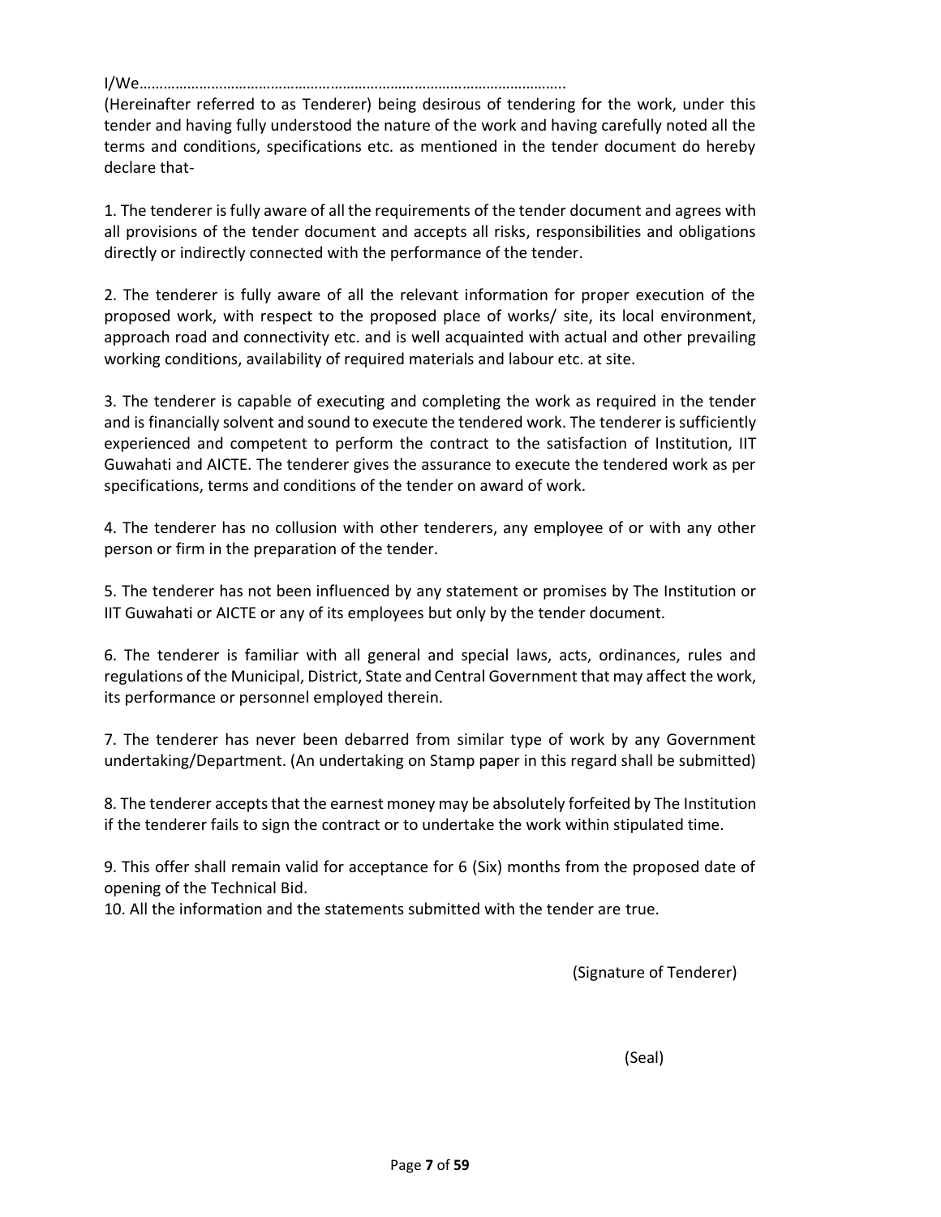I/We………………………………………………………………………………………….

(Hereinafter referred to as Tenderer) being desirous of tendering for the work, under this tender and having fully understood the nature of the work and having carefully noted all the terms and conditions, specifications etc. as mentioned in the tender document do hereby declare that-

1. The tenderer is fully aware of all the requirements of the tender document and agrees with all provisions of the tender document and accepts all risks, responsibilities and obligations directly or indirectly connected with the performance of the tender.

2. The tenderer is fully aware of all the relevant information for proper execution of the proposed work, with respect to the proposed place of works/ site, its local environment, approach road and connectivity etc. and is well acquainted with actual and other prevailing working conditions, availability of required materials and labour etc. at site.

3. The tenderer is capable of executing and completing the work as required in the tender and is financially solvent and sound to execute the tendered work. The tenderer is sufficiently experienced and competent to perform the contract to the satisfaction of Institution, IIT Guwahati and AICTE. The tenderer gives the assurance to execute the tendered work as per specifications, terms and conditions of the tender on award of work.

4. The tenderer has no collusion with other tenderers, any employee of or with any other person or firm in the preparation of the tender.

5. The tenderer has not been influenced by any statement or promises by The Institution or IIT Guwahati or AICTE or any of its employees but only by the tender document.

6. The tenderer is familiar with all general and special laws, acts, ordinances, rules and regulations of the Municipal, District, State and Central Government that may affect the work, its performance or personnel employed therein.

7. The tenderer has never been debarred from similar type of work by any Government undertaking/Department. (An undertaking on Stamp paper in this regard shall be submitted)

8. The tenderer accepts that the earnest money may be absolutely forfeited by The Institution if the tenderer fails to sign the contract or to undertake the work within stipulated time.

9. This offer shall remain valid for acceptance for 6 (Six) months from the proposed date of opening of the Technical Bid.

10. All the information and the statements submitted with the tender are true.

(Signature of Tenderer)

(Seal)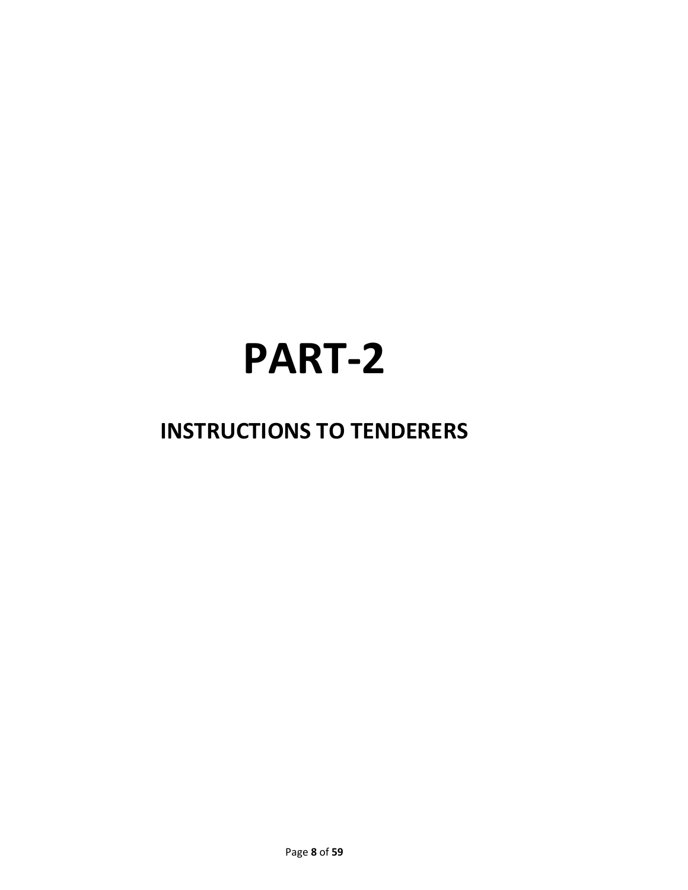# PART-2

## INSTRUCTIONS TO TENDERERS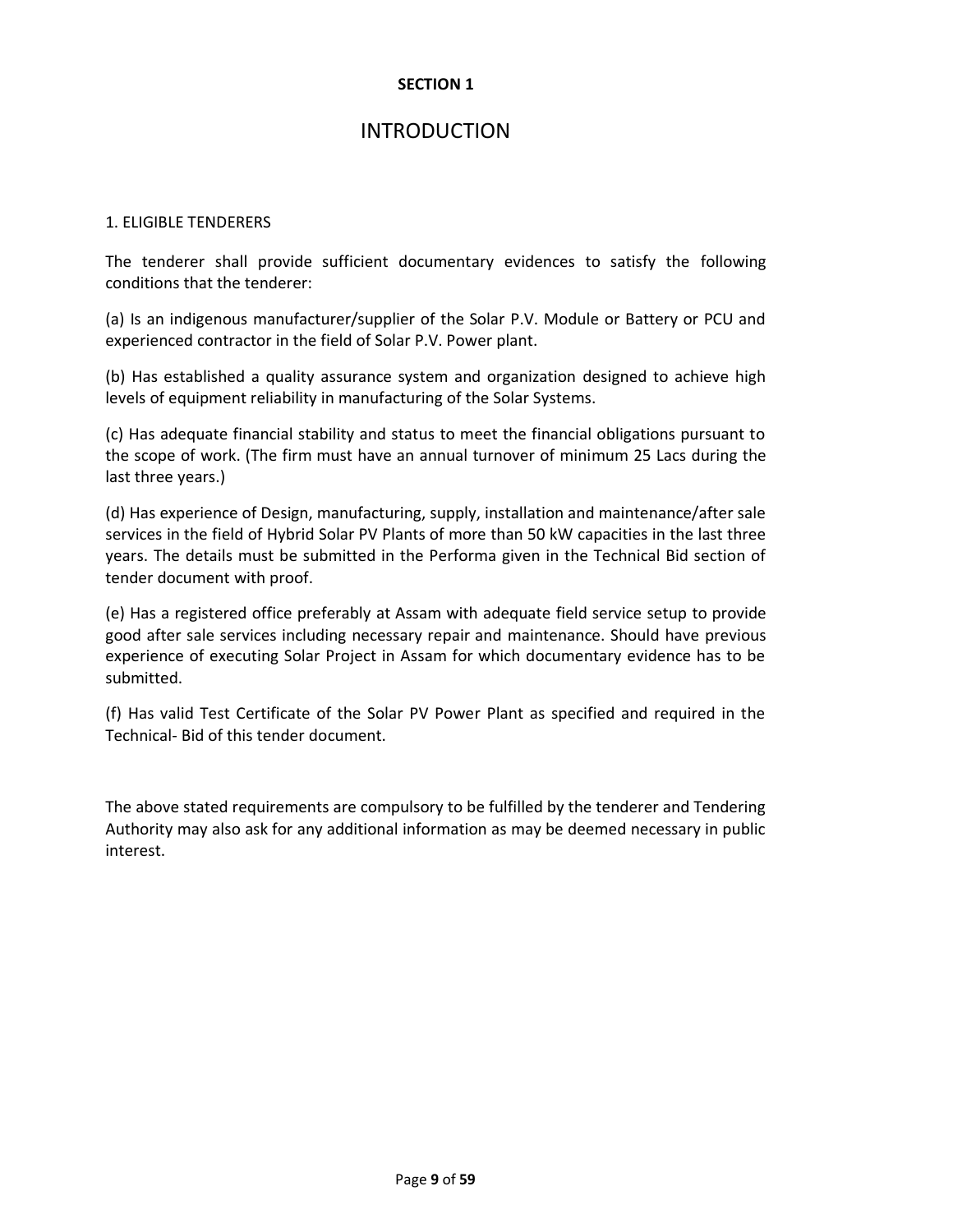**SECTION 1**

# INTRODUCTION

## 1. ELIGIBLE TENDERERS

The tenderer shall provide sufficient documentary evidences to satisfy the following conditions that the tenderer:

(a) Is an indigenous manufacturer/supplier of the Solar P.V. Module or Battery or PCU and experienced contractor in the field of Solar P.V. Power plant.

(b) Has established a quality assurance system and organization designed to achieve high levels of equipment reliability in manufacturing of the Solar Systems.

(c) Has adequate financial stability and status to meet the financial obligations pursuant to the scope of work. (The firm must have an annual turnover of minimum 25 Lacs during the last three years.)

(d) Has experience of Design, manufacturing, supply, installation and maintenance/after sale services in the field of Hybrid Solar PV Plants of more than 50 kW capacities in the last three years. The details must be submitted in the Performa given in the Technical Bid section of tender document with proof.

(e) Has a registered office preferably at Assam with adequate field service setup to provide good after sale services including necessary repair and maintenance. Should have previous experience of executing Solar Project in Assam for which documentary evidence has to be submitted.

(f) Has valid Test Certificate of the Solar PV Power Plant as specified and required in the Technical- Bid of this tender document.

The above stated requirements are compulsory to be fulfilled by the tenderer and Tendering Authority may also ask for any additional information as may be deemed necessary in public interest.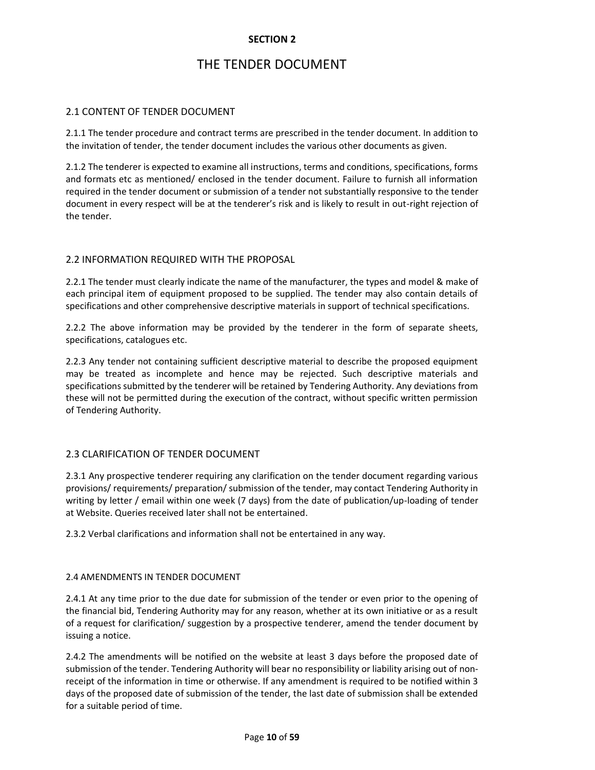**SECTION 2**

# THE TENDER DOCUMENT

## 2.1 CONTENT OF TENDER DOCUMENT

2.1.1 The tender procedure and contract terms are prescribed in the tender document. In addition to the invitation of tender, the tender document includes the various other documents as given.

2.1.2 The tenderer is expected to examine all instructions, terms and conditions, specifications, forms and formats etc as mentioned/ enclosed in the tender document. Failure to furnish all information required in the tender document or submission of a tender not substantially responsive to the tender document in every respect will be at the tenderer's risk and is likely to result in out-right rejection of the tender.

## 2.2 INFORMATION REQUIRED WITH THE PROPOSAL

2.2.1 The tender must clearly indicate the name of the manufacturer, the types and model & make of each principal item of equipment proposed to be supplied. The tender may also contain details of specifications and other comprehensive descriptive materials in support of technical specifications.

2.2.2 The above information may be provided by the tenderer in the form of separate sheets, specifications, catalogues etc.

2.2.3 Any tender not containing sufficient descriptive material to describe the proposed equipment may be treated as incomplete and hence may be rejected. Such descriptive materials and specifications submitted by the tenderer will be retained by Tendering Authority. Any deviations from these will not be permitted during the execution of the contract, without specific written permission of Tendering Authority.

## 2.3 CLARIFICATION OF TENDER DOCUMENT

2.3.1 Any prospective tenderer requiring any clarification on the tender document regarding various provisions/ requirements/ preparation/ submission of the tender, may contact Tendering Authority in writing by letter / email within one week (7 days) from the date of publication/up-loading of tender at Website. Queries received later shall not be entertained.

2.3.2 Verbal clarifications and information shall not be entertained in any way.

## 2.4 AMENDMENTS IN TENDER DOCUMENT

2.4.1 At any time prior to the due date for submission of the tender or even prior to the opening of the financial bid, Tendering Authority may for any reason, whether at its own initiative or as a result of a request for clarification/ suggestion by a prospective tenderer, amend the tender document by issuing a notice.

2.4.2 The amendments will be notified on the website at least 3 days before the proposed date of submission of the tender. Tendering Authority will bear no responsibility or liability arising out of non-receipt of the information in time or otherwise. If any amendment is required to be notified within 3 days of the proposed date of submission of the tender, the last date of submission shall be extended for a suitable period of time.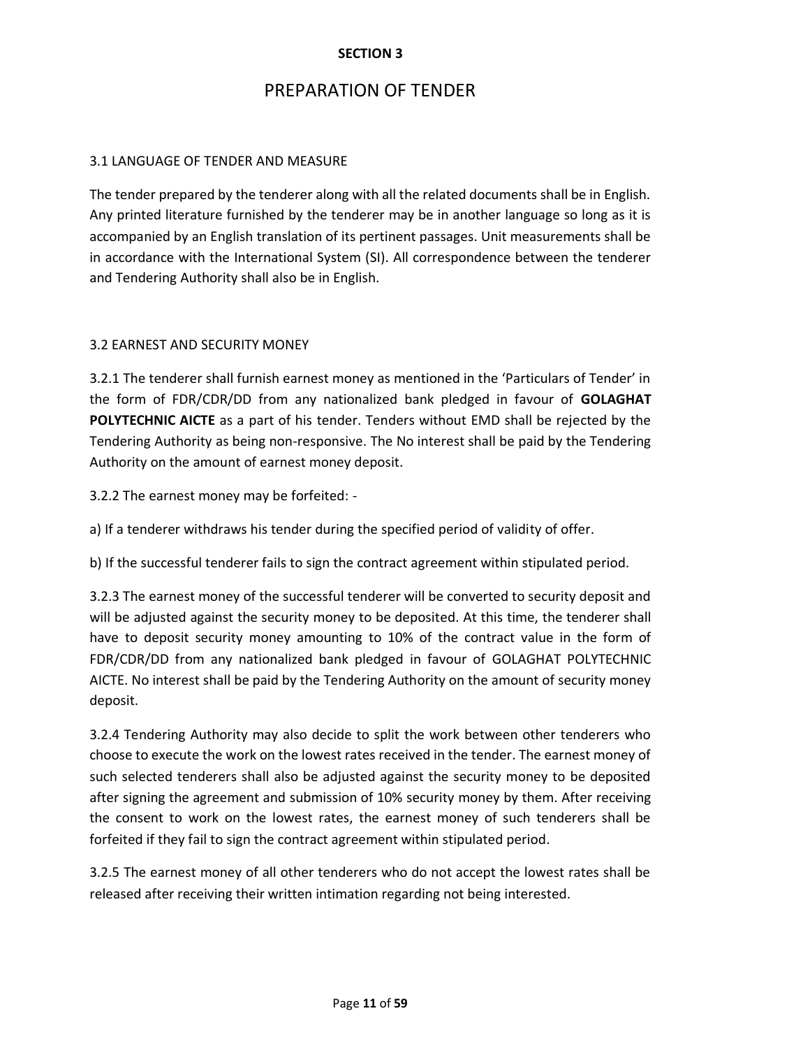**SECTION 3**

# PREPARATION OF TENDER

## 3.1 LANGUAGE OF TENDER AND MEASURE

The tender prepared by the tenderer along with all the related documents shall be in English. Any printed literature furnished by the tenderer may be in another language so long as it is accompanied by an English translation of its pertinent passages. Unit measurements shall be in accordance with the International System (SI). All correspondence between the tenderer and Tendering Authority shall also be in English.

## 3.2 EARNEST AND SECURITY MONEY

3.2.1 The tenderer shall furnish earnest money as mentioned in the 'Particulars of Tender' in the form of FDR/CDR/DD from any nationalized bank pledged in favour of **GOLAGHAT POLYTECHNIC AICTE** as a part of his tender. Tenders without EMD shall be rejected by the Tendering Authority as being non-responsive. The No interest shall be paid by the Tendering Authority on the amount of earnest money deposit.

3.2.2 The earnest money may be forfeited: -

a) If a tenderer withdraws his tender during the specified period of validity of offer.

b) If the successful tenderer fails to sign the contract agreement within stipulated period.

3.2.3 The earnest money of the successful tenderer will be converted to security deposit and will be adjusted against the security money to be deposited. At this time, the tenderer shall have to deposit security money amounting to 10% of the contract value in the form of FDR/CDR/DD from any nationalized bank pledged in favour of GOLAGHAT POLYTECHNIC AICTE. No interest shall be paid by the Tendering Authority on the amount of security money deposit.

3.2.4 Tendering Authority may also decide to split the work between other tenderers who choose to execute the work on the lowest rates received in the tender. The earnest money of such selected tenderers shall also be adjusted against the security money to be deposited after signing the agreement and submission of 10% security money by them. After receiving the consent to work on the lowest rates, the earnest money of such tenderers shall be forfeited if they fail to sign the contract agreement within stipulated period.

3.2.5 The earnest money of all other tenderers who do not accept the lowest rates shall be released after receiving their written intimation regarding not being interested.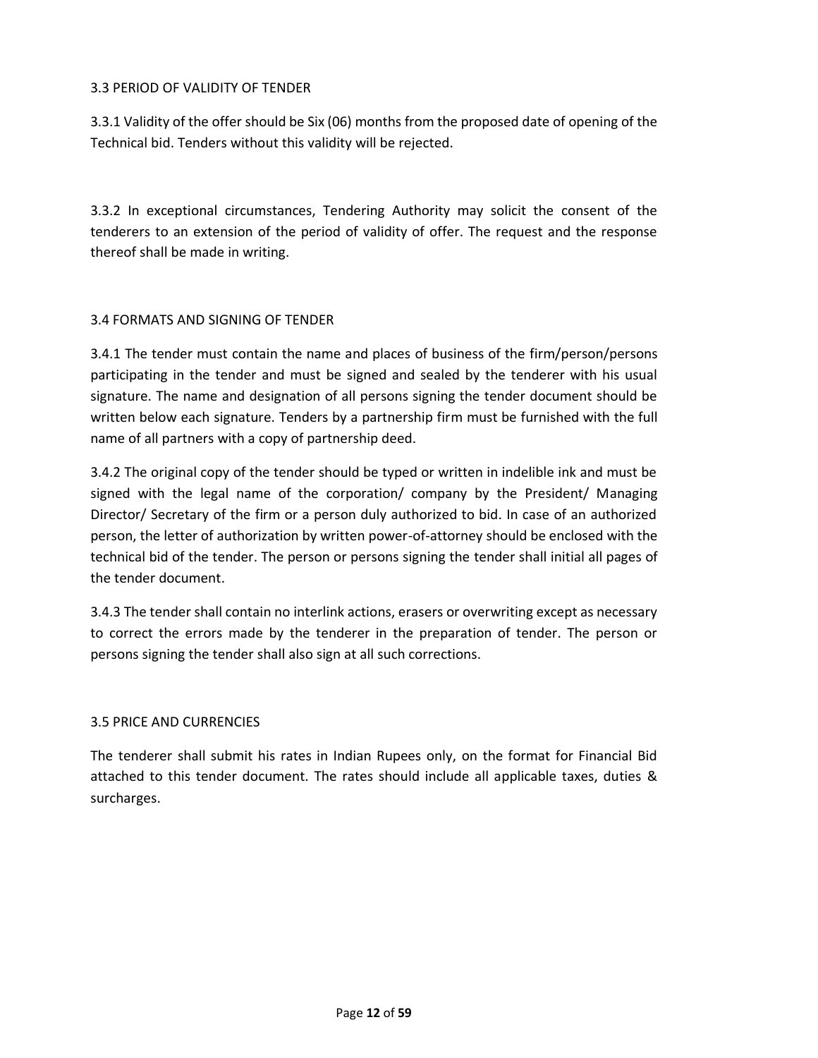### 3.3 PERIOD OF VALIDITY OF TENDER

3.3.1 Validity of the offer should be Six (06) months from the proposed date of opening of the Technical bid. Tenders without this validity will be rejected.

3.3.2 In exceptional circumstances, Tendering Authority may solicit the consent of the tenderers to an extension of the period of validity of offer. The request and the response thereof shall be made in writing.

### 3.4 FORMATS AND SIGNING OF TENDER

3.4.1 The tender must contain the name and places of business of the firm/person/persons participating in the tender and must be signed and sealed by the tenderer with his usual signature. The name and designation of all persons signing the tender document should be written below each signature. Tenders by a partnership firm must be furnished with the full name of all partners with a copy of partnership deed.

3.4.2 The original copy of the tender should be typed or written in indelible ink and must be signed with the legal name of the corporation/ company by the President/ Managing Director/ Secretary of the firm or a person duly authorized to bid. In case of an authorized person, the letter of authorization by written power-of-attorney should be enclosed with the technical bid of the tender. The person or persons signing the tender shall initial all pages of the tender document.

3.4.3 The tender shall contain no interlink actions, erasers or overwriting except as necessary to correct the errors made by the tenderer in the preparation of tender. The person or persons signing the tender shall also sign at all such corrections.

### 3.5 PRICE AND CURRENCIES

The tenderer shall submit his rates in Indian Rupees only, on the format for Financial Bid attached to this tender document. The rates should include all applicable taxes, duties & surcharges.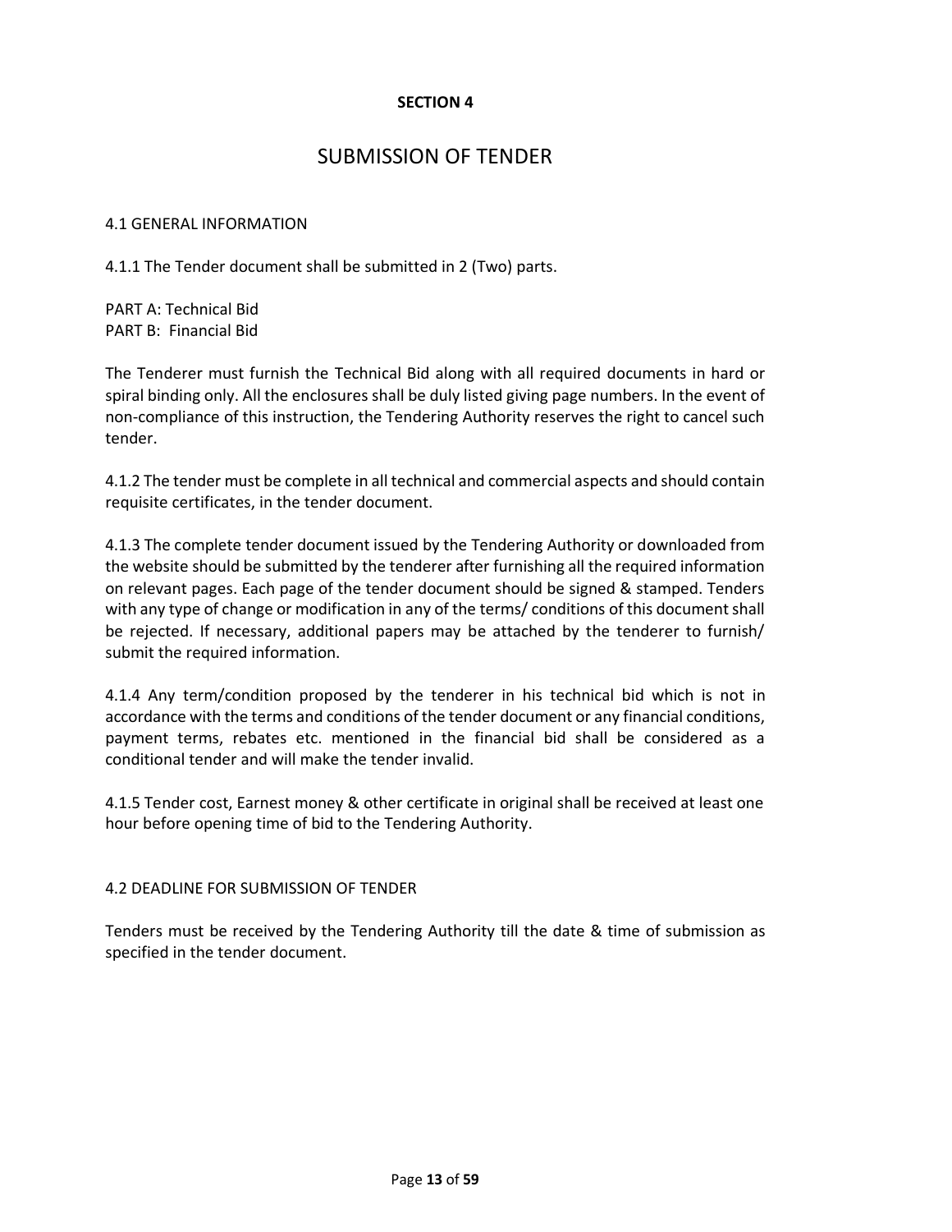**SECTION 4**

# SUBMISSION OF TENDER

## 4.1 GENERAL INFORMATION

4.1.1 The Tender document shall be submitted in 2 (Two) parts.

PART A: Technical Bid
PART B: Financial Bid

The Tenderer must furnish the Technical Bid along with all required documents in hard or spiral binding only. All the enclosures shall be duly listed giving page numbers. In the event of non-compliance of this instruction, the Tendering Authority reserves the right to cancel such tender.

4.1.2 The tender must be complete in all technical and commercial aspects and should contain requisite certificates, in the tender document.

4.1.3 The complete tender document issued by the Tendering Authority or downloaded from the website should be submitted by the tenderer after furnishing all the required information on relevant pages. Each page of the tender document should be signed & stamped. Tenders with any type of change or modification in any of the terms/ conditions of this document shall be rejected. If necessary, additional papers may be attached by the tenderer to furnish/ submit the required information.

4.1.4 Any term/condition proposed by the tenderer in his technical bid which is not in accordance with the terms and conditions of the tender document or any financial conditions, payment terms, rebates etc. mentioned in the financial bid shall be considered as a conditional tender and will make the tender invalid.

4.1.5 Tender cost, Earnest money & other certificate in original shall be received at least one hour before opening time of bid to the Tendering Authority.

## 4.2 DEADLINE FOR SUBMISSION OF TENDER

Tenders must be received by the Tendering Authority till the date & time of submission as specified in the tender document.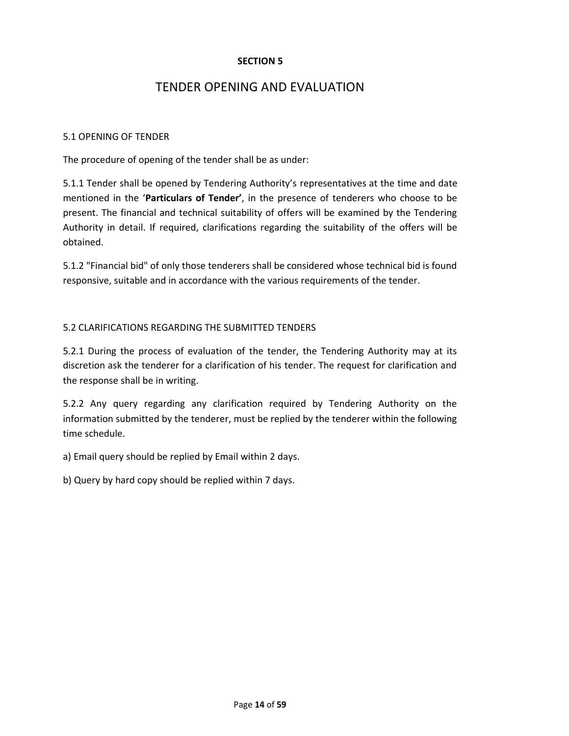**SECTION 5**

# TENDER OPENING AND EVALUATION

## 5.1 OPENING OF TENDER

The procedure of opening of the tender shall be as under:

5.1.1 Tender shall be opened by Tendering Authority's representatives at the time and date mentioned in the '**Particulars of Tender'**, in the presence of tenderers who choose to be present. The financial and technical suitability of offers will be examined by the Tendering Authority in detail. If required, clarifications regarding the suitability of the offers will be obtained.

5.1.2 "Financial bid" of only those tenderers shall be considered whose technical bid is found responsive, suitable and in accordance with the various requirements of the tender.

## 5.2 CLARIFICATIONS REGARDING THE SUBMITTED TENDERS

5.2.1 During the process of evaluation of the tender, the Tendering Authority may at its discretion ask the tenderer for a clarification of his tender. The request for clarification and the response shall be in writing.

5.2.2 Any query regarding any clarification required by Tendering Authority on the information submitted by the tenderer, must be replied by the tenderer within the following time schedule.

a) Email query should be replied by Email within 2 days.

b) Query by hard copy should be replied within 7 days.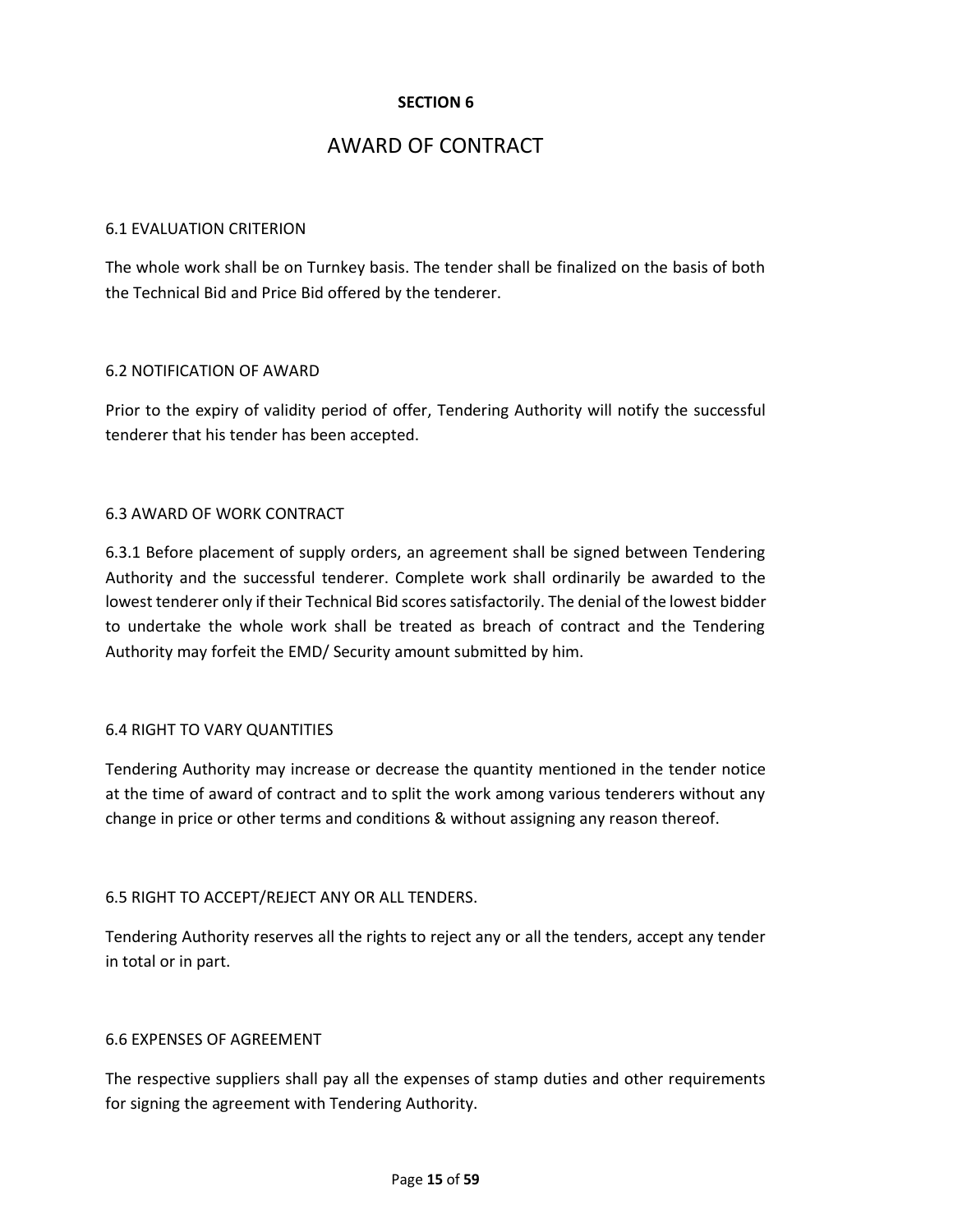**SECTION 6**

# AWARD OF CONTRACT

## 6.1 EVALUATION CRITERION

The whole work shall be on Turnkey basis. The tender shall be finalized on the basis of both the Technical Bid and Price Bid offered by the tenderer.

## 6.2 NOTIFICATION OF AWARD

Prior to the expiry of validity period of offer, Tendering Authority will notify the successful tenderer that his tender has been accepted.

## 6.3 AWARD OF WORK CONTRACT

6.3.1 Before placement of supply orders, an agreement shall be signed between Tendering Authority and the successful tenderer. Complete work shall ordinarily be awarded to the lowest tenderer only if their Technical Bid scores satisfactorily. The denial of the lowest bidder to undertake the whole work shall be treated as breach of contract and the Tendering Authority may forfeit the EMD/ Security amount submitted by him.

## 6.4 RIGHT TO VARY QUANTITIES

Tendering Authority may increase or decrease the quantity mentioned in the tender notice at the time of award of contract and to split the work among various tenderers without any change in price or other terms and conditions & without assigning any reason thereof.

## 6.5 RIGHT TO ACCEPT/REJECT ANY OR ALL TENDERS.

Tendering Authority reserves all the rights to reject any or all the tenders, accept any tender in total or in part.

## 6.6 EXPENSES OF AGREEMENT

The respective suppliers shall pay all the expenses of stamp duties and other requirements for signing the agreement with Tendering Authority.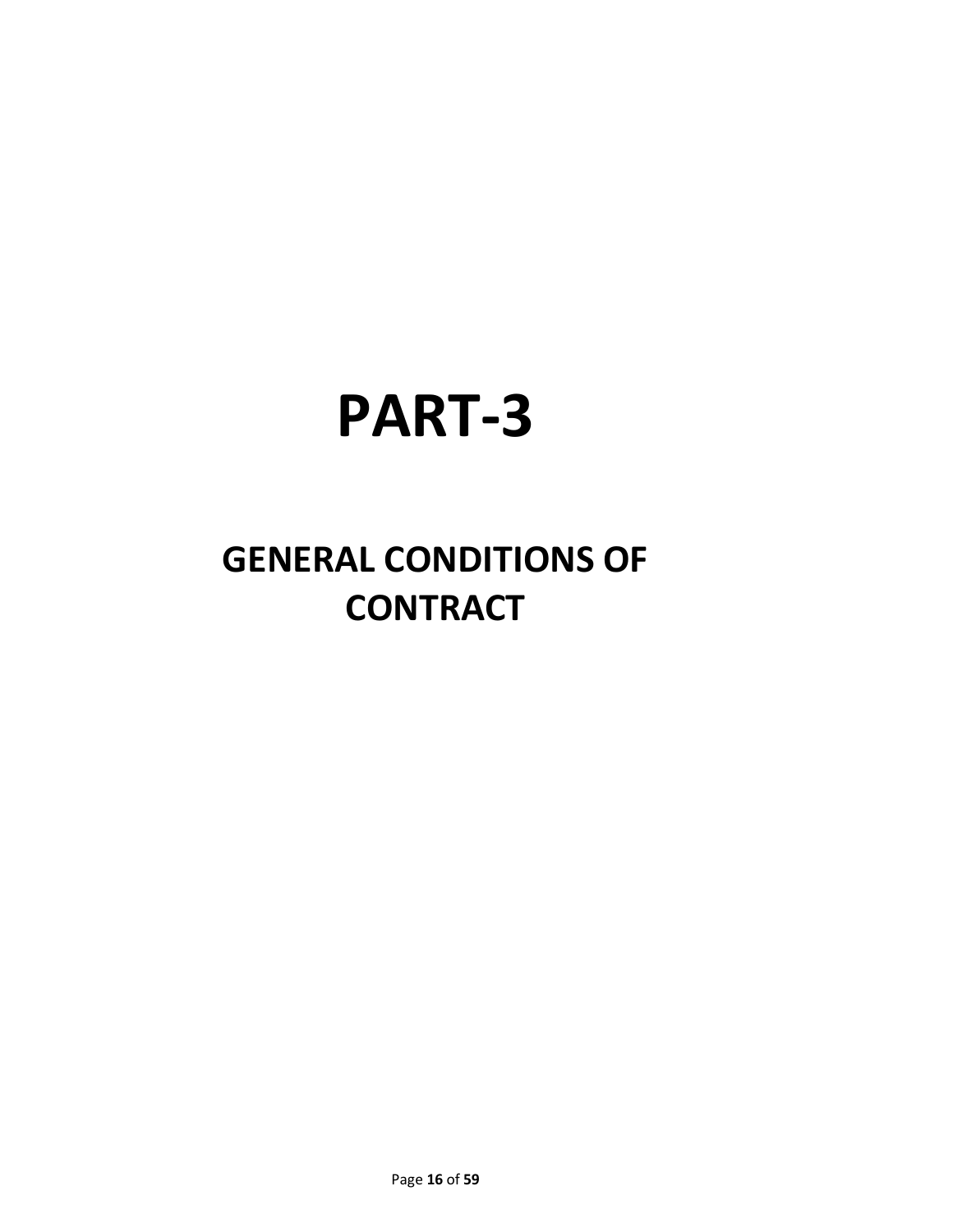# PART-3

## GENERAL CONDITIONS OF CONTRACT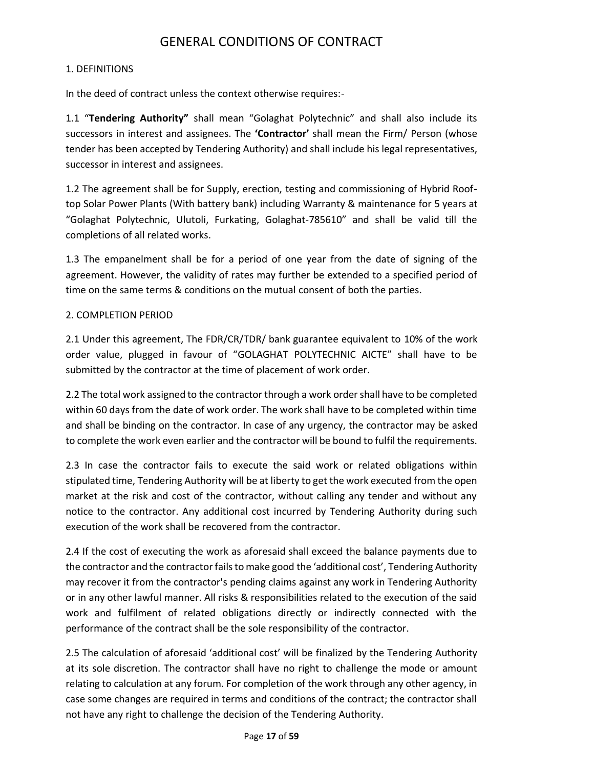# GENERAL CONDITIONS OF CONTRACT

1. DEFINITIONS

In the deed of contract unless the context otherwise requires:-

1.1 "**Tendering Authority"** shall mean "Golaghat Polytechnic" and shall also include its successors in interest and assignees. The **'Contractor'** shall mean the Firm/ Person (whose tender has been accepted by Tendering Authority) and shall include his legal representatives, successor in interest and assignees.

1.2 The agreement shall be for Supply, erection, testing and commissioning of Hybrid Roof-top Solar Power Plants (With battery bank) including Warranty & maintenance for 5 years at "Golaghat Polytechnic, Ulutoli, Furkating, Golaghat-785610" and shall be valid till the completions of all related works.

1.3 The empanelment shall be for a period of one year from the date of signing of the agreement. However, the validity of rates may further be extended to a specified period of time on the same terms & conditions on the mutual consent of both the parties.

2. COMPLETION PERIOD

2.1 Under this agreement, The FDR/CR/TDR/ bank guarantee equivalent to 10% of the work order value, plugged in favour of "GOLAGHAT POLYTECHNIC AICTE" shall have to be submitted by the contractor at the time of placement of work order.

2.2 The total work assigned to the contractor through a work order shall have to be completed within 60 days from the date of work order. The work shall have to be completed within time and shall be binding on the contractor. In case of any urgency, the contractor may be asked to complete the work even earlier and the contractor will be bound to fulfil the requirements.

2.3 In case the contractor fails to execute the said work or related obligations within stipulated time, Tendering Authority will be at liberty to get the work executed from the open market at the risk and cost of the contractor, without calling any tender and without any notice to the contractor. Any additional cost incurred by Tendering Authority during such execution of the work shall be recovered from the contractor.

2.4 If the cost of executing the work as aforesaid shall exceed the balance payments due to the contractor and the contractor fails to make good the 'additional cost', Tendering Authority may recover it from the contractor's pending claims against any work in Tendering Authority or in any other lawful manner. All risks & responsibilities related to the execution of the said work and fulfilment of related obligations directly or indirectly connected with the performance of the contract shall be the sole responsibility of the contractor.

2.5 The calculation of aforesaid 'additional cost' will be finalized by the Tendering Authority at its sole discretion. The contractor shall have no right to challenge the mode or amount relating to calculation at any forum. For completion of the work through any other agency, in case some changes are required in terms and conditions of the contract; the contractor shall not have any right to challenge the decision of the Tendering Authority.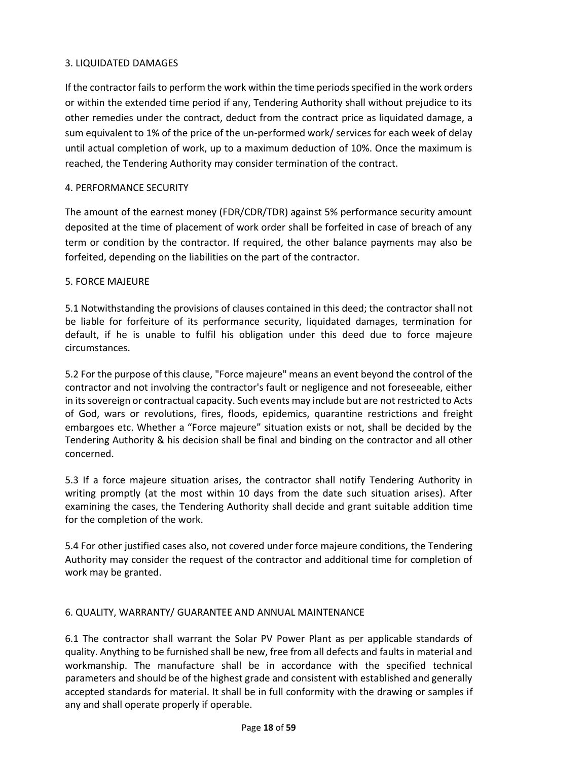## 3. LIQUIDATED DAMAGES

If the contractor fails to perform the work within the time periods specified in the work orders or within the extended time period if any, Tendering Authority shall without prejudice to its other remedies under the contract, deduct from the contract price as liquidated damage, a sum equivalent to 1% of the price of the un-performed work/ services for each week of delay until actual completion of work, up to a maximum deduction of 10%. Once the maximum is reached, the Tendering Authority may consider termination of the contract.

## 4. PERFORMANCE SECURITY

The amount of the earnest money (FDR/CDR/TDR) against 5% performance security amount deposited at the time of placement of work order shall be forfeited in case of breach of any term or condition by the contractor. If required, the other balance payments may also be forfeited, depending on the liabilities on the part of the contractor.

## 5. FORCE MAJEURE

5.1 Notwithstanding the provisions of clauses contained in this deed; the contractor shall not be liable for forfeiture of its performance security, liquidated damages, termination for default, if he is unable to fulfil his obligation under this deed due to force majeure circumstances.

5.2 For the purpose of this clause, "Force majeure" means an event beyond the control of the contractor and not involving the contractor's fault or negligence and not foreseeable, either in its sovereign or contractual capacity. Such events may include but are not restricted to Acts of God, wars or revolutions, fires, floods, epidemics, quarantine restrictions and freight embargoes etc. Whether a "Force majeure" situation exists or not, shall be decided by the Tendering Authority & his decision shall be final and binding on the contractor and all other concerned.

5.3 If a force majeure situation arises, the contractor shall notify Tendering Authority in writing promptly (at the most within 10 days from the date such situation arises). After examining the cases, the Tendering Authority shall decide and grant suitable addition time for the completion of the work.

5.4 For other justified cases also, not covered under force majeure conditions, the Tendering Authority may consider the request of the contractor and additional time for completion of work may be granted.

## 6. QUALITY, WARRANTY/ GUARANTEE AND ANNUAL MAINTENANCE

6.1 The contractor shall warrant the Solar PV Power Plant as per applicable standards of quality. Anything to be furnished shall be new, free from all defects and faults in material and workmanship. The manufacture shall be in accordance with the specified technical parameters and should be of the highest grade and consistent with established and generally accepted standards for material. It shall be in full conformity with the drawing or samples if any and shall operate properly if operable.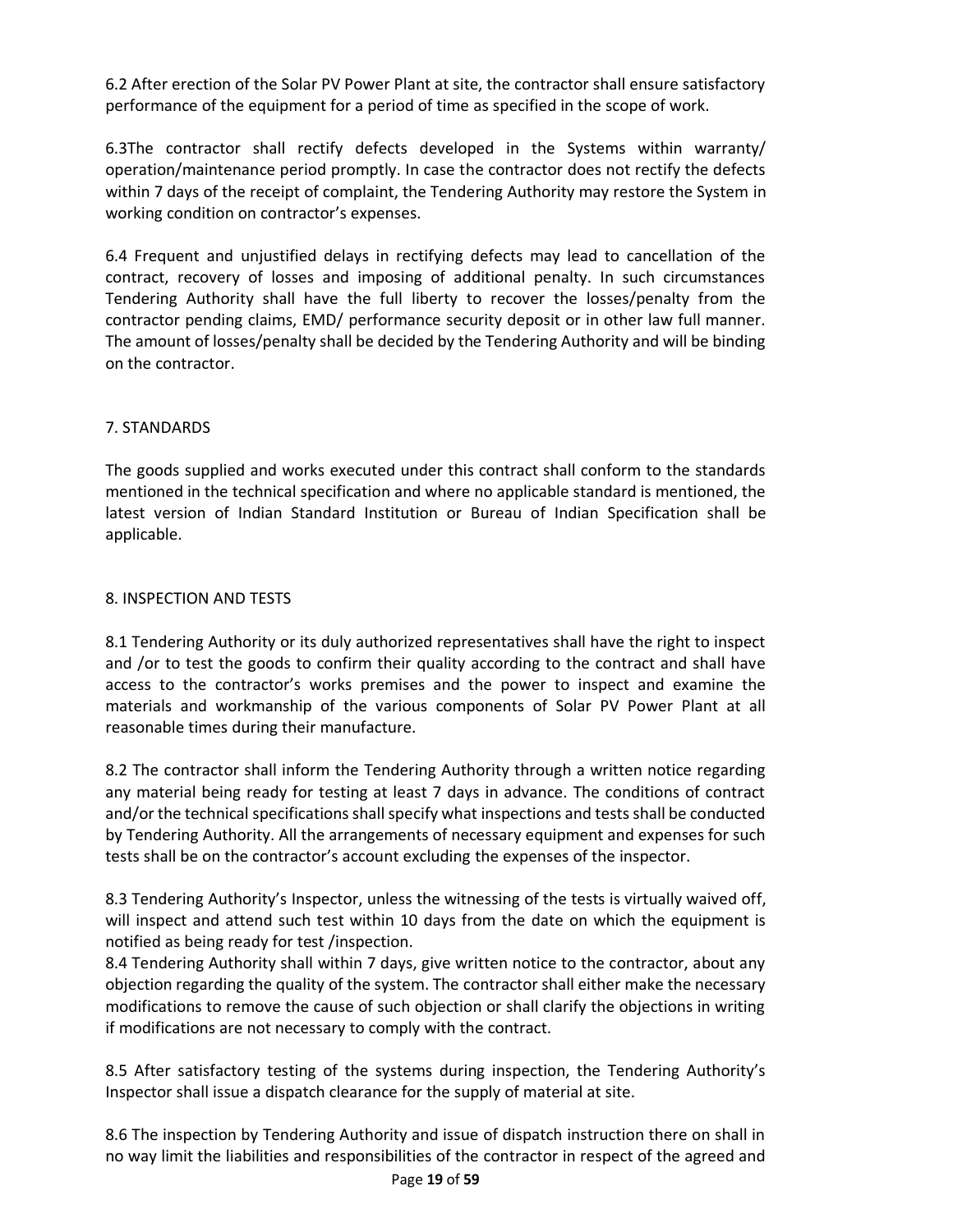6.2 After erection of the Solar PV Power Plant at site, the contractor shall ensure satisfactory performance of the equipment for a period of time as specified in the scope of work.

6.3The contractor shall rectify defects developed in the Systems within warranty/ operation/maintenance period promptly. In case the contractor does not rectify the defects within 7 days of the receipt of complaint, the Tendering Authority may restore the System in working condition on contractor's expenses.

6.4 Frequent and unjustified delays in rectifying defects may lead to cancellation of the contract, recovery of losses and imposing of additional penalty. In such circumstances Tendering Authority shall have the full liberty to recover the losses/penalty from the contractor pending claims, EMD/ performance security deposit or in other law full manner. The amount of losses/penalty shall be decided by the Tendering Authority and will be binding on the contractor.

## 7. STANDARDS

The goods supplied and works executed under this contract shall conform to the standards mentioned in the technical specification and where no applicable standard is mentioned, the latest version of Indian Standard Institution or Bureau of Indian Specification shall be applicable.

## 8. INSPECTION AND TESTS

8.1 Tendering Authority or its duly authorized representatives shall have the right to inspect and /or to test the goods to confirm their quality according to the contract and shall have access to the contractor's works premises and the power to inspect and examine the materials and workmanship of the various components of Solar PV Power Plant at all reasonable times during their manufacture.

8.2 The contractor shall inform the Tendering Authority through a written notice regarding any material being ready for testing at least 7 days in advance. The conditions of contract and/or the technical specifications shall specify what inspections and tests shall be conducted by Tendering Authority. All the arrangements of necessary equipment and expenses for such tests shall be on the contractor's account excluding the expenses of the inspector.

8.3 Tendering Authority's Inspector, unless the witnessing of the tests is virtually waived off, will inspect and attend such test within 10 days from the date on which the equipment is notified as being ready for test /inspection.

8.4 Tendering Authority shall within 7 days, give written notice to the contractor, about any objection regarding the quality of the system. The contractor shall either make the necessary modifications to remove the cause of such objection or shall clarify the objections in writing if modifications are not necessary to comply with the contract.

8.5 After satisfactory testing of the systems during inspection, the Tendering Authority's Inspector shall issue a dispatch clearance for the supply of material at site.

8.6 The inspection by Tendering Authority and issue of dispatch instruction there on shall in no way limit the liabilities and responsibilities of the contractor in respect of the agreed and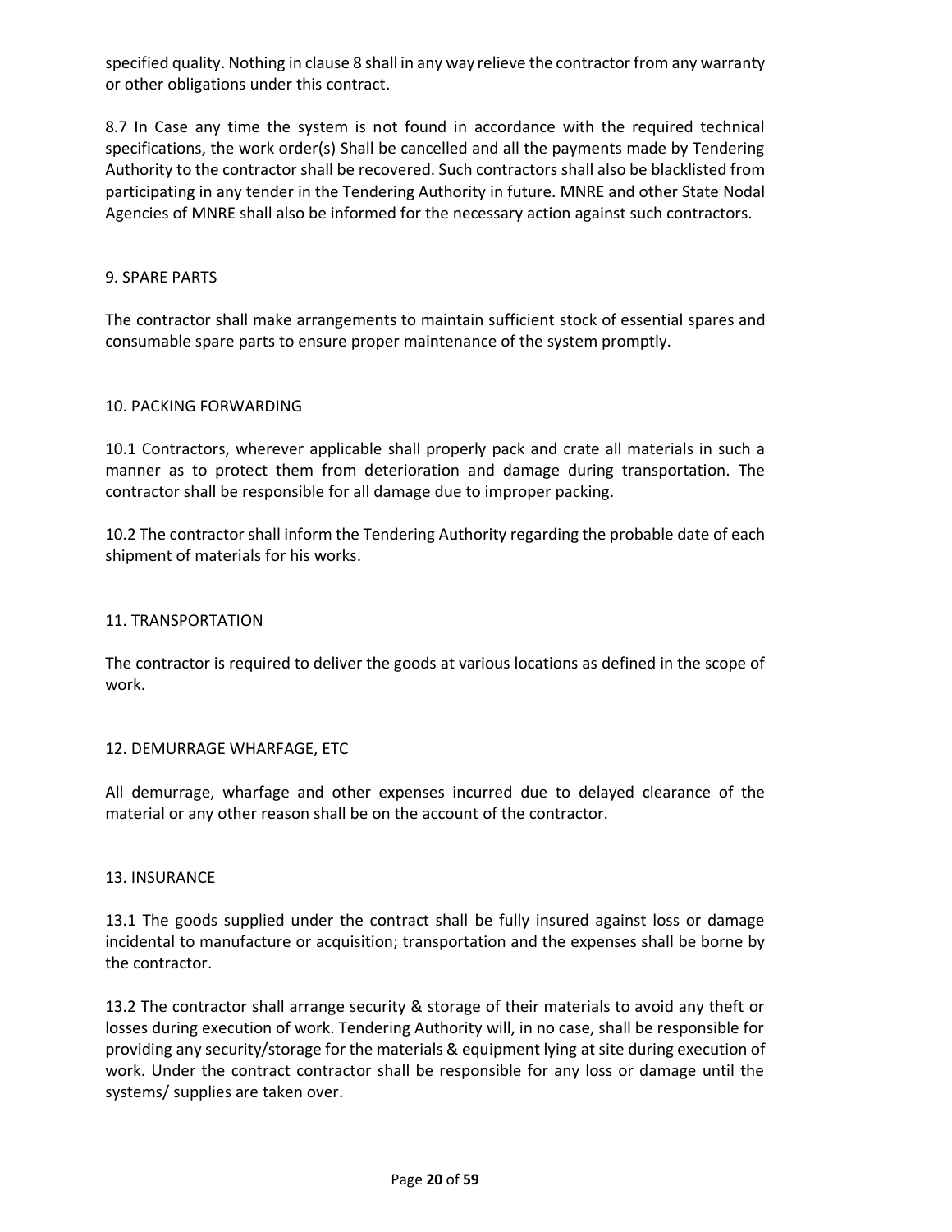specified quality. Nothing in clause 8 shall in any way relieve the contractor from any warranty or other obligations under this contract.

8.7 In Case any time the system is not found in accordance with the required technical specifications, the work order(s) Shall be cancelled and all the payments made by Tendering Authority to the contractor shall be recovered. Such contractors shall also be blacklisted from participating in any tender in the Tendering Authority in future. MNRE and other State Nodal Agencies of MNRE shall also be informed for the necessary action against such contractors.

## 9. SPARE PARTS

The contractor shall make arrangements to maintain sufficient stock of essential spares and consumable spare parts to ensure proper maintenance of the system promptly.

## 10. PACKING FORWARDING

10.1 Contractors, wherever applicable shall properly pack and crate all materials in such a manner as to protect them from deterioration and damage during transportation. The contractor shall be responsible for all damage due to improper packing.

10.2 The contractor shall inform the Tendering Authority regarding the probable date of each shipment of materials for his works.

## 11. TRANSPORTATION

The contractor is required to deliver the goods at various locations as defined in the scope of work.

## 12. DEMURRAGE WHARFAGE, ETC

All demurrage, wharfage and other expenses incurred due to delayed clearance of the material or any other reason shall be on the account of the contractor.

## 13. INSURANCE

13.1 The goods supplied under the contract shall be fully insured against loss or damage incidental to manufacture or acquisition; transportation and the expenses shall be borne by the contractor.

13.2 The contractor shall arrange security & storage of their materials to avoid any theft or losses during execution of work. Tendering Authority will, in no case, shall be responsible for providing any security/storage for the materials & equipment lying at site during execution of work. Under the contract contractor shall be responsible for any loss or damage until the systems/ supplies are taken over.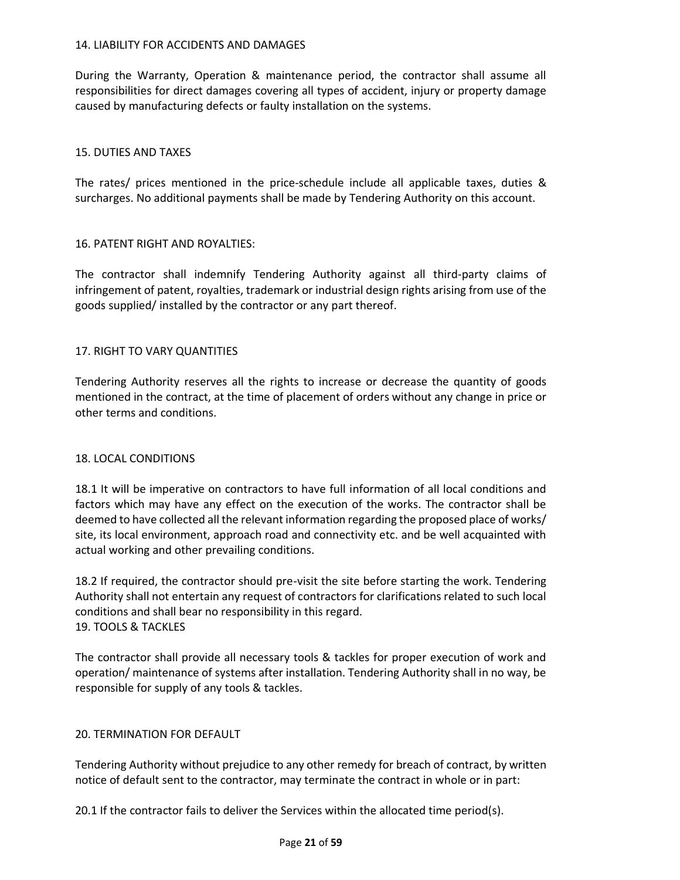## 14. LIABILITY FOR ACCIDENTS AND DAMAGES

During the Warranty, Operation & maintenance period, the contractor shall assume all responsibilities for direct damages covering all types of accident, injury or property damage caused by manufacturing defects or faulty installation on the systems.

## 15. DUTIES AND TAXES

The rates/ prices mentioned in the price-schedule include all applicable taxes, duties & surcharges. No additional payments shall be made by Tendering Authority on this account.

## 16. PATENT RIGHT AND ROYALTIES:

The contractor shall indemnify Tendering Authority against all third-party claims of infringement of patent, royalties, trademark or industrial design rights arising from use of the goods supplied/ installed by the contractor or any part thereof.

## 17. RIGHT TO VARY QUANTITIES

Tendering Authority reserves all the rights to increase or decrease the quantity of goods mentioned in the contract, at the time of placement of orders without any change in price or other terms and conditions.

## 18. LOCAL CONDITIONS

18.1 It will be imperative on contractors to have full information of all local conditions and factors which may have any effect on the execution of the works. The contractor shall be deemed to have collected all the relevant information regarding the proposed place of works/ site, its local environment, approach road and connectivity etc. and be well acquainted with actual working and other prevailing conditions.

18.2 If required, the contractor should pre-visit the site before starting the work. Tendering Authority shall not entertain any request of contractors for clarifications related to such local conditions and shall bear no responsibility in this regard.

## 19. TOOLS & TACKLES

The contractor shall provide all necessary tools & tackles for proper execution of work and operation/ maintenance of systems after installation. Tendering Authority shall in no way, be responsible for supply of any tools & tackles.

## 20. TERMINATION FOR DEFAULT

Tendering Authority without prejudice to any other remedy for breach of contract, by written notice of default sent to the contractor, may terminate the contract in whole or in part:

20.1 If the contractor fails to deliver the Services within the allocated time period(s).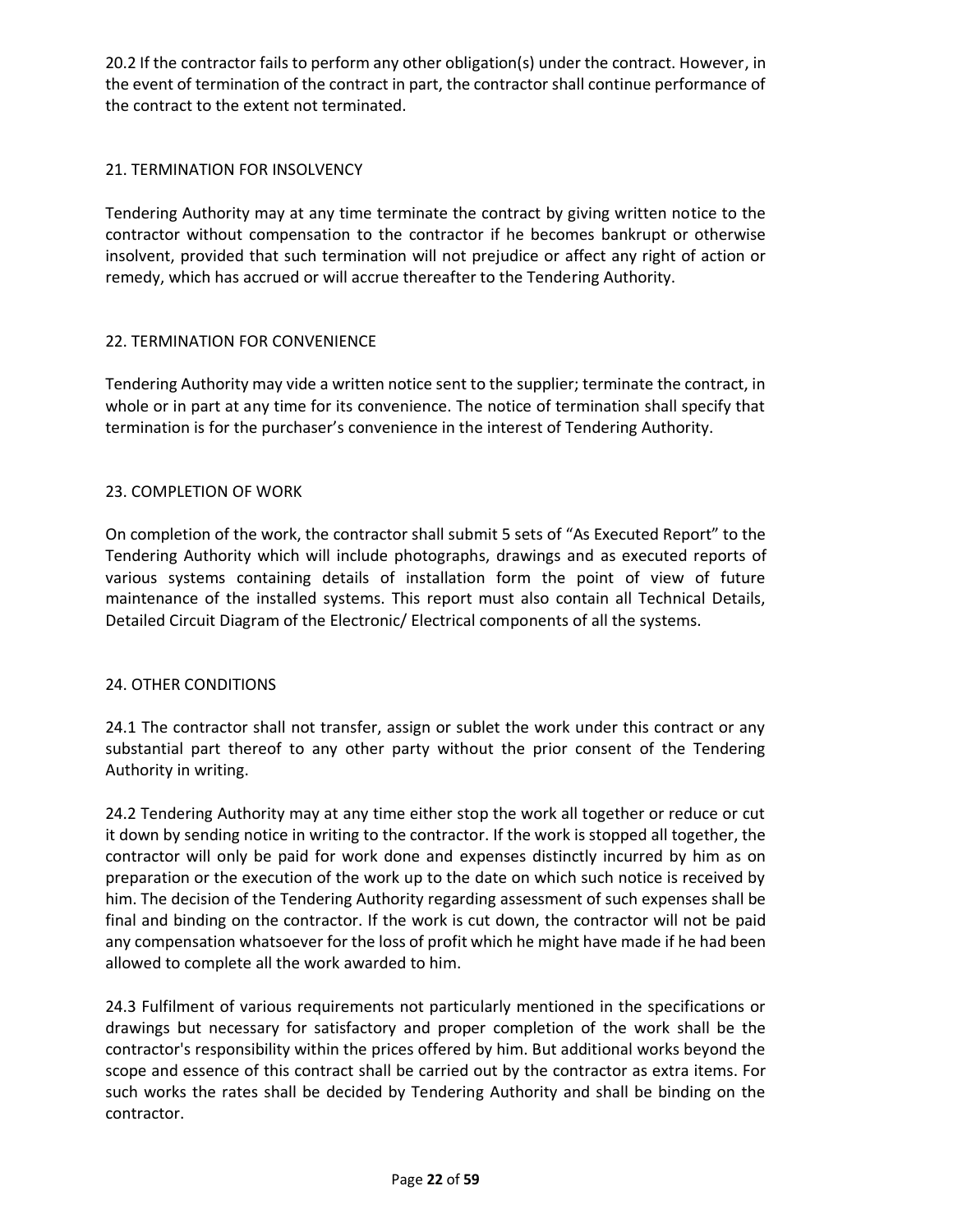20.2 If the contractor fails to perform any other obligation(s) under the contract. However, in the event of termination of the contract in part, the contractor shall continue performance of the contract to the extent not terminated.

## 21. TERMINATION FOR INSOLVENCY

Tendering Authority may at any time terminate the contract by giving written notice to the contractor without compensation to the contractor if he becomes bankrupt or otherwise insolvent, provided that such termination will not prejudice or affect any right of action or remedy, which has accrued or will accrue thereafter to the Tendering Authority.

## 22. TERMINATION FOR CONVENIENCE

Tendering Authority may vide a written notice sent to the supplier; terminate the contract, in whole or in part at any time for its convenience. The notice of termination shall specify that termination is for the purchaser's convenience in the interest of Tendering Authority.

## 23. COMPLETION OF WORK

On completion of the work, the contractor shall submit 5 sets of "As Executed Report" to the Tendering Authority which will include photographs, drawings and as executed reports of various systems containing details of installation form the point of view of future maintenance of the installed systems. This report must also contain all Technical Details, Detailed Circuit Diagram of the Electronic/ Electrical components of all the systems.

## 24. OTHER CONDITIONS

24.1 The contractor shall not transfer, assign or sublet the work under this contract or any substantial part thereof to any other party without the prior consent of the Tendering Authority in writing.

24.2 Tendering Authority may at any time either stop the work all together or reduce or cut it down by sending notice in writing to the contractor. If the work is stopped all together, the contractor will only be paid for work done and expenses distinctly incurred by him as on preparation or the execution of the work up to the date on which such notice is received by him. The decision of the Tendering Authority regarding assessment of such expenses shall be final and binding on the contractor. If the work is cut down, the contractor will not be paid any compensation whatsoever for the loss of profit which he might have made if he had been allowed to complete all the work awarded to him.

24.3 Fulfilment of various requirements not particularly mentioned in the specifications or drawings but necessary for satisfactory and proper completion of the work shall be the contractor's responsibility within the prices offered by him. But additional works beyond the scope and essence of this contract shall be carried out by the contractor as extra items. For such works the rates shall be decided by Tendering Authority and shall be binding on the contractor.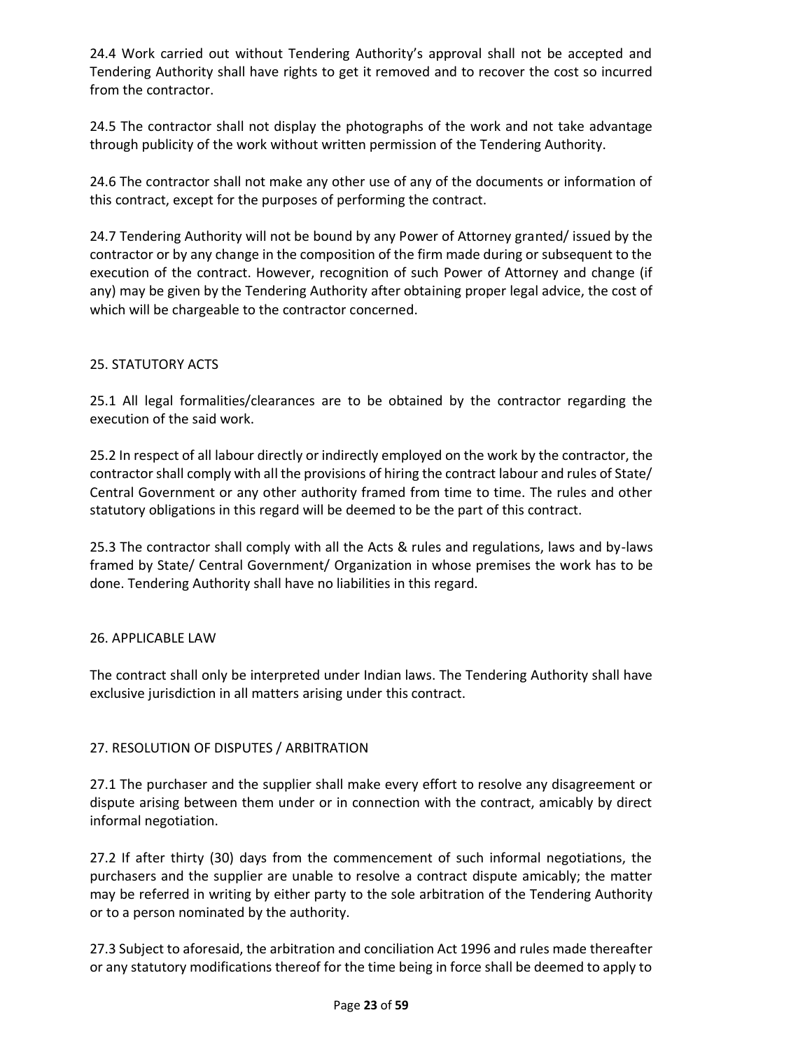24.4 Work carried out without Tendering Authority's approval shall not be accepted and Tendering Authority shall have rights to get it removed and to recover the cost so incurred from the contractor.

24.5 The contractor shall not display the photographs of the work and not take advantage through publicity of the work without written permission of the Tendering Authority.

24.6 The contractor shall not make any other use of any of the documents or information of this contract, except for the purposes of performing the contract.

24.7 Tendering Authority will not be bound by any Power of Attorney granted/ issued by the contractor or by any change in the composition of the firm made during or subsequent to the execution of the contract. However, recognition of such Power of Attorney and change (if any) may be given by the Tendering Authority after obtaining proper legal advice, the cost of which will be chargeable to the contractor concerned.

## 25. STATUTORY ACTS

25.1 All legal formalities/clearances are to be obtained by the contractor regarding the execution of the said work.

25.2 In respect of all labour directly or indirectly employed on the work by the contractor, the contractor shall comply with all the provisions of hiring the contract labour and rules of State/ Central Government or any other authority framed from time to time. The rules and other statutory obligations in this regard will be deemed to be the part of this contract.

25.3 The contractor shall comply with all the Acts & rules and regulations, laws and by-laws framed by State/ Central Government/ Organization in whose premises the work has to be done. Tendering Authority shall have no liabilities in this regard.

## 26. APPLICABLE LAW

The contract shall only be interpreted under Indian laws. The Tendering Authority shall have exclusive jurisdiction in all matters arising under this contract.

## 27. RESOLUTION OF DISPUTES / ARBITRATION

27.1 The purchaser and the supplier shall make every effort to resolve any disagreement or dispute arising between them under or in connection with the contract, amicably by direct informal negotiation.

27.2 If after thirty (30) days from the commencement of such informal negotiations, the purchasers and the supplier are unable to resolve a contract dispute amicably; the matter may be referred in writing by either party to the sole arbitration of the Tendering Authority or to a person nominated by the authority.

27.3 Subject to aforesaid, the arbitration and conciliation Act 1996 and rules made thereafter or any statutory modifications thereof for the time being in force shall be deemed to apply to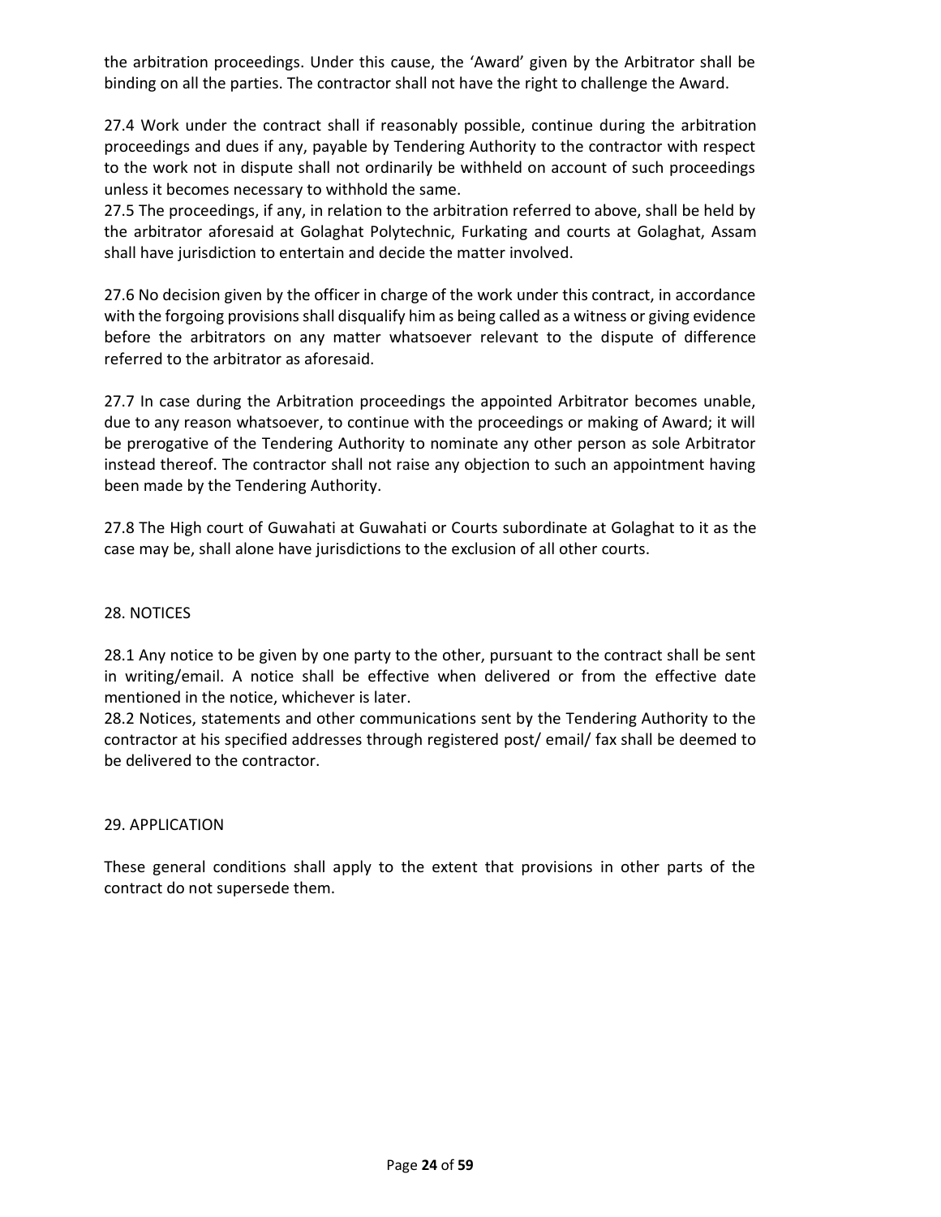the arbitration proceedings. Under this cause, the 'Award' given by the Arbitrator shall be binding on all the parties. The contractor shall not have the right to challenge the Award.

27.4 Work under the contract shall if reasonably possible, continue during the arbitration proceedings and dues if any, payable by Tendering Authority to the contractor with respect to the work not in dispute shall not ordinarily be withheld on account of such proceedings unless it becomes necessary to withhold the same.
27.5 The proceedings, if any, in relation to the arbitration referred to above, shall be held by the arbitrator aforesaid at Golaghat Polytechnic, Furkating and courts at Golaghat, Assam shall have jurisdiction to entertain and decide the matter involved.

27.6 No decision given by the officer in charge of the work under this contract, in accordance with the forgoing provisions shall disqualify him as being called as a witness or giving evidence before the arbitrators on any matter whatsoever relevant to the dispute of difference referred to the arbitrator as aforesaid.

27.7 In case during the Arbitration proceedings the appointed Arbitrator becomes unable, due to any reason whatsoever, to continue with the proceedings or making of Award; it will be prerogative of the Tendering Authority to nominate any other person as sole Arbitrator instead thereof. The contractor shall not raise any objection to such an appointment having been made by the Tendering Authority.

27.8 The High court of Guwahati at Guwahati or Courts subordinate at Golaghat to it as the case may be, shall alone have jurisdictions to the exclusion of all other courts.

## 28. NOTICES

28.1 Any notice to be given by one party to the other, pursuant to the contract shall be sent in writing/email. A notice shall be effective when delivered or from the effective date mentioned in the notice, whichever is later.
28.2 Notices, statements and other communications sent by the Tendering Authority to the contractor at his specified addresses through registered post/ email/ fax shall be deemed to be delivered to the contractor.

## 29. APPLICATION

These general conditions shall apply to the extent that provisions in other parts of the contract do not supersede them.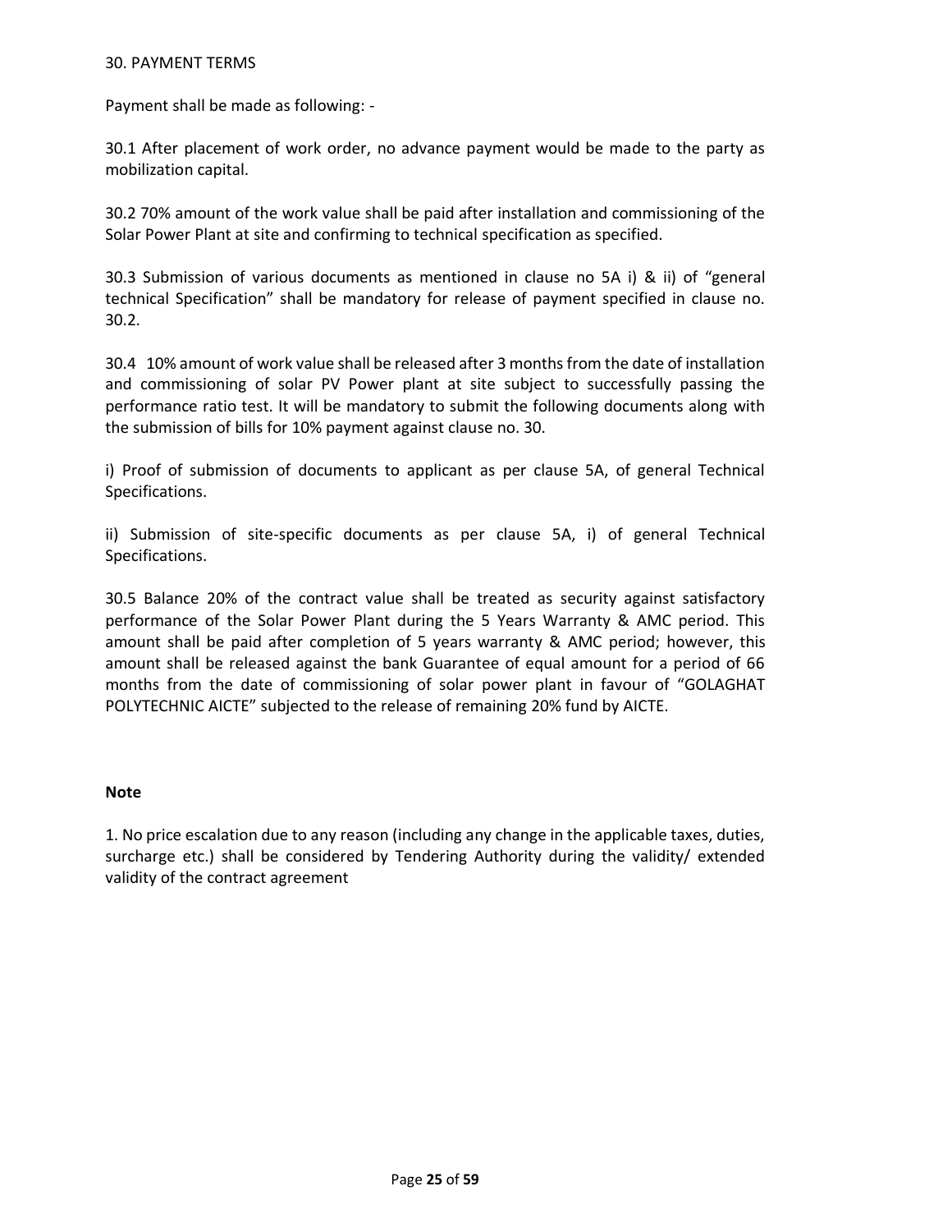## 30. PAYMENT TERMS

Payment shall be made as following: -

30.1 After placement of work order, no advance payment would be made to the party as mobilization capital.

30.2 70% amount of the work value shall be paid after installation and commissioning of the Solar Power Plant at site and confirming to technical specification as specified.

30.3 Submission of various documents as mentioned in clause no 5A i) & ii) of "general technical Specification" shall be mandatory for release of payment specified in clause no. 30.2.

30.4 10% amount of work value shall be released after 3 months from the date of installation and commissioning of solar PV Power plant at site subject to successfully passing the performance ratio test. It will be mandatory to submit the following documents along with the submission of bills for 10% payment against clause no. 30.

i) Proof of submission of documents to applicant as per clause 5A, of general Technical Specifications.

ii) Submission of site-specific documents as per clause 5A, i) of general Technical Specifications.

30.5 Balance 20% of the contract value shall be treated as security against satisfactory performance of the Solar Power Plant during the 5 Years Warranty & AMC period. This amount shall be paid after completion of 5 years warranty & AMC period; however, this amount shall be released against the bank Guarantee of equal amount for a period of 66 months from the date of commissioning of solar power plant in favour of "GOLAGHAT POLYTECHNIC AICTE" subjected to the release of remaining 20% fund by AICTE.

**Note**

1. No price escalation due to any reason (including any change in the applicable taxes, duties, surcharge etc.) shall be considered by Tendering Authority during the validity/ extended validity of the contract agreement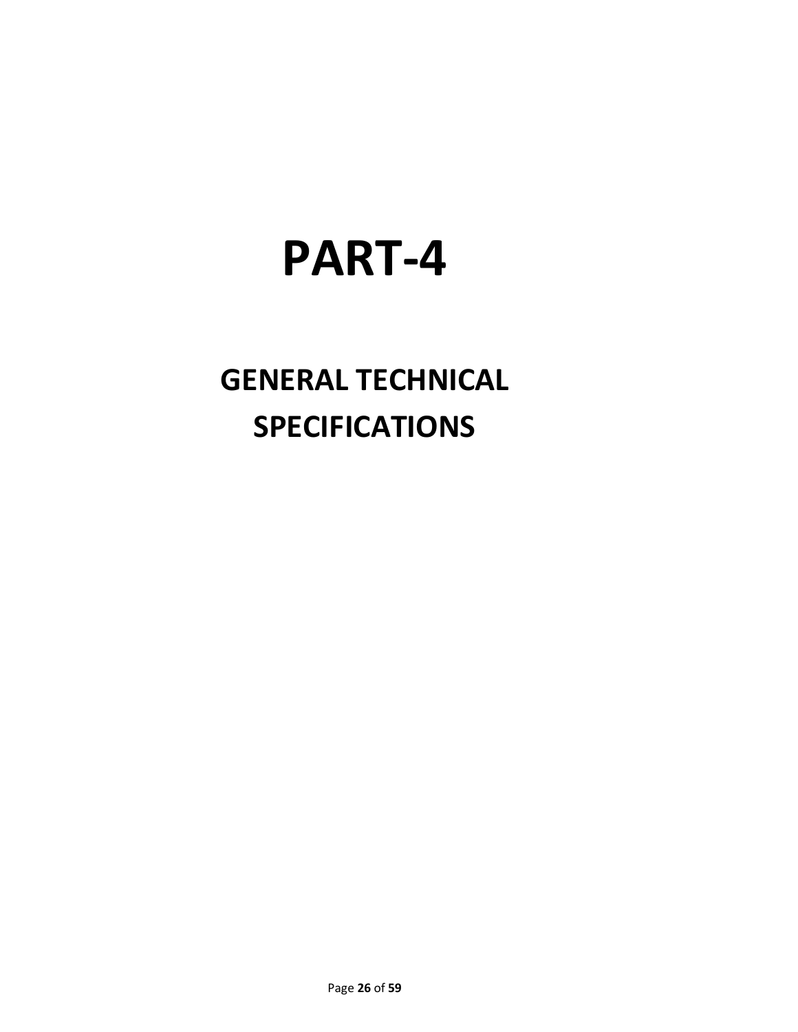# PART-4

## GENERAL TECHNICAL SPECIFICATIONS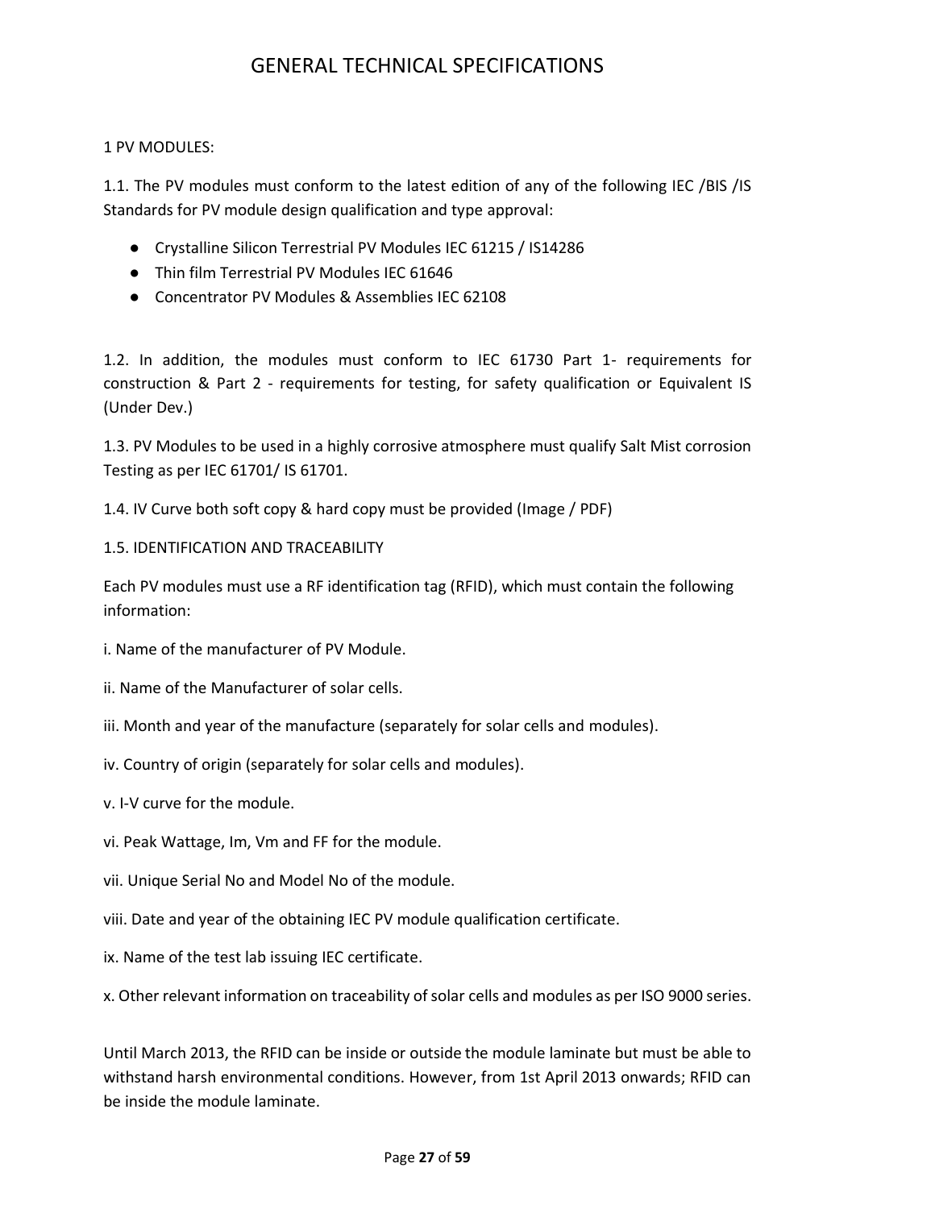# GENERAL TECHNICAL SPECIFICATIONS

## 1 PV MODULES:

1.1. The PV modules must conform to the latest edition of any of the following IEC /BIS /IS Standards for PV module design qualification and type approval:

- Crystalline Silicon Terrestrial PV Modules IEC 61215 / IS14286
- Thin film Terrestrial PV Modules IEC 61646
- Concentrator PV Modules & Assemblies IEC 62108

1.2. In addition, the modules must conform to IEC 61730 Part 1- requirements for construction & Part 2 - requirements for testing, for safety qualification or Equivalent IS (Under Dev.)

1.3. PV Modules to be used in a highly corrosive atmosphere must qualify Salt Mist corrosion Testing as per IEC 61701/ IS 61701.

1.4. IV Curve both soft copy & hard copy must be provided (Image / PDF)

1.5. IDENTIFICATION AND TRACEABILITY

Each PV modules must use a RF identification tag (RFID), which must contain the following information:

i. Name of the manufacturer of PV Module.

ii. Name of the Manufacturer of solar cells.

iii. Month and year of the manufacture (separately for solar cells and modules).

iv. Country of origin (separately for solar cells and modules).

v. I-V curve for the module.

vi. Peak Wattage, Im, Vm and FF for the module.

vii. Unique Serial No and Model No of the module.

viii. Date and year of the obtaining IEC PV module qualification certificate.

ix. Name of the test lab issuing IEC certificate.

x. Other relevant information on traceability of solar cells and modules as per ISO 9000 series.

Until March 2013, the RFID can be inside or outside the module laminate but must be able to withstand harsh environmental conditions. However, from 1st April 2013 onwards; RFID can be inside the module laminate.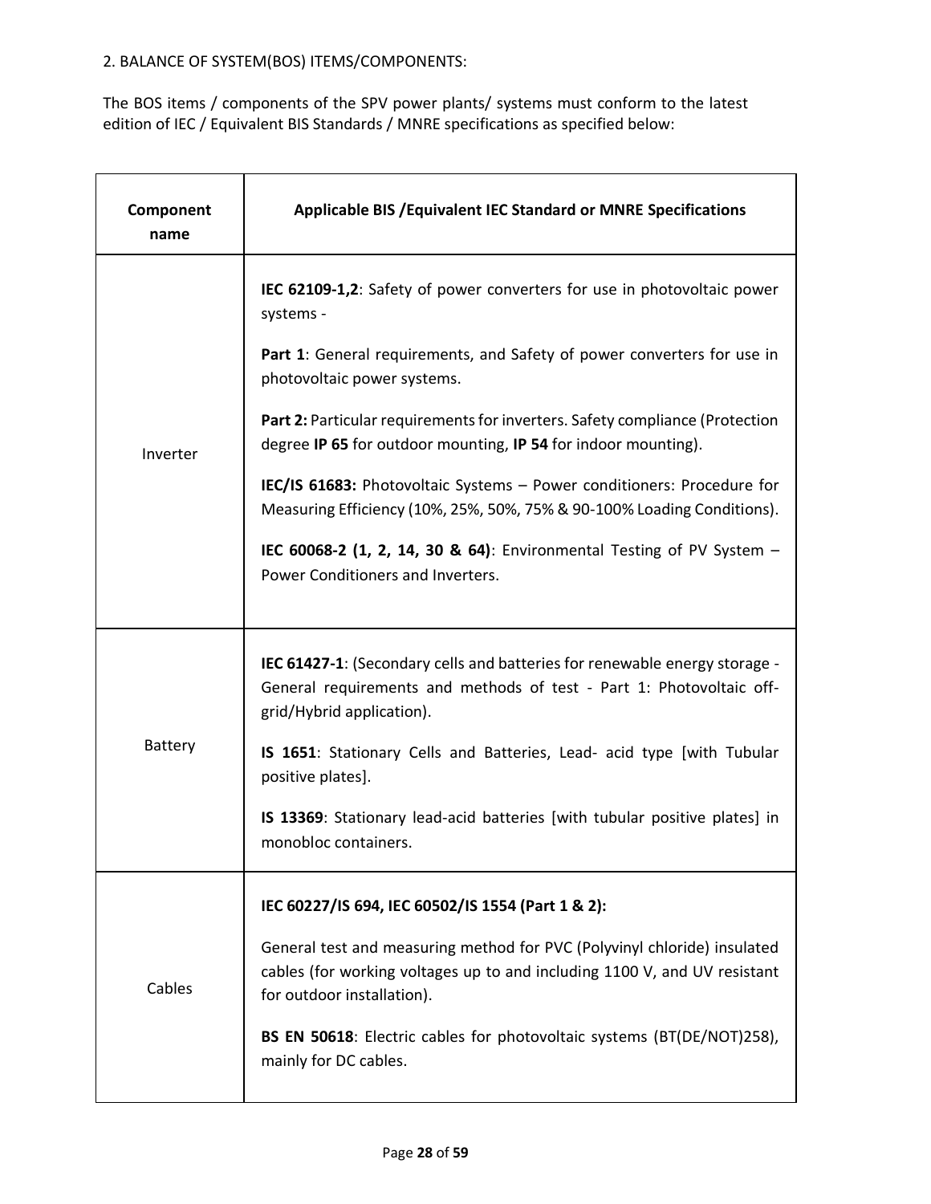2. BALANCE OF SYSTEM(BOS) ITEMS/COMPONENTS:

The BOS items / components of the SPV power plants/ systems must conform to the latest edition of IEC / Equivalent BIS Standards / MNRE specifications as specified below:

| Component name | Applicable BIS /Equivalent IEC Standard or MNRE Specifications |
|---|---|
| Inverter | **IEC 62109-1,2**: Safety of power converters for use in photovoltaic power systems -<br><br>**Part 1**: General requirements, and Safety of power converters for use in photovoltaic power systems.<br><br>**Part 2:** Particular requirements for inverters. Safety compliance (Protection degree **IP 65** for outdoor mounting, **IP 54** for indoor mounting).<br><br>**IEC/IS 61683:** Photovoltaic Systems – Power conditioners: Procedure for Measuring Efficiency (10%, 25%, 50%, 75% & 90-100% Loading Conditions).<br><br>**IEC 60068-2 (1, 2, 14, 30 & 64)**: Environmental Testing of PV System – Power Conditioners and Inverters. |
| Battery | **IEC 61427-1**: (Secondary cells and batteries for renewable energy storage - General requirements and methods of test - Part 1: Photovoltaic off-grid/Hybrid application).<br><br>**IS 1651**: Stationary Cells and Batteries, Lead- acid type [with Tubular positive plates].<br><br>**IS 13369**: Stationary lead-acid batteries [with tubular positive plates] in monobloc containers. |
| Cables | **IEC 60227/IS 694, IEC 60502/IS 1554 (Part 1 & 2):**<br><br>General test and measuring method for PVC (Polyvinyl chloride) insulated cables (for working voltages up to and including 1100 V, and UV resistant for outdoor installation).<br><br>**BS EN 50618**: Electric cables for photovoltaic systems (BT(DE/NOT)258), mainly for DC cables. |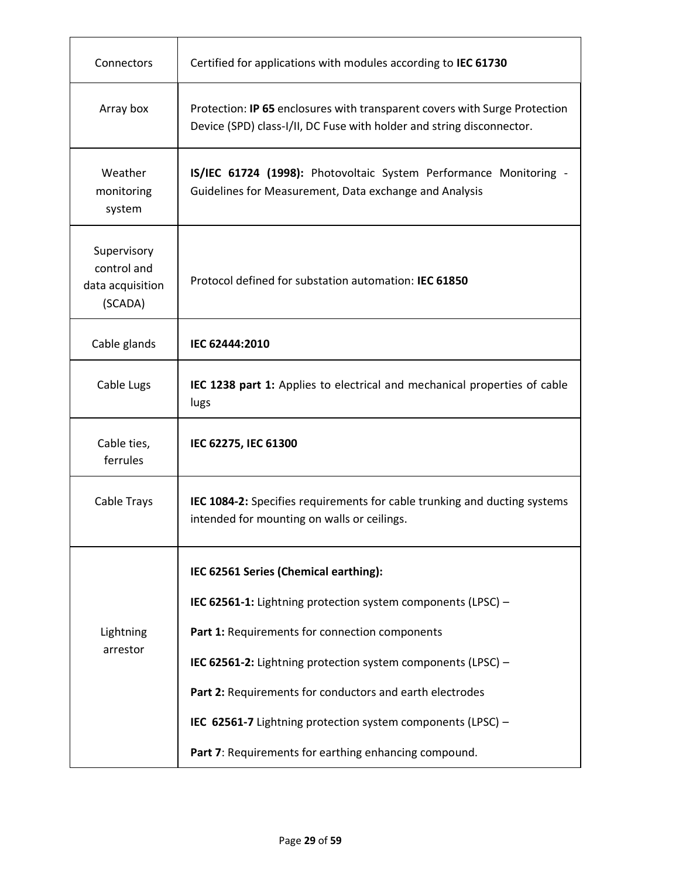| | |
|---|---|
| Connectors | Certified for applications with modules according to **IEC 61730** |
| Array box | Protection: **IP 65** enclosures with transparent covers with Surge Protection Device (SPD) class-I/II, DC Fuse with holder and string disconnector. |
| Weather monitoring system | **IS/IEC 61724 (1998):** Photovoltaic System Performance Monitoring - Guidelines for Measurement, Data exchange and Analysis |
| Supervisory control and data acquisition (SCADA) | Protocol defined for substation automation: **IEC 61850** |
| Cable glands | **IEC 62444:2010** |
| Cable Lugs | **IEC 1238 part 1:** Applies to electrical and mechanical properties of cable lugs |
| Cable ties, ferrules | **IEC 62275, IEC 61300** |
| Cable Trays | **IEC 1084-2:** Specifies requirements for cable trunking and ducting systems intended for mounting on walls or ceilings. |
| Lightning arrestor | **IEC 62561 Series (Chemical earthing):**<br>**IEC 62561-1:** Lightning protection system components (LPSC) –<br>**Part 1:** Requirements for connection components<br>**IEC 62561-2:** Lightning protection system components (LPSC) –<br>**Part 2:** Requirements for conductors and earth electrodes<br>**IEC 62561-7** Lightning protection system components (LPSC) –<br>**Part 7**: Requirements for earthing enhancing compound. |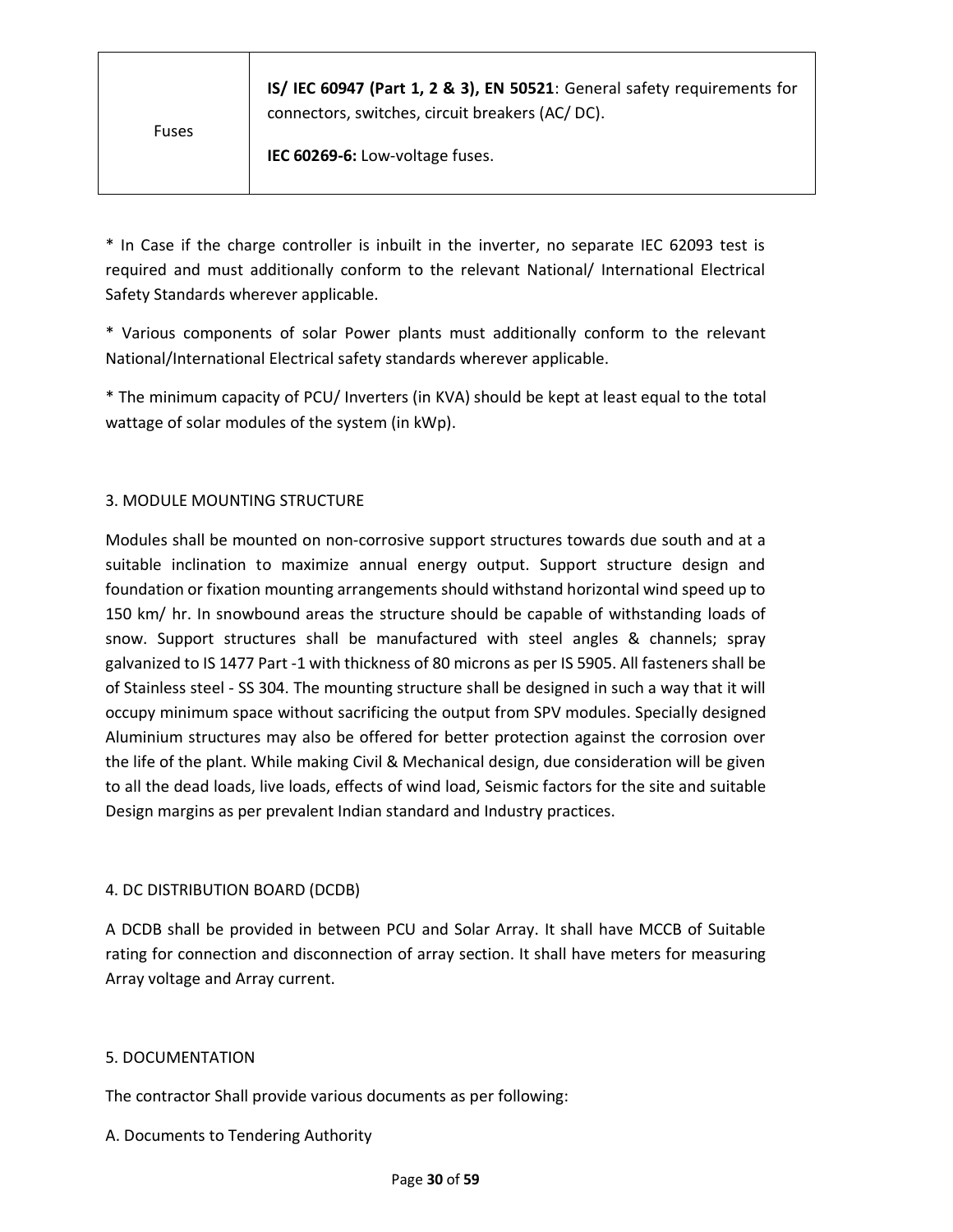| Fuses | **IS/ IEC 60947 (Part 1, 2 & 3), EN 50521**: General safety requirements for connectors, switches, circuit breakers (AC/ DC).<br><br>**IEC 60269-6:** Low-voltage fuses. |
|---|---|

* In Case if the charge controller is inbuilt in the inverter, no separate IEC 62093 test is required and must additionally conform to the relevant National/ International Electrical Safety Standards wherever applicable.

* Various components of solar Power plants must additionally conform to the relevant National/International Electrical safety standards wherever applicable.

* The minimum capacity of PCU/ Inverters (in KVA) should be kept at least equal to the total wattage of solar modules of the system (in kWp).

## 3. MODULE MOUNTING STRUCTURE

Modules shall be mounted on non-corrosive support structures towards due south and at a suitable inclination to maximize annual energy output. Support structure design and foundation or fixation mounting arrangements should withstand horizontal wind speed up to 150 km/ hr. In snowbound areas the structure should be capable of withstanding loads of snow. Support structures shall be manufactured with steel angles & channels; spray galvanized to IS 1477 Part -1 with thickness of 80 microns as per IS 5905. All fasteners shall be of Stainless steel - SS 304. The mounting structure shall be designed in such a way that it will occupy minimum space without sacrificing the output from SPV modules. Specially designed Aluminium structures may also be offered for better protection against the corrosion over the life of the plant. While making Civil & Mechanical design, due consideration will be given to all the dead loads, live loads, effects of wind load, Seismic factors for the site and suitable Design margins as per prevalent Indian standard and Industry practices.

## 4. DC DISTRIBUTION BOARD (DCDB)

A DCDB shall be provided in between PCU and Solar Array. It shall have MCCB of Suitable rating for connection and disconnection of array section. It shall have meters for measuring Array voltage and Array current.

## 5. DOCUMENTATION

The contractor Shall provide various documents as per following:

A. Documents to Tendering Authority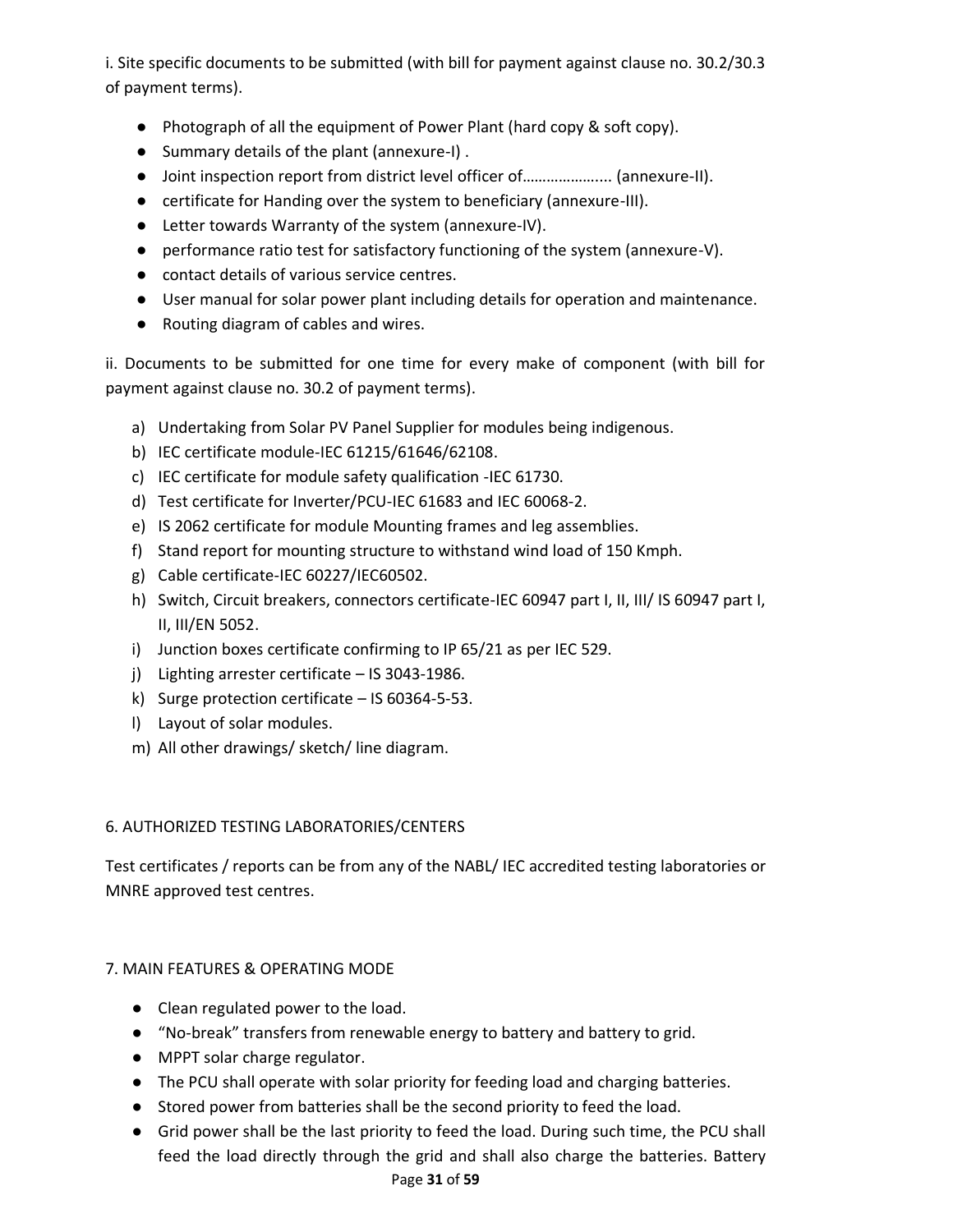i. Site specific documents to be submitted (with bill for payment against clause no. 30.2/30.3 of payment terms).

- Photograph of all the equipment of Power Plant (hard copy & soft copy).
- Summary details of the plant (annexure-I) .
- Joint inspection report from district level officer of………………... (annexure-II).
- certificate for Handing over the system to beneficiary (annexure-III).
- Letter towards Warranty of the system (annexure-IV).
- performance ratio test for satisfactory functioning of the system (annexure-V).
- contact details of various service centres.
- User manual for solar power plant including details for operation and maintenance.
- Routing diagram of cables and wires.

ii. Documents to be submitted for one time for every make of component (with bill for payment against clause no. 30.2 of payment terms).

a) Undertaking from Solar PV Panel Supplier for modules being indigenous.
b) IEC certificate module-IEC 61215/61646/62108.
c) IEC certificate for module safety qualification -IEC 61730.
d) Test certificate for Inverter/PCU-IEC 61683 and IEC 60068-2.
e) IS 2062 certificate for module Mounting frames and leg assemblies.
f) Stand report for mounting structure to withstand wind load of 150 Kmph.
g) Cable certificate-IEC 60227/IEC60502.
h) Switch, Circuit breakers, connectors certificate-IEC 60947 part I, II, III/ IS 60947 part I, II, III/EN 5052.
i) Junction boxes certificate confirming to IP 65/21 as per IEC 529.
j) Lighting arrester certificate – IS 3043-1986.
k) Surge protection certificate – IS 60364-5-53.
l) Layout of solar modules.
m) All other drawings/ sketch/ line diagram.

6. AUTHORIZED TESTING LABORATORIES/CENTERS

Test certificates / reports can be from any of the NABL/ IEC accredited testing laboratories or MNRE approved test centres.

7. MAIN FEATURES & OPERATING MODE

- Clean regulated power to the load.
- “No-break” transfers from renewable energy to battery and battery to grid.
- MPPT solar charge regulator.
- The PCU shall operate with solar priority for feeding load and charging batteries.
- Stored power from batteries shall be the second priority to feed the load.
- Grid power shall be the last priority to feed the load. During such time, the PCU shall feed the load directly through the grid and shall also charge the batteries. Battery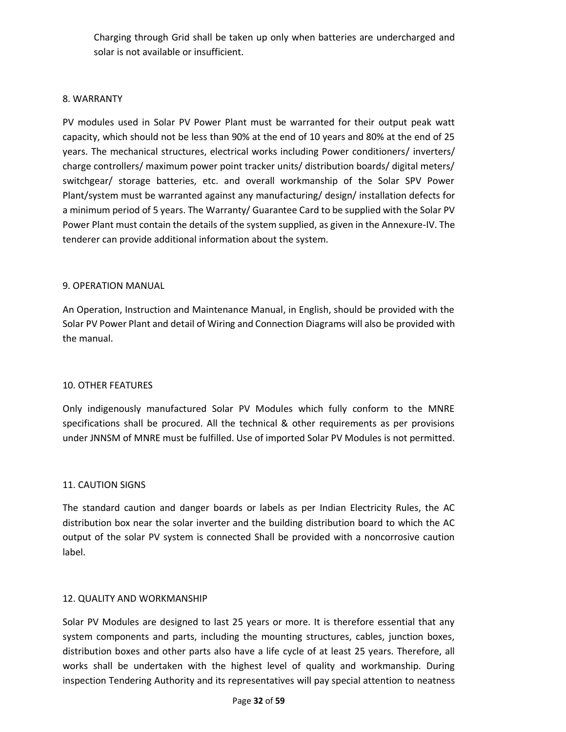Charging through Grid shall be taken up only when batteries are undercharged and solar is not available or insufficient.

## 8. WARRANTY

PV modules used in Solar PV Power Plant must be warranted for their output peak watt capacity, which should not be less than 90% at the end of 10 years and 80% at the end of 25 years. The mechanical structures, electrical works including Power conditioners/ inverters/ charge controllers/ maximum power point tracker units/ distribution boards/ digital meters/ switchgear/ storage batteries, etc. and overall workmanship of the Solar SPV Power Plant/system must be warranted against any manufacturing/ design/ installation defects for a minimum period of 5 years. The Warranty/ Guarantee Card to be supplied with the Solar PV Power Plant must contain the details of the system supplied, as given in the Annexure-IV. The tenderer can provide additional information about the system.

## 9. OPERATION MANUAL

An Operation, Instruction and Maintenance Manual, in English, should be provided with the Solar PV Power Plant and detail of Wiring and Connection Diagrams will also be provided with the manual.

## 10. OTHER FEATURES

Only indigenously manufactured Solar PV Modules which fully conform to the MNRE specifications shall be procured. All the technical & other requirements as per provisions under JNNSM of MNRE must be fulfilled. Use of imported Solar PV Modules is not permitted.

## 11. CAUTION SIGNS

The standard caution and danger boards or labels as per Indian Electricity Rules, the AC distribution box near the solar inverter and the building distribution board to which the AC output of the solar PV system is connected Shall be provided with a noncorrosive caution label.

## 12. QUALITY AND WORKMANSHIP

Solar PV Modules are designed to last 25 years or more. It is therefore essential that any system components and parts, including the mounting structures, cables, junction boxes, distribution boxes and other parts also have a life cycle of at least 25 years. Therefore, all works shall be undertaken with the highest level of quality and workmanship. During inspection Tendering Authority and its representatives will pay special attention to neatness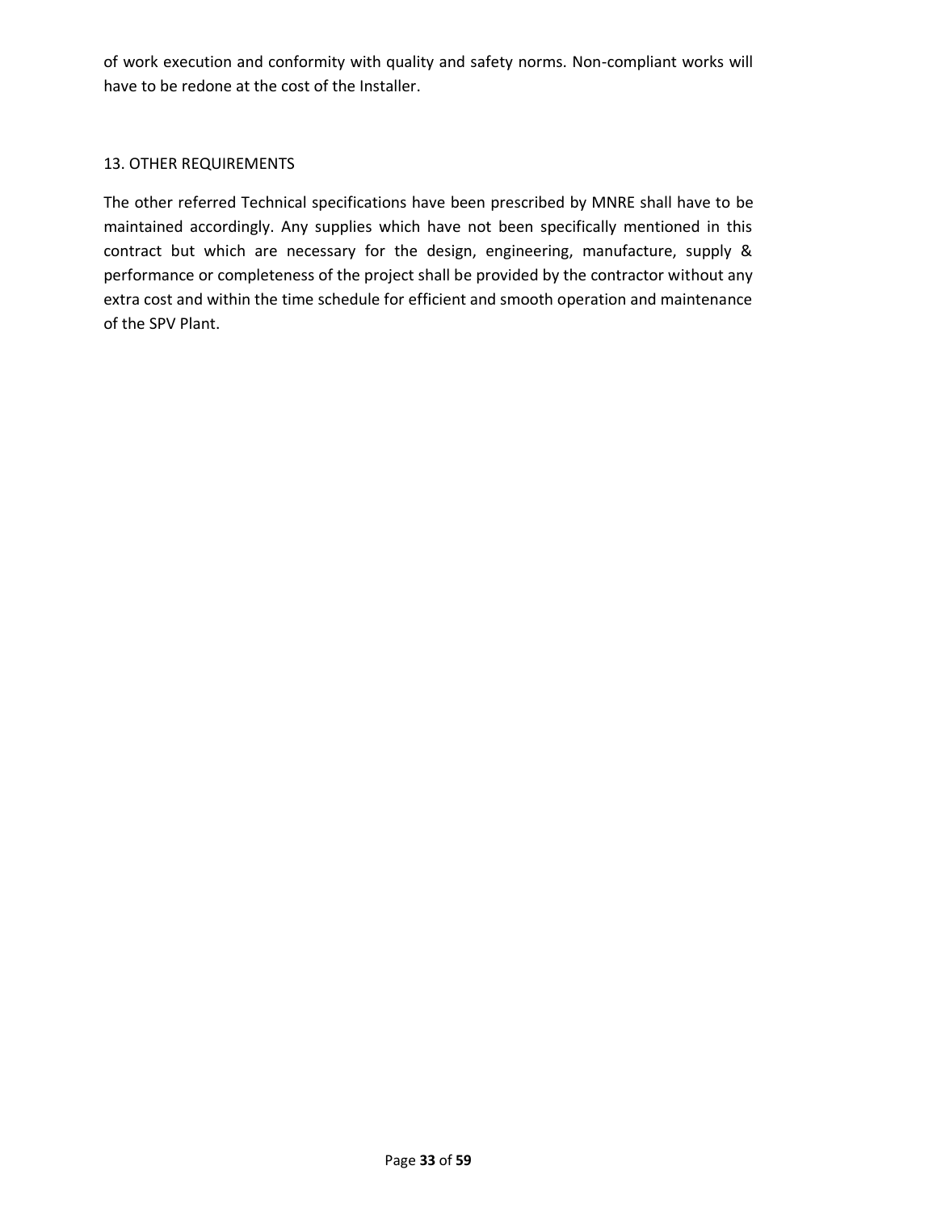of work execution and conformity with quality and safety norms. Non-compliant works will have to be redone at the cost of the Installer.

## 13. OTHER REQUIREMENTS

The other referred Technical specifications have been prescribed by MNRE shall have to be maintained accordingly. Any supplies which have not been specifically mentioned in this contract but which are necessary for the design, engineering, manufacture, supply & performance or completeness of the project shall be provided by the contractor without any extra cost and within the time schedule for efficient and smooth operation and maintenance of the SPV Plant.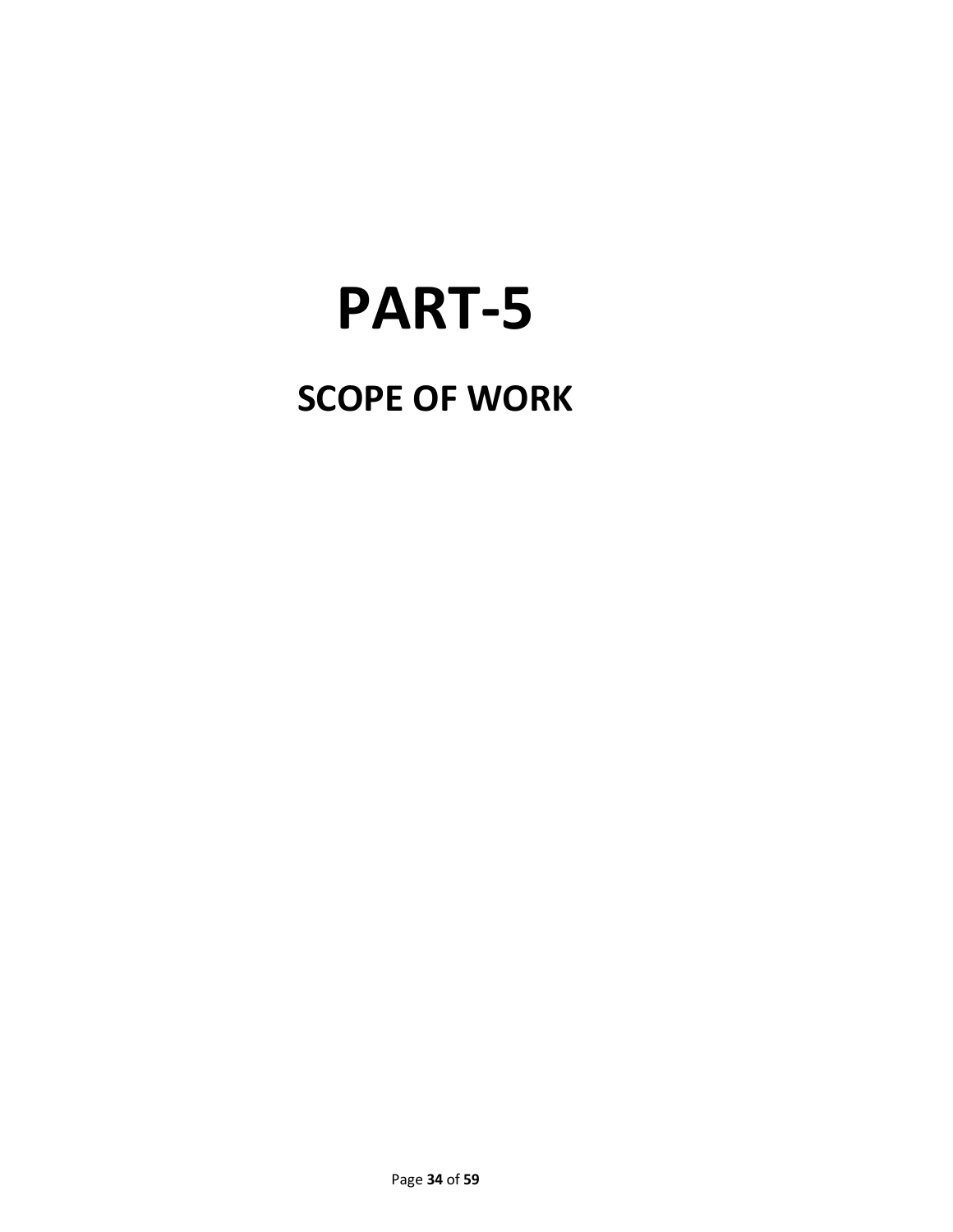# PART-5

## SCOPE OF WORK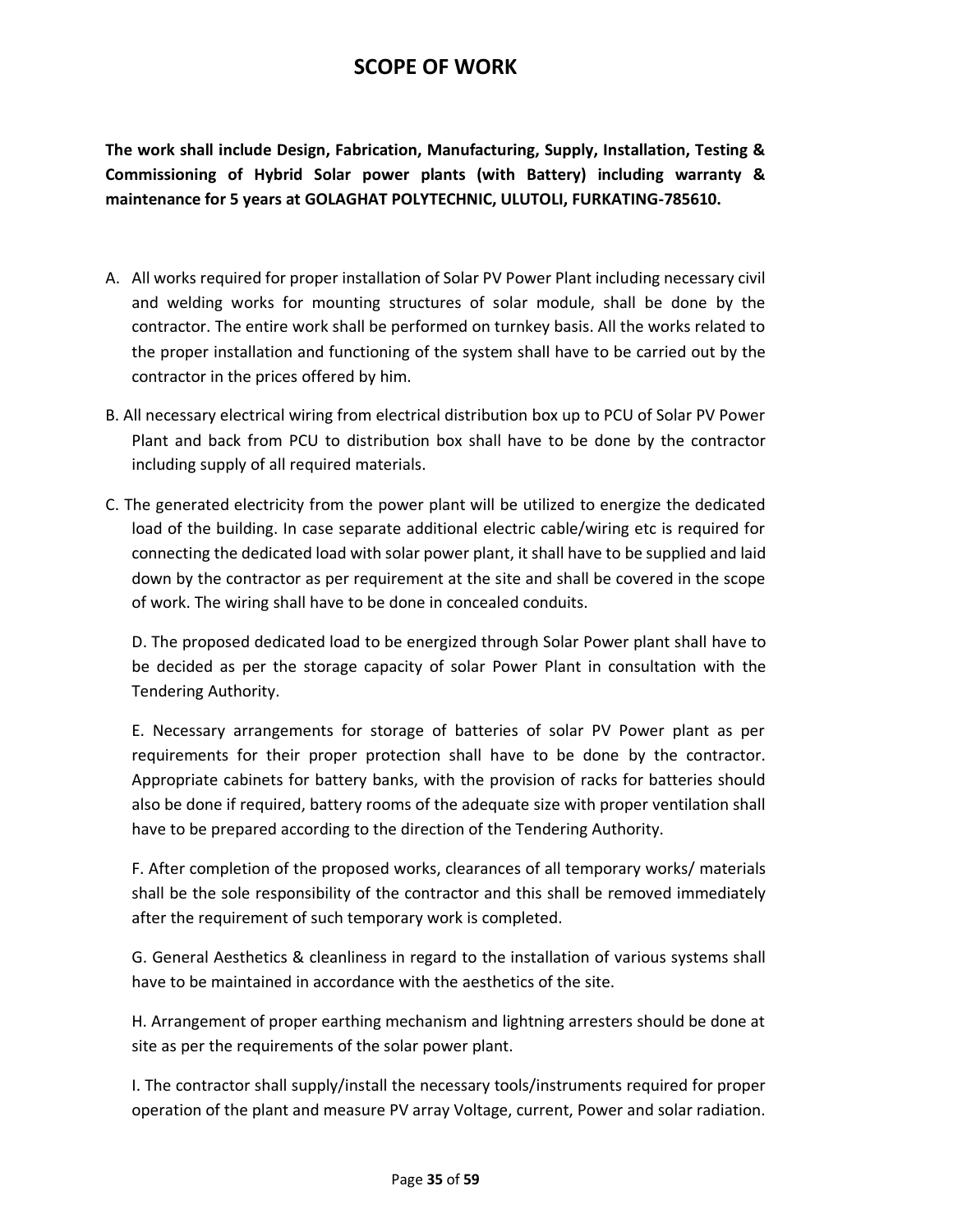# SCOPE OF WORK

**The work shall include Design, Fabrication, Manufacturing, Supply, Installation, Testing & Commissioning of Hybrid Solar power plants (with Battery) including warranty & maintenance for 5 years at GOLAGHAT POLYTECHNIC, ULUTOLI, FURKATING-785610.**

A. All works required for proper installation of Solar PV Power Plant including necessary civil and welding works for mounting structures of solar module, shall be done by the contractor. The entire work shall be performed on turnkey basis. All the works related to the proper installation and functioning of the system shall have to be carried out by the contractor in the prices offered by him.

B. All necessary electrical wiring from electrical distribution box up to PCU of Solar PV Power Plant and back from PCU to distribution box shall have to be done by the contractor including supply of all required materials.

C. The generated electricity from the power plant will be utilized to energize the dedicated load of the building. In case separate additional electric cable/wiring etc is required for connecting the dedicated load with solar power plant, it shall have to be supplied and laid down by the contractor as per requirement at the site and shall be covered in the scope of work. The wiring shall have to be done in concealed conduits.

D. The proposed dedicated load to be energized through Solar Power plant shall have to be decided as per the storage capacity of solar Power Plant in consultation with the Tendering Authority.

E. Necessary arrangements for storage of batteries of solar PV Power plant as per requirements for their proper protection shall have to be done by the contractor. Appropriate cabinets for battery banks, with the provision of racks for batteries should also be done if required, battery rooms of the adequate size with proper ventilation shall have to be prepared according to the direction of the Tendering Authority.

F. After completion of the proposed works, clearances of all temporary works/ materials shall be the sole responsibility of the contractor and this shall be removed immediately after the requirement of such temporary work is completed.

G. General Aesthetics & cleanliness in regard to the installation of various systems shall have to be maintained in accordance with the aesthetics of the site.

H. Arrangement of proper earthing mechanism and lightning arresters should be done at site as per the requirements of the solar power plant.

I. The contractor shall supply/install the necessary tools/instruments required for proper operation of the plant and measure PV array Voltage, current, Power and solar radiation.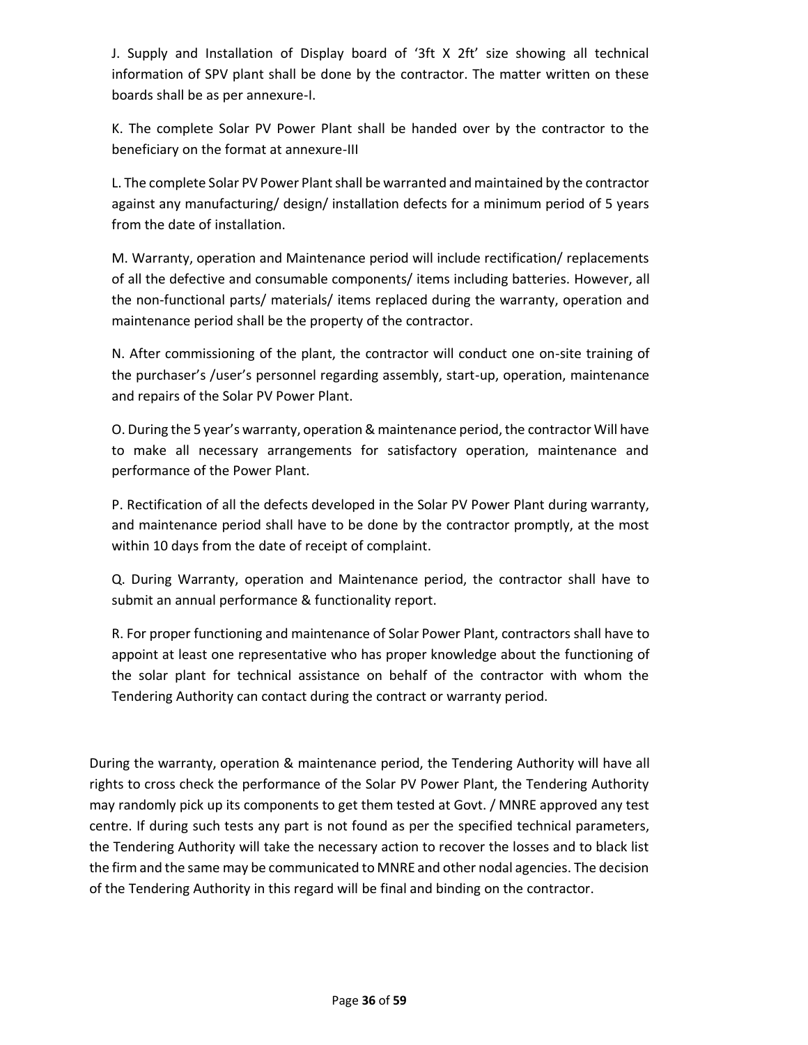J. Supply and Installation of Display board of '3ft X 2ft' size showing all technical information of SPV plant shall be done by the contractor. The matter written on these boards shall be as per annexure-I.

K. The complete Solar PV Power Plant shall be handed over by the contractor to the beneficiary on the format at annexure-III

L. The complete Solar PV Power Plant shall be warranted and maintained by the contractor against any manufacturing/ design/ installation defects for a minimum period of 5 years from the date of installation.

M. Warranty, operation and Maintenance period will include rectification/ replacements of all the defective and consumable components/ items including batteries. However, all the non-functional parts/ materials/ items replaced during the warranty, operation and maintenance period shall be the property of the contractor.

N. After commissioning of the plant, the contractor will conduct one on-site training of the purchaser's /user's personnel regarding assembly, start-up, operation, maintenance and repairs of the Solar PV Power Plant.

O. During the 5 year's warranty, operation & maintenance period, the contractor Will have to make all necessary arrangements for satisfactory operation, maintenance and performance of the Power Plant.

P. Rectification of all the defects developed in the Solar PV Power Plant during warranty, and maintenance period shall have to be done by the contractor promptly, at the most within 10 days from the date of receipt of complaint.

Q. During Warranty, operation and Maintenance period, the contractor shall have to submit an annual performance & functionality report.

R. For proper functioning and maintenance of Solar Power Plant, contractors shall have to appoint at least one representative who has proper knowledge about the functioning of the solar plant for technical assistance on behalf of the contractor with whom the Tendering Authority can contact during the contract or warranty period.

During the warranty, operation & maintenance period, the Tendering Authority will have all rights to cross check the performance of the Solar PV Power Plant, the Tendering Authority may randomly pick up its components to get them tested at Govt. / MNRE approved any test centre. If during such tests any part is not found as per the specified technical parameters, the Tendering Authority will take the necessary action to recover the losses and to black list the firm and the same may be communicated to MNRE and other nodal agencies. The decision of the Tendering Authority in this regard will be final and binding on the contractor.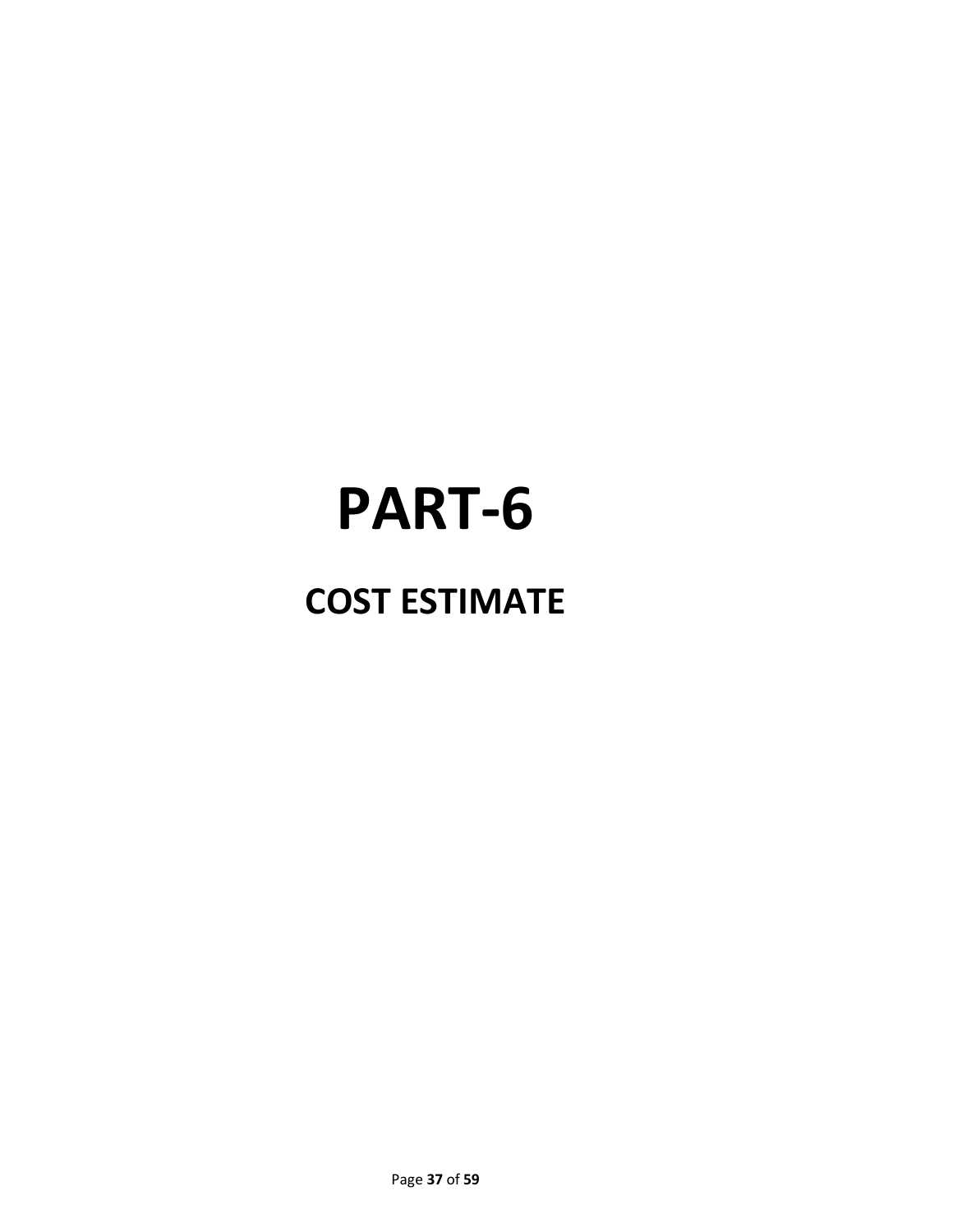# PART-6

## COST ESTIMATE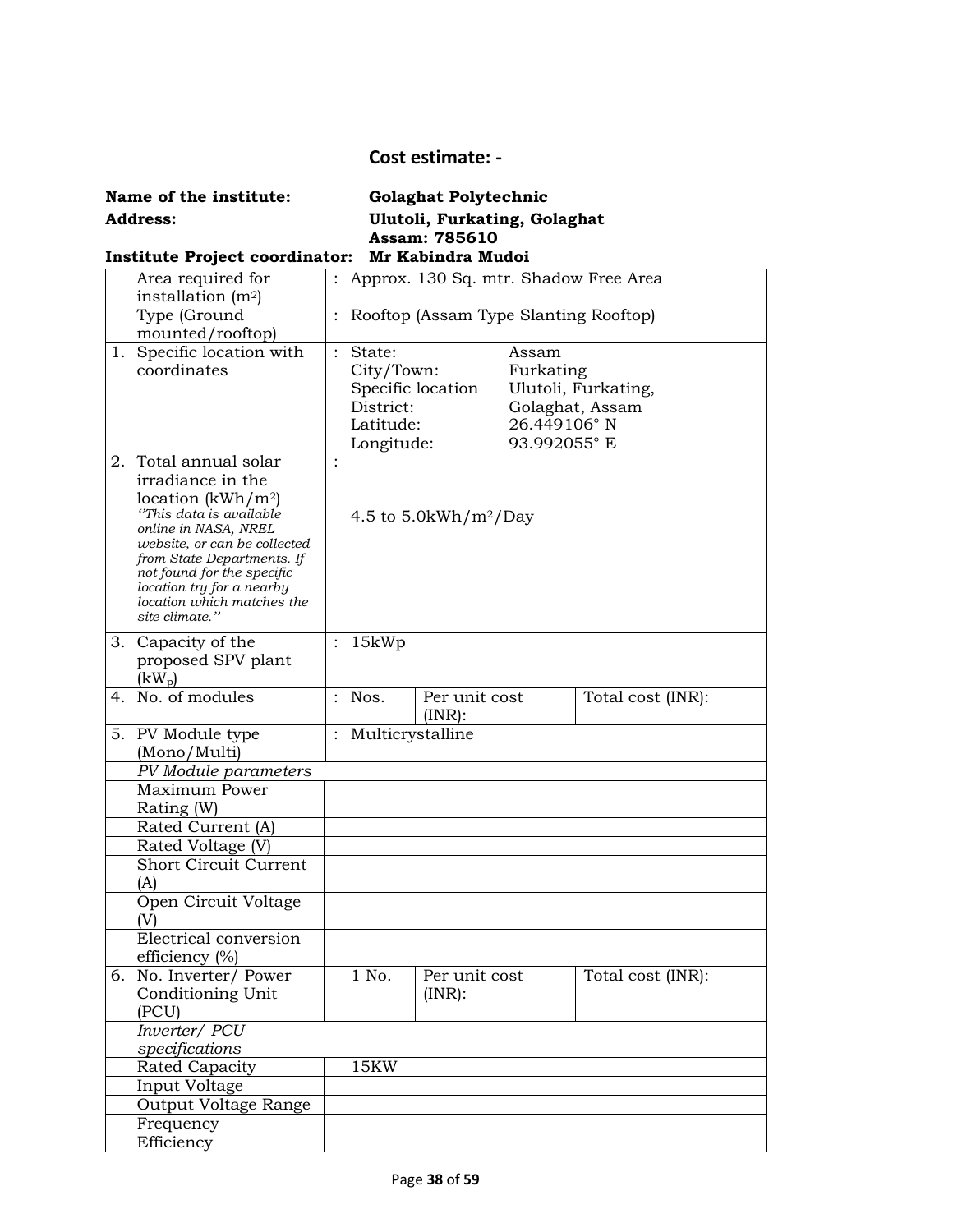## Cost estimate: -

**Name of the institute:** **Golaghat Polytechnic**

**Address:** **Ulutoli, Furkating, Golaghat Assam: 785610**

**Institute Project coordinator:** **Mr Kabindra Mudoi**

| | | | | | |
|---|---|---|---|---|---|
| | Area required for installation ($m^2$) | : | Approx. 130 Sq. mtr. Shadow Free Area | | |
| | Type (Ground mounted/rooftop) | : | Rooftop (Assam Type Slanting Rooftop) | | |
| 1. | Specific location with coordinates | : | State: Assam<br>City/Town: Furkating<br>Specific location Ulutoli, Furkating,<br>District: Golaghat, Assam<br>Latitude: 26.449106° N<br>Longitude: 93.992055° E | | |
| 2. | Total annual solar irradiance in the location ($kWh/m^2$)<br>*''This data is available online in NASA, NREL website, or can be collected from State Departments. If not found for the specific location try for a nearby location which matches the site climate.''* | : | 4.5 to 5.0kWh/$m^2$/Day | | |
| 3. | Capacity of the proposed SPV plant ($kW_p$) | : | 15kWp | | |
| 4. | No. of modules | : | Nos. | Per unit cost (INR): | Total cost (INR): |
| 5. | PV Module type (Mono/Multi) | : | Multicrystalline | | |
| | *PV Module parameters* | | | | |
| | Maximum Power Rating (W) | | | | |
| | Rated Current (A) | | | | |
| | Rated Voltage (V) | | | | |
| | Short Circuit Current (A) | | | | |
| | Open Circuit Voltage (V) | | | | |
| | Electrical conversion efficiency (%) | | | | |
| 6. | No. Inverter/ Power Conditioning Unit (PCU) | | 1 No. | Per unit cost (INR): | Total cost (INR): |
| | *Inverter/ PCU specifications* | | | | |
| | Rated Capacity | | 15KW | | |
| | Input Voltage | | | | |
| | Output Voltage Range | | | | |
| | Frequency | | | | |
| | Efficiency | | | | |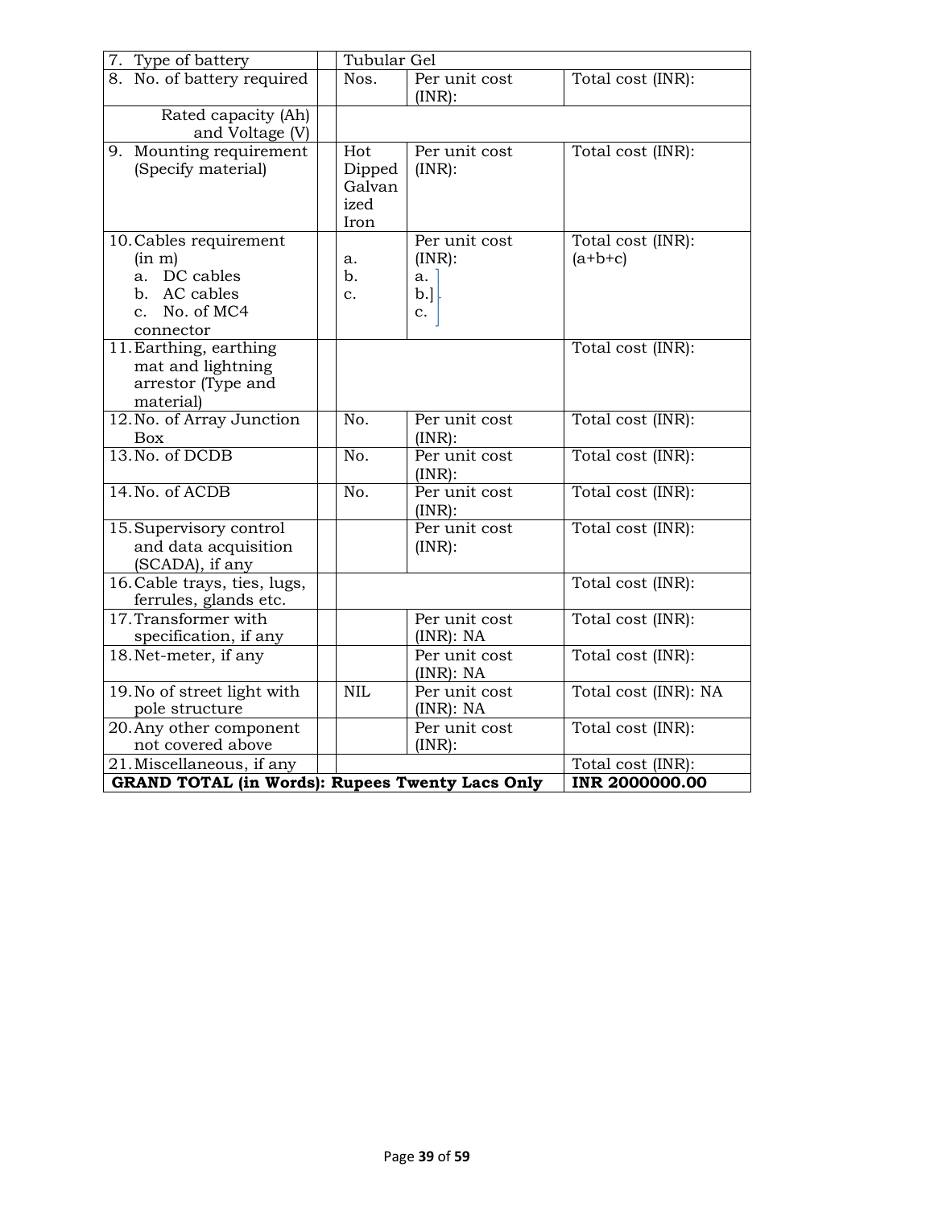| 7. Type of battery | | Tubular Gel | | |
|---|---|---|---|---|
| 8. No. of battery required | | Nos. | Per unit cost (INR): | Total cost (INR): |
| Rated capacity (Ah) and Voltage (V) | | | | |
| 9. Mounting requirement (Specify material) | | Hot Dipped Galvanized Iron | Per unit cost (INR): | Total cost (INR): |
| 10. Cables requirement (in m)<br>a. DC cables<br>b. AC cables<br>c. No. of MC4 connector | | a.<br>b.<br>c. | Per unit cost (INR):<br>a.<br>b.]<br>c. | Total cost (INR): (a+b+c) |
| 11. Earthing, earthing mat and lightning arrestor (Type and material) | | | | Total cost (INR): |
| 12. No. of Array Junction Box | | No. | Per unit cost (INR): | Total cost (INR): |
| 13. No. of DCDB | | No. | Per unit cost (INR): | Total cost (INR): |
| 14. No. of ACDB | | No. | Per unit cost (INR): | Total cost (INR): |
| 15. Supervisory control and data acquisition (SCADA), if any | | | Per unit cost (INR): | Total cost (INR): |
| 16. Cable trays, ties, lugs, ferrules, glands etc. | | | | Total cost (INR): |
| 17. Transformer with specification, if any | | | Per unit cost (INR): NA | Total cost (INR): |
| 18. Net-meter, if any | | | Per unit cost (INR): NA | Total cost (INR): |
| 19. No of street light with pole structure | | NIL | Per unit cost (INR): NA | Total cost (INR): NA |
| 20. Any other component not covered above | | | Per unit cost (INR): | Total cost (INR): |
| 21. Miscellaneous, if any | | | | Total cost (INR): |
| **GRAND TOTAL (in Words): Rupees Twenty Lacs Only** | | | | **INR 2000000.00** |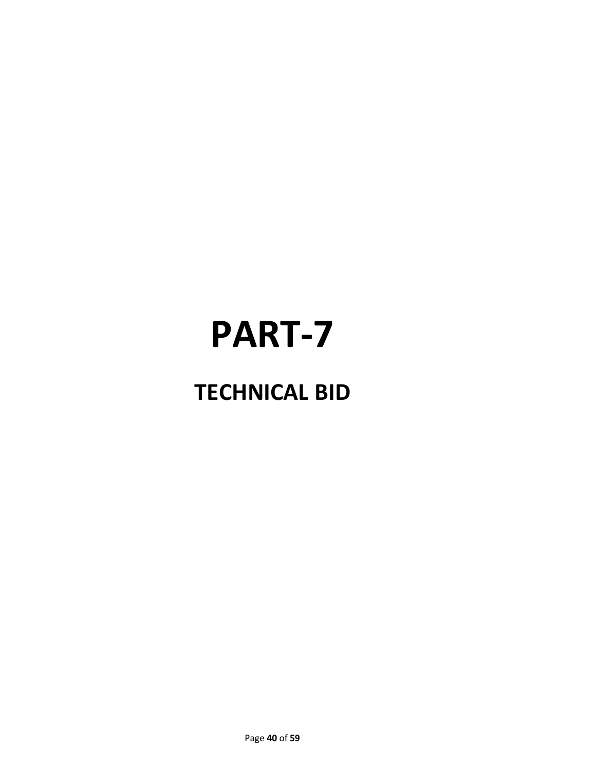# PART-7

## TECHNICAL BID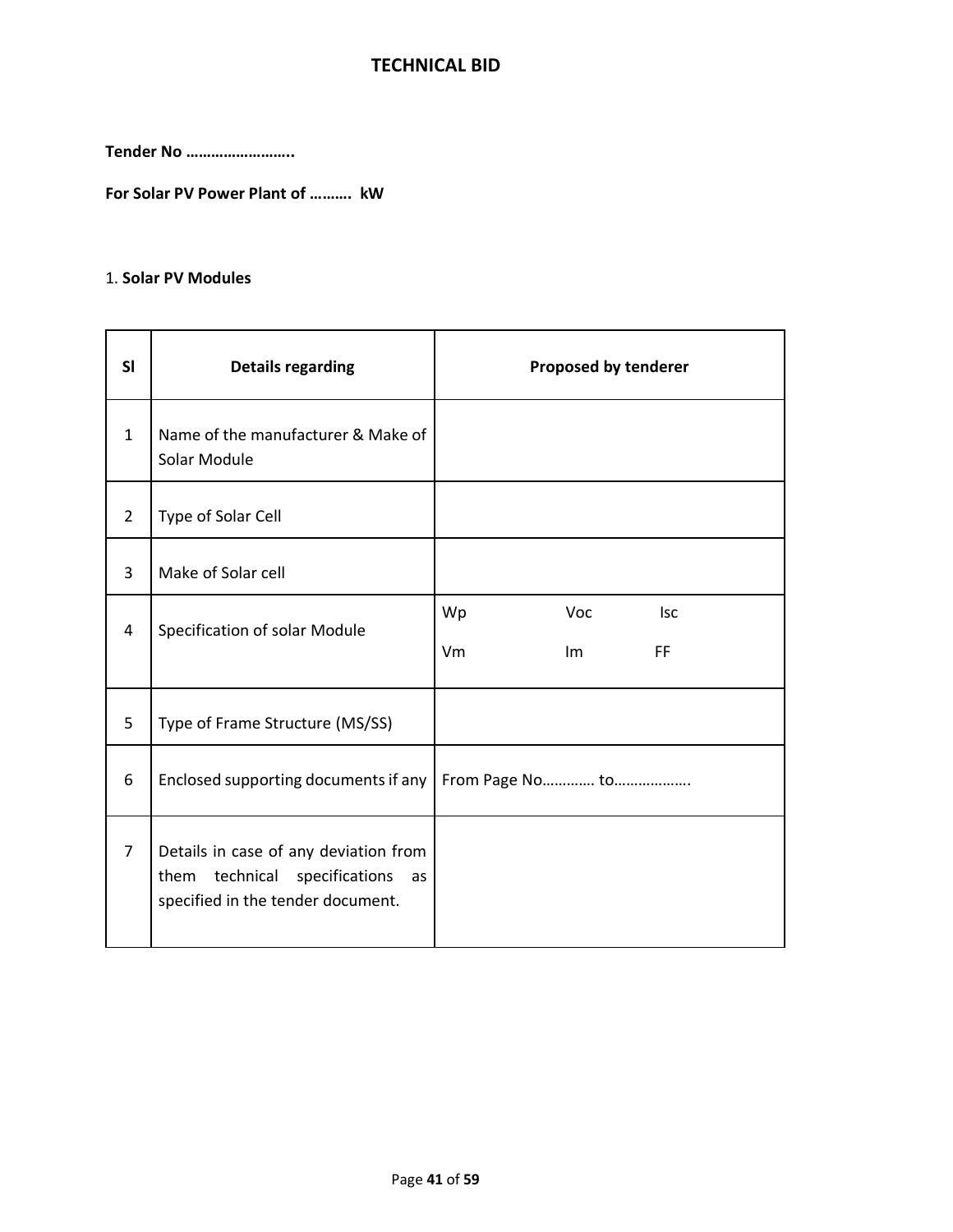# TECHNICAL BID

**Tender No ……………………..**

**For Solar PV Power Plant of ………. kW**

1. **Solar PV Modules**

| Sl | Details regarding | Proposed by tenderer |
|---|---|---|
| 1 | Name of the manufacturer & Make of Solar Module | |
| 2 | Type of Solar Cell | |
| 3 | Make of Solar cell | |
| 4 | Specification of solar Module | Wp Voc Isc<br>Vm Im FF |
| 5 | Type of Frame Structure (MS/SS) | |
| 6 | Enclosed supporting documents if any | From Page No…………. to………………. |
| 7 | Details in case of any deviation from them technical specifications as specified in the tender document. | |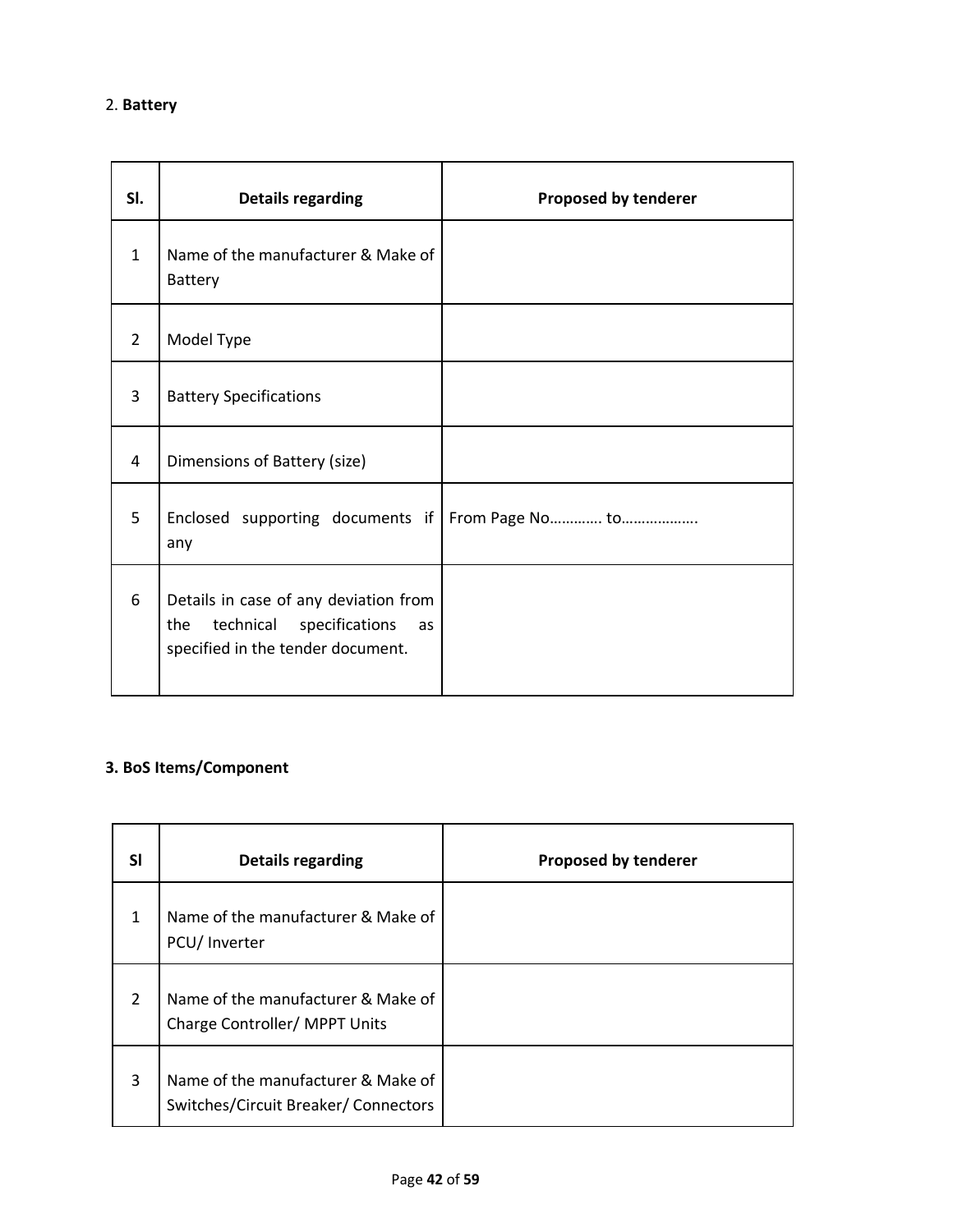2. **Battery**

| Sl. | Details regarding | Proposed by tenderer |
|---|---|---|
| 1 | Name of the manufacturer & Make of Battery | |
| 2 | Model Type | |
| 3 | Battery Specifications | |
| 4 | Dimensions of Battery (size) | |
| 5 | Enclosed supporting documents if any | From Page No…………. to………………. |
| 6 | Details in case of any deviation from the technical specifications as specified in the tender document. | |

**3. BoS Items/Component**

| Sl | Details regarding | Proposed by tenderer |
|---|---|---|
| 1 | Name of the manufacturer & Make of PCU/ Inverter | |
| 2 | Name of the manufacturer & Make of Charge Controller/ MPPT Units | |
| 3 | Name of the manufacturer & Make of Switches/Circuit Breaker/ Connectors | |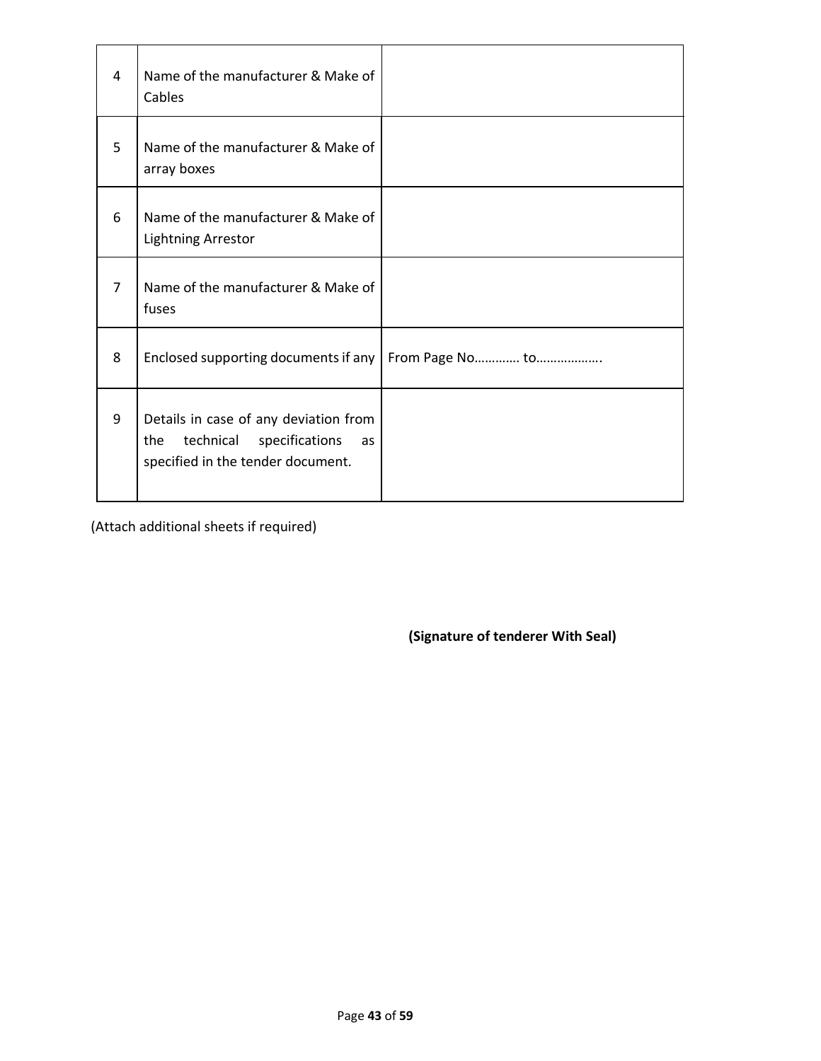| | | |
|---|---|---|
| 4 | Name of the manufacturer & Make of Cables | |
| 5 | Name of the manufacturer & Make of array boxes | |
| 6 | Name of the manufacturer & Make of Lightning Arrestor | |
| 7 | Name of the manufacturer & Make of fuses | |
| 8 | Enclosed supporting documents if any | From Page No…………. to………………. |
| 9 | Details in case of any deviation from the technical specifications as specified in the tender document. | |

(Attach additional sheets if required)

**(Signature of tenderer With Seal)**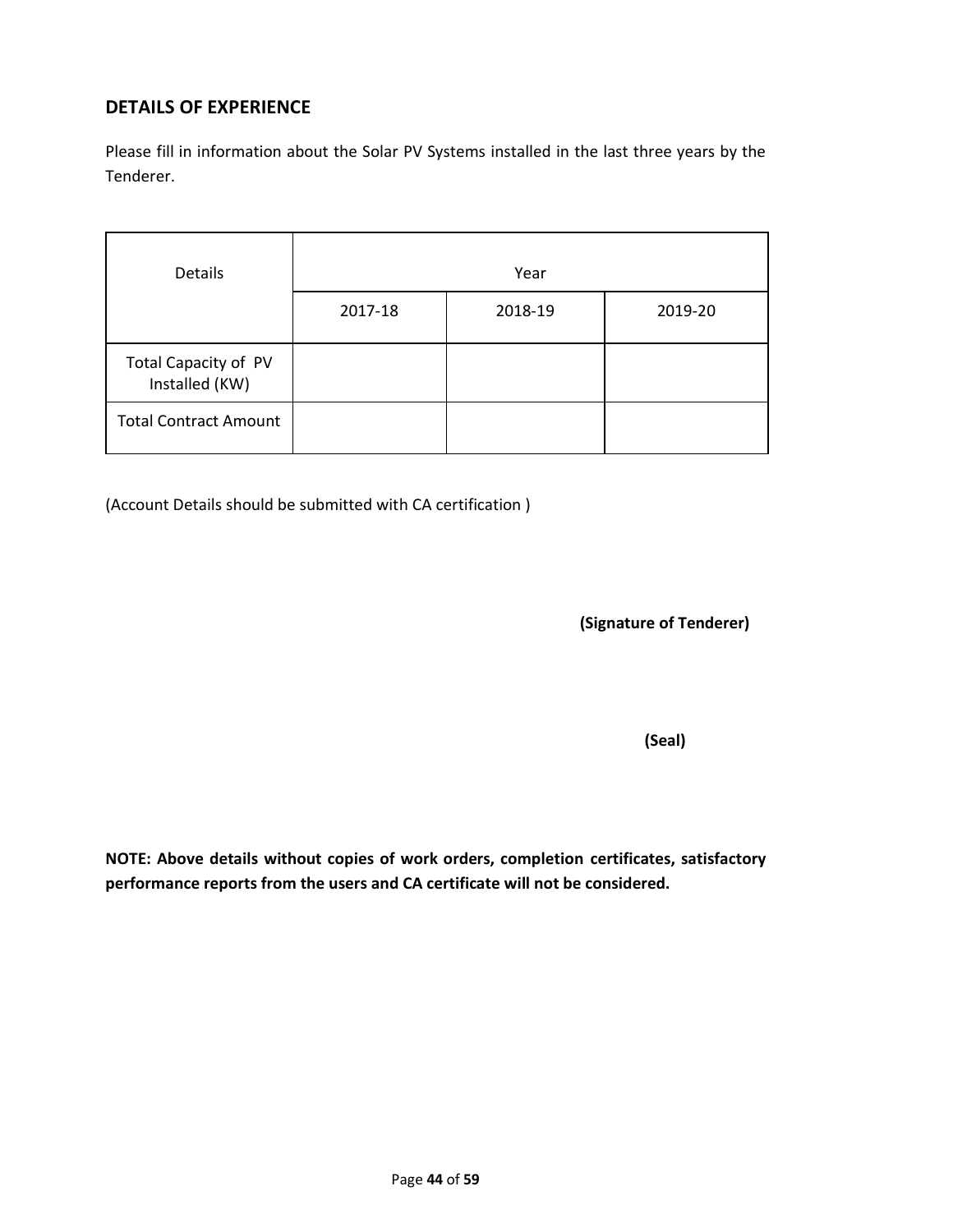## DETAILS OF EXPERIENCE

Please fill in information about the Solar PV Systems installed in the last three years by the Tenderer.

| Details | Year | | |
|---|---|---|---|
| | 2017-18 | 2018-19 | 2019-20 |
| Total Capacity of PV Installed (KW) | | | |
| Total Contract Amount | | | |

(Account Details should be submitted with CA certification )

**(Signature of Tenderer)**

**(Seal)**

**NOTE: Above details without copies of work orders, completion certificates, satisfactory performance reports from the users and CA certificate will not be considered.**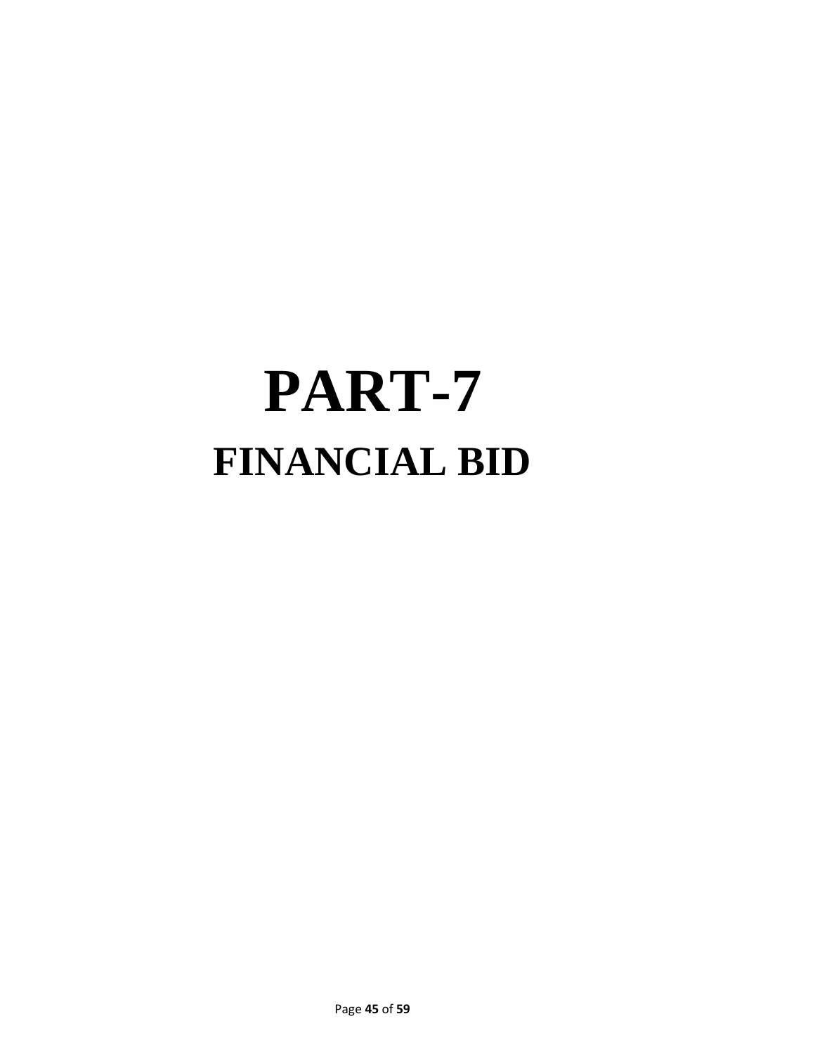# PART-7

## FINANCIAL BID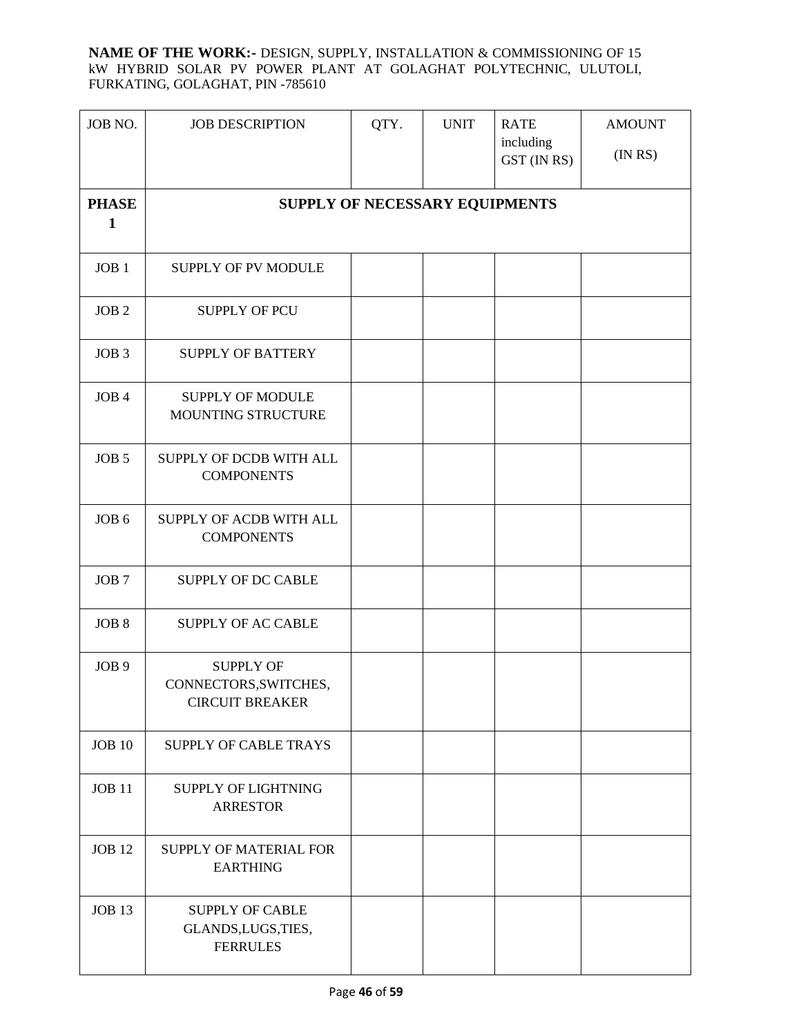**NAME OF THE WORK:-** DESIGN, SUPPLY, INSTALLATION & COMMISSIONING OF 15 kW HYBRID SOLAR PV POWER PLANT AT GOLAGHAT POLYTECHNIC, ULUTOLI, FURKATING, GOLAGHAT, PIN -785610

| JOB NO. | JOB DESCRIPTION | QTY. | UNIT | RATE including GST (IN RS) | AMOUNT (IN RS) |
|---|---|---|---|---|---|
| **PHASE 1** | **SUPPLY OF NECESSARY EQUIPMENTS** | | | | |
| JOB 1 | SUPPLY OF PV MODULE | | | | |
| JOB 2 | SUPPLY OF PCU | | | | |
| JOB 3 | SUPPLY OF BATTERY | | | | |
| JOB 4 | SUPPLY OF MODULE MOUNTING STRUCTURE | | | | |
| JOB 5 | SUPPLY OF DCDB WITH ALL COMPONENTS | | | | |
| JOB 6 | SUPPLY OF ACDB WITH ALL COMPONENTS | | | | |
| JOB 7 | SUPPLY OF DC CABLE | | | | |
| JOB 8 | SUPPLY OF AC CABLE | | | | |
| JOB 9 | SUPPLY OF CONNECTORS,SWITCHES, CIRCUIT BREAKER | | | | |
| JOB 10 | SUPPLY OF CABLE TRAYS | | | | |
| JOB 11 | SUPPLY OF LIGHTNING ARRESTOR | | | | |
| JOB 12 | SUPPLY OF MATERIAL FOR EARTHING | | | | |
| JOB 13 | SUPPLY OF CABLE GLANDS,LUGS,TIES, FERRULES | | | | |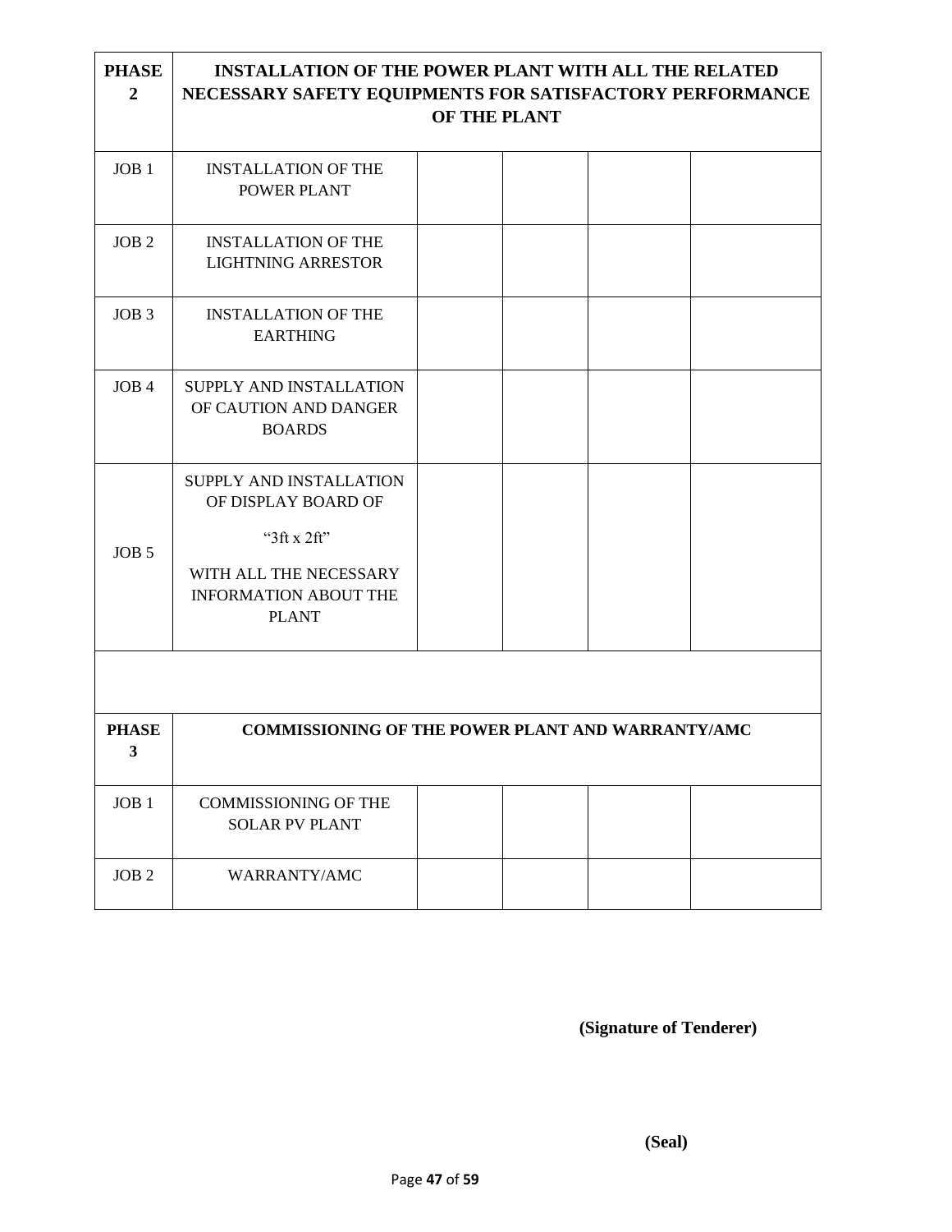| **PHASE 2** | **INSTALLATION OF THE POWER PLANT WITH ALL THE RELATED NECESSARY SAFETY EQUIPMENTS FOR SATISFACTORY PERFORMANCE OF THE PLANT** | | | | |
|---|---|---|---|---|---|
| JOB 1 | INSTALLATION OF THE POWER PLANT | | | | |
| JOB 2 | INSTALLATION OF THE LIGHTNING ARRESTOR | | | | |
| JOB 3 | INSTALLATION OF THE EARTHING | | | | |
| JOB 4 | SUPPLY AND INSTALLATION OF CAUTION AND DANGER BOARDS | | | | |
| JOB 5 | SUPPLY AND INSTALLATION OF DISPLAY BOARD OF "3ft x 2ft" WITH ALL THE NECESSARY INFORMATION ABOUT THE PLANT | | | | |
| | | | | | |
| **PHASE 3** | **COMMISSIONING OF THE POWER PLANT AND WARRANTY/AMC** | | | | |
| JOB 1 | COMMISSIONING OF THE SOLAR PV PLANT | | | | |
| JOB 2 | WARRANTY/AMC | | | | |

**(Signature of Tenderer)**

**(Seal)**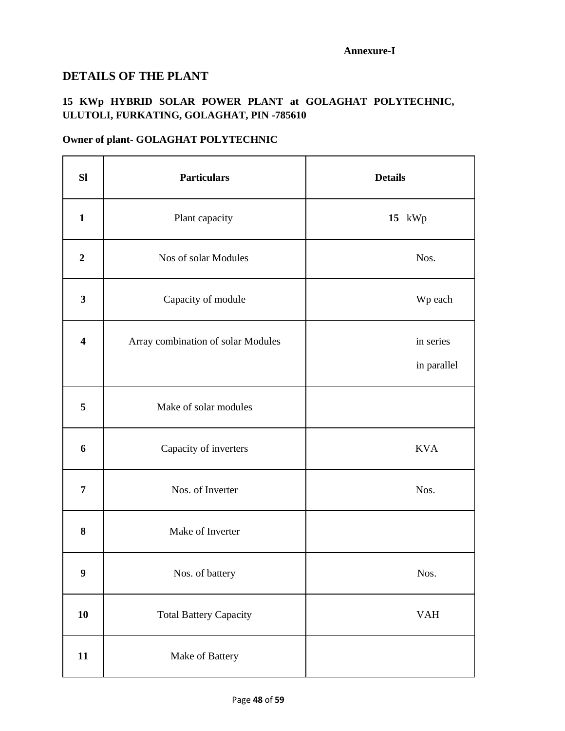**Annexure-I**

## DETAILS OF THE PLANT

### 15 KWp HYBRID SOLAR POWER PLANT at GOLAGHAT POLYTECHNIC, ULUTOLI, FURKATING, GOLAGHAT, PIN -785610

**Owner of plant- GOLAGHAT POLYTECHNIC**

| Sl | Particulars | Details |
|---|---|---|
| **1** | Plant capacity | **15** kWp |
| **2** | Nos of solar Modules | Nos. |
| **3** | Capacity of module | Wp each |
| **4** | Array combination of solar Modules | in series<br>in parallel |
| **5** | Make of solar modules | |
| **6** | Capacity of inverters | KVA |
| **7** | Nos. of Inverter | Nos. |
| **8** | Make of Inverter | |
| **9** | Nos. of battery | Nos. |
| **10** | Total Battery Capacity | VAH |
| **11** | Make of Battery | |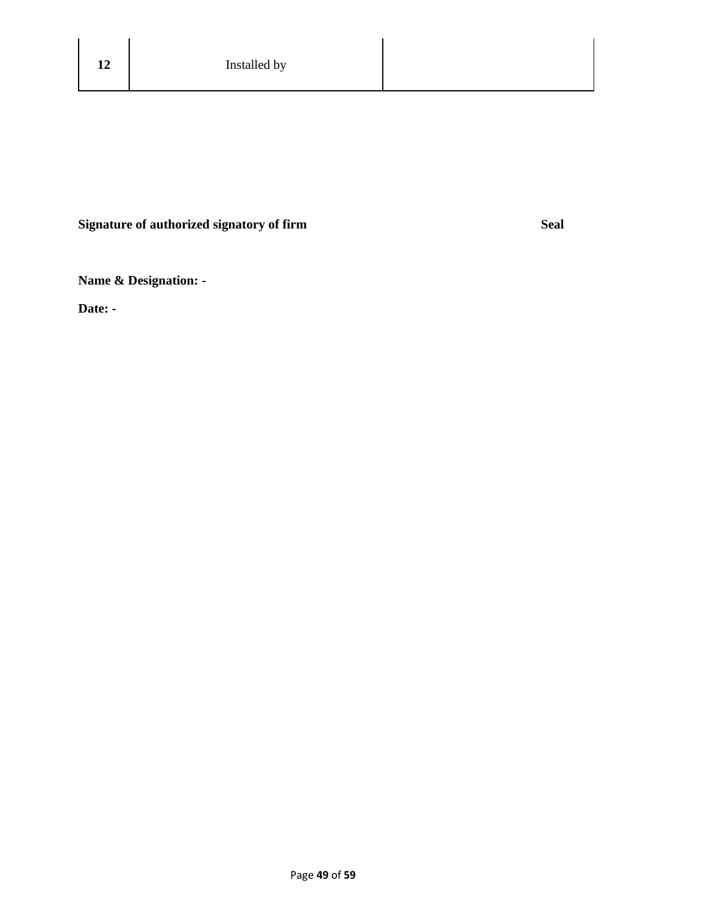| | | |
|---|---|---|
| **12** | Installed by | |

**Signature of authorized signatory of firm** **Seal**

**Name & Designation: -**

**Date: -**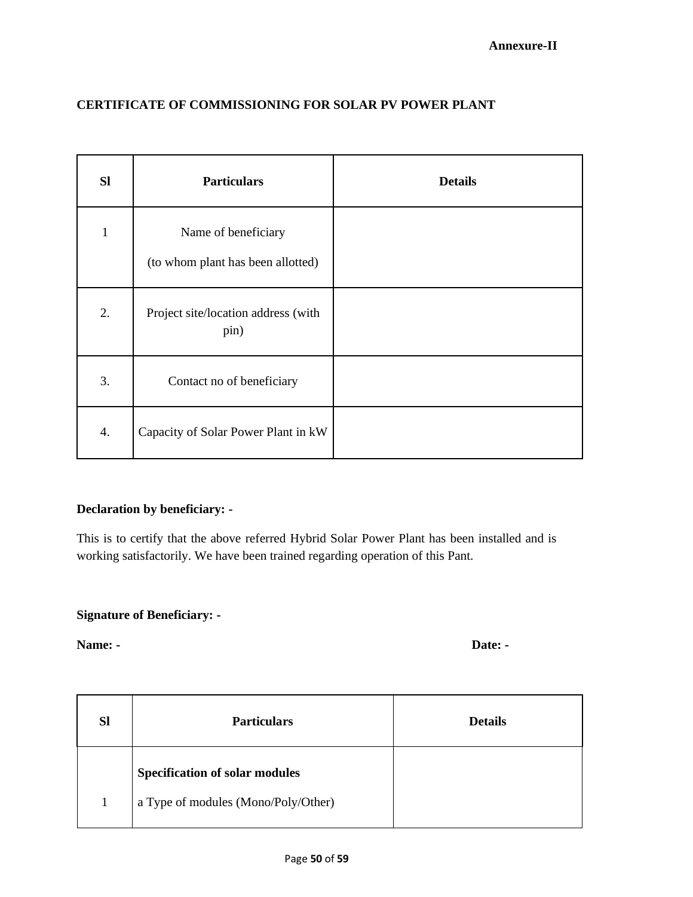**Annexure-II**

**CERTIFICATE OF COMMISSIONING FOR SOLAR PV POWER PLANT**

| Sl | Particulars | Details |
|---|---|---|
| 1 | Name of beneficiary<br>(to whom plant has been allotted) | |
| 2. | Project site/location address (with pin) | |
| 3. | Contact no of beneficiary | |
| 4. | Capacity of Solar Power Plant in kW | |

**Declaration by beneficiary: -**

This is to certify that the above referred Hybrid Solar Power Plant has been installed and is working satisfactorily. We have been trained regarding operation of this Pant.

**Signature of Beneficiary: -**

**Name: -** **Date: -**

| Sl | Particulars | Details |
|---|---|---|
| 1 | **Specification of solar modules**<br>a Type of modules (Mono/Poly/Other) | |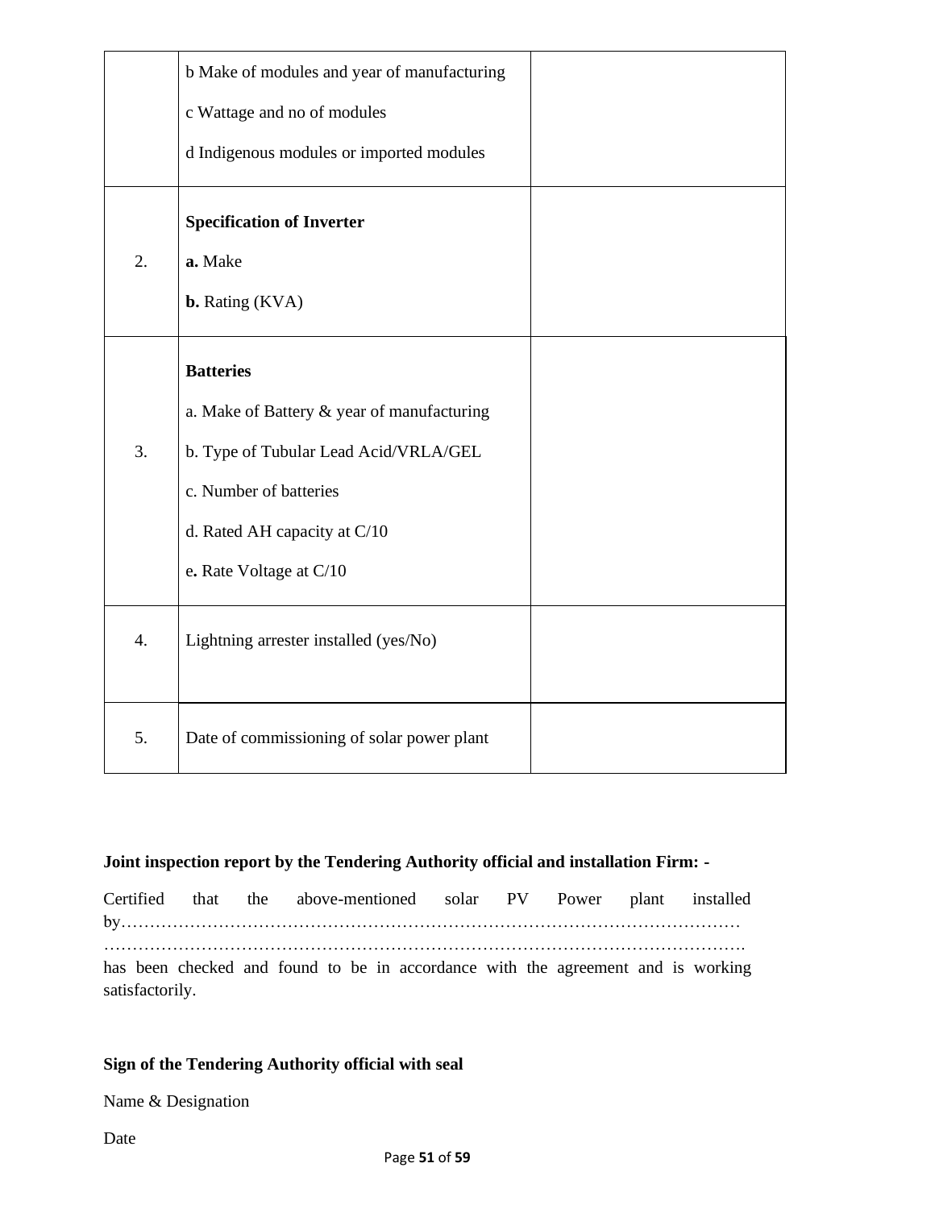| | | |
|---|---|---|
| | b Make of modules and year of manufacturing<br><br>c Wattage and no of modules<br><br>d Indigenous modules or imported modules | |
| 2. | **Specification of Inverter**<br><br>**a.** Make<br><br>**b.** Rating (KVA) | |
| 3. | **Batteries**<br><br>a. Make of Battery & year of manufacturing<br><br>b. Type of Tubular Lead Acid/VRLA/GEL<br><br>c. Number of batteries<br><br>d. Rated AH capacity at C/10<br><br>e**.** Rate Voltage at C/10 | |
| 4. | Lightning arrester installed (yes/No) | |
| 5. | Date of commissioning of solar power plant | |

**Joint inspection report by the Tendering Authority official and installation Firm: -**

Certified that the above-mentioned solar PV Power plant installed by…………………………………………………………………………………………………
…………………………………………………………………………………………………….
has been checked and found to be in accordance with the agreement and is working satisfactorily.

**Sign of the Tendering Authority official with seal**

Name & Designation

Date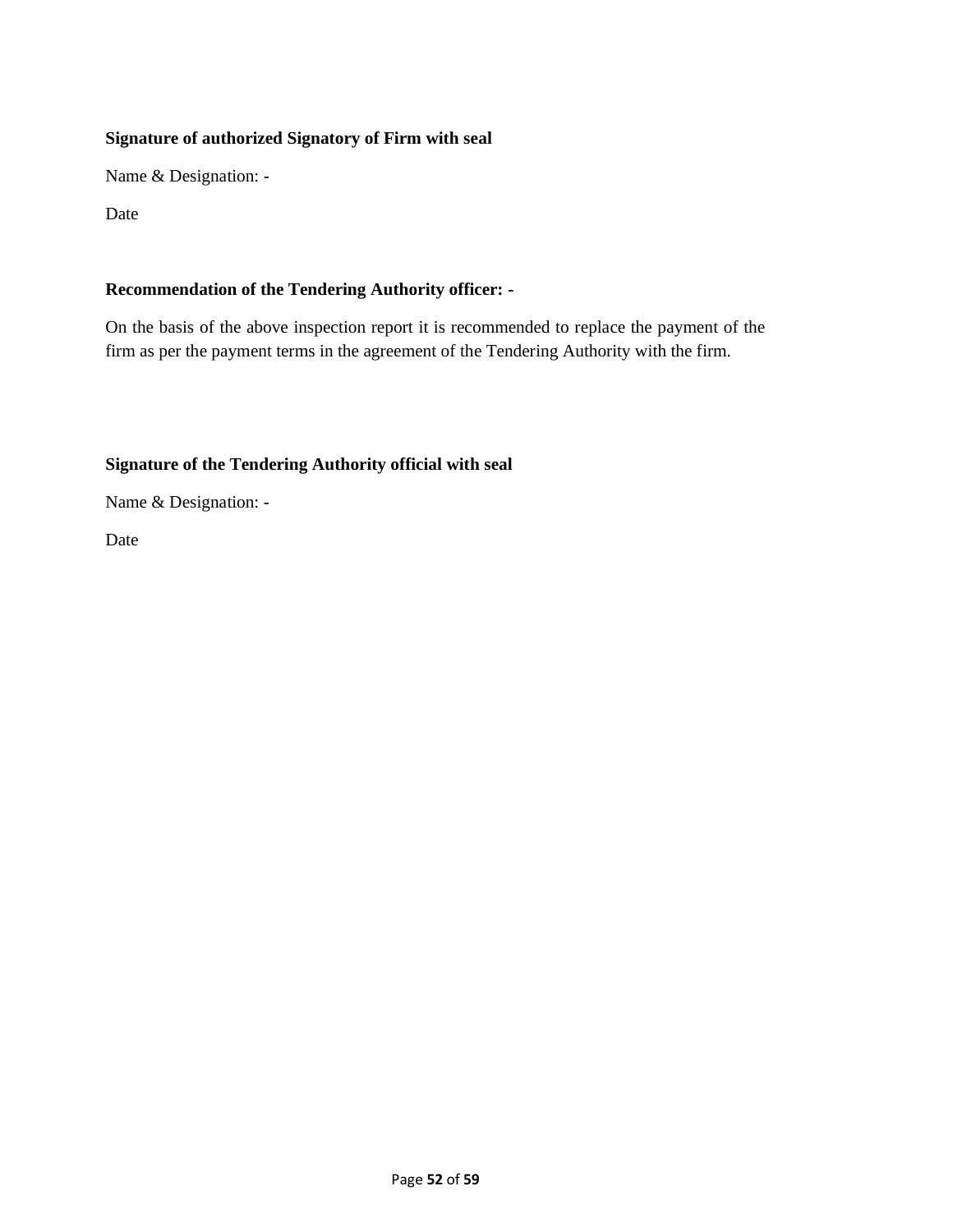**Signature of authorized Signatory of Firm with seal**

Name & Designation: -

Date

**Recommendation of the Tendering Authority officer: -**

On the basis of the above inspection report it is recommended to replace the payment of the firm as per the payment terms in the agreement of the Tendering Authority with the firm.

**Signature of the Tendering Authority official with seal**

Name & Designation: -

Date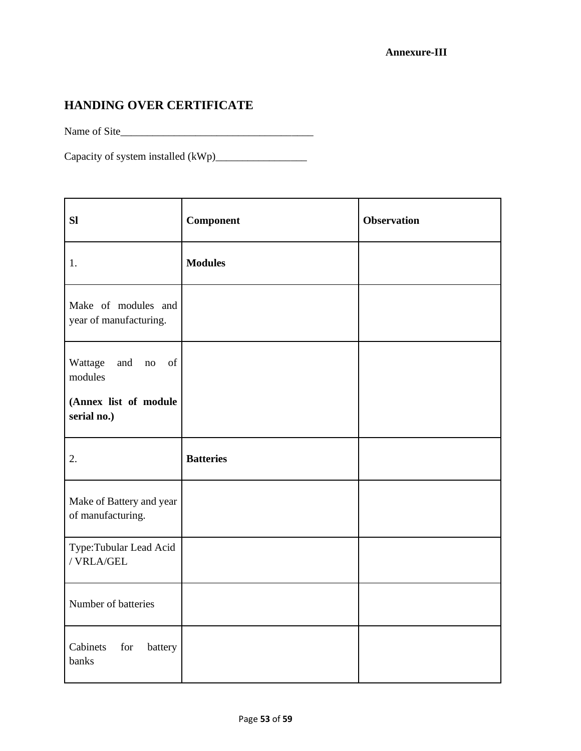**Annexure-III**

## HANDING OVER CERTIFICATE

Name of Site____________________________________

Capacity of system installed (kWp)_________________

| Sl | Component | Observation |
|---|---|---|
| 1. | **Modules** | |
| Make of modules and year of manufacturing. | | |
| Wattage and no of modules<br><br>**(Annex list of module serial no.)** | | |
| 2. | **Batteries** | |
| Make of Battery and year of manufacturing. | | |
| Type:Tubular Lead Acid / VRLA/GEL | | |
| Number of batteries | | |
| Cabinets for battery banks | | |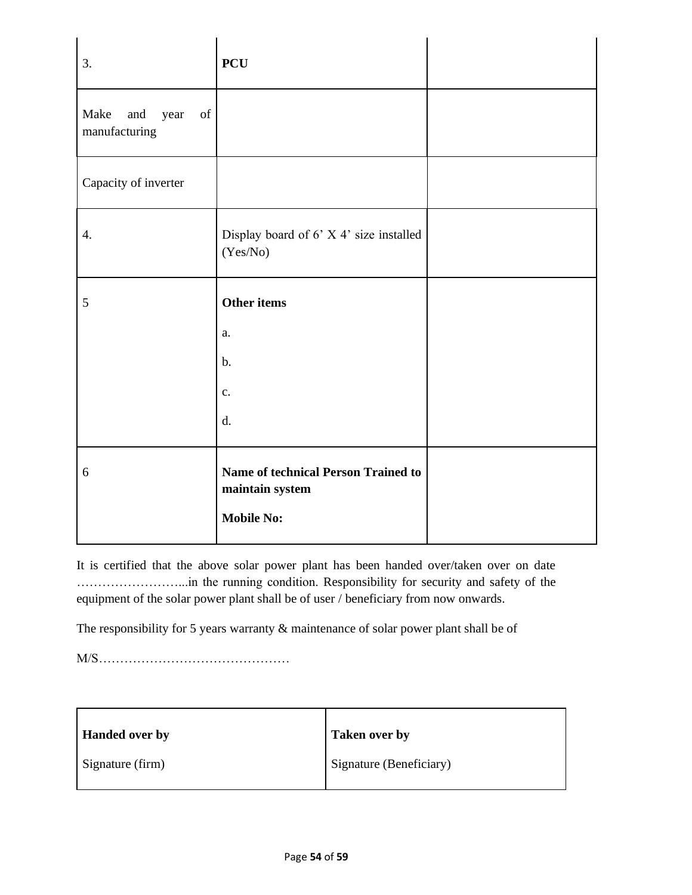| | | |
|---|---|---|
| 3. | **PCU** | |
| Make and year of manufacturing | | |
| Capacity of inverter | | |
| 4. | Display board of 6' X 4' size installed (Yes/No) | |
| 5 | **Other items**<br>a.<br>b.<br>c.<br>d. | |
| 6 | **Name of technical Person Trained to maintain system**<br>**Mobile No:** | |

It is certified that the above solar power plant has been handed over/taken over on date ……………………...in the running condition. Responsibility for security and safety of the equipment of the solar power plant shall be of user / beneficiary from now onwards.

The responsibility for 5 years warranty & maintenance of solar power plant shall be of

M/S………………………………………

| **Handed over by** | **Taken over by** |
|---|---|
| Signature (firm) | Signature (Beneficiary) |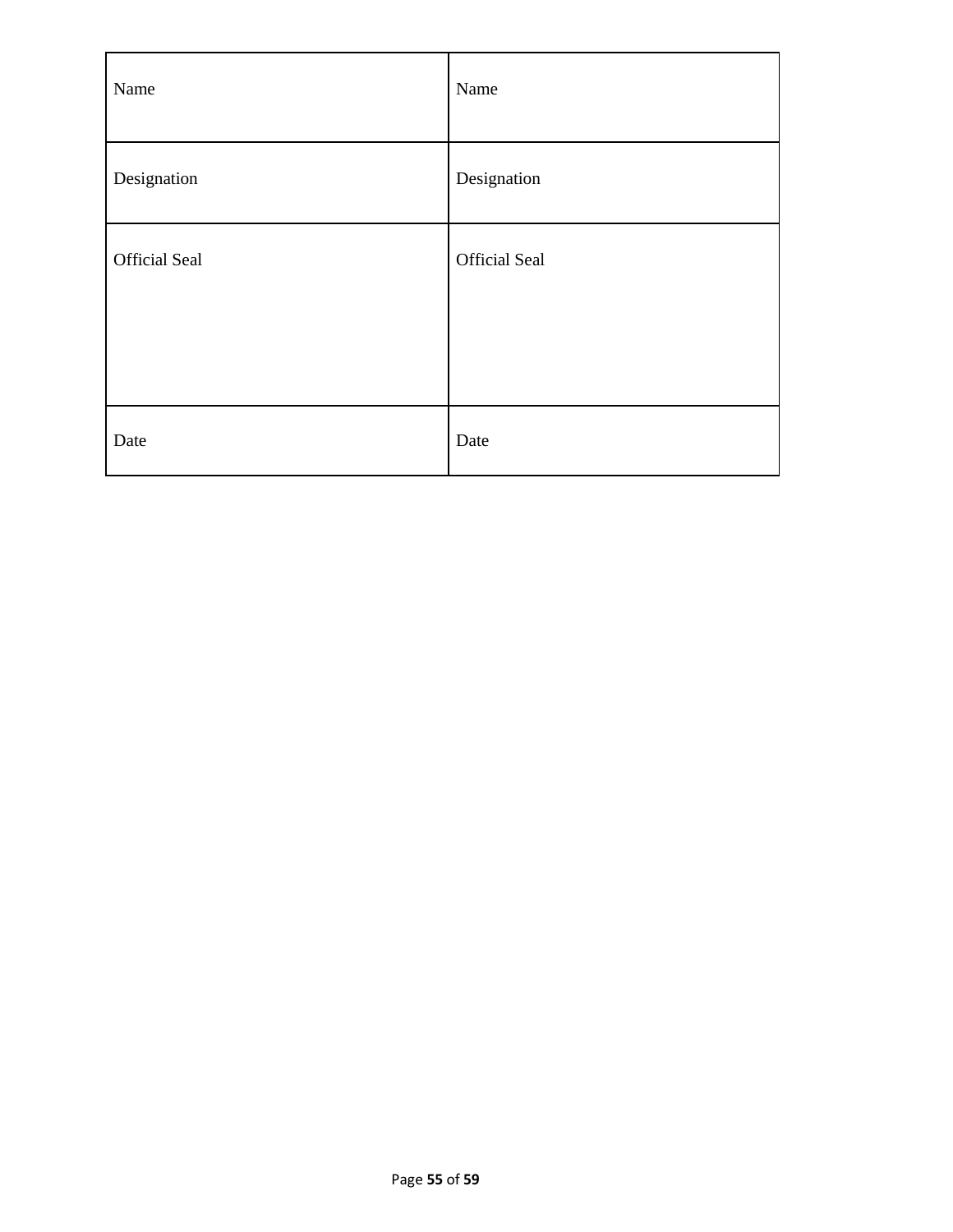| Name | Name |
| --- | --- |
| Designation | Designation |
| Official Seal | Official Seal |
| Date | Date |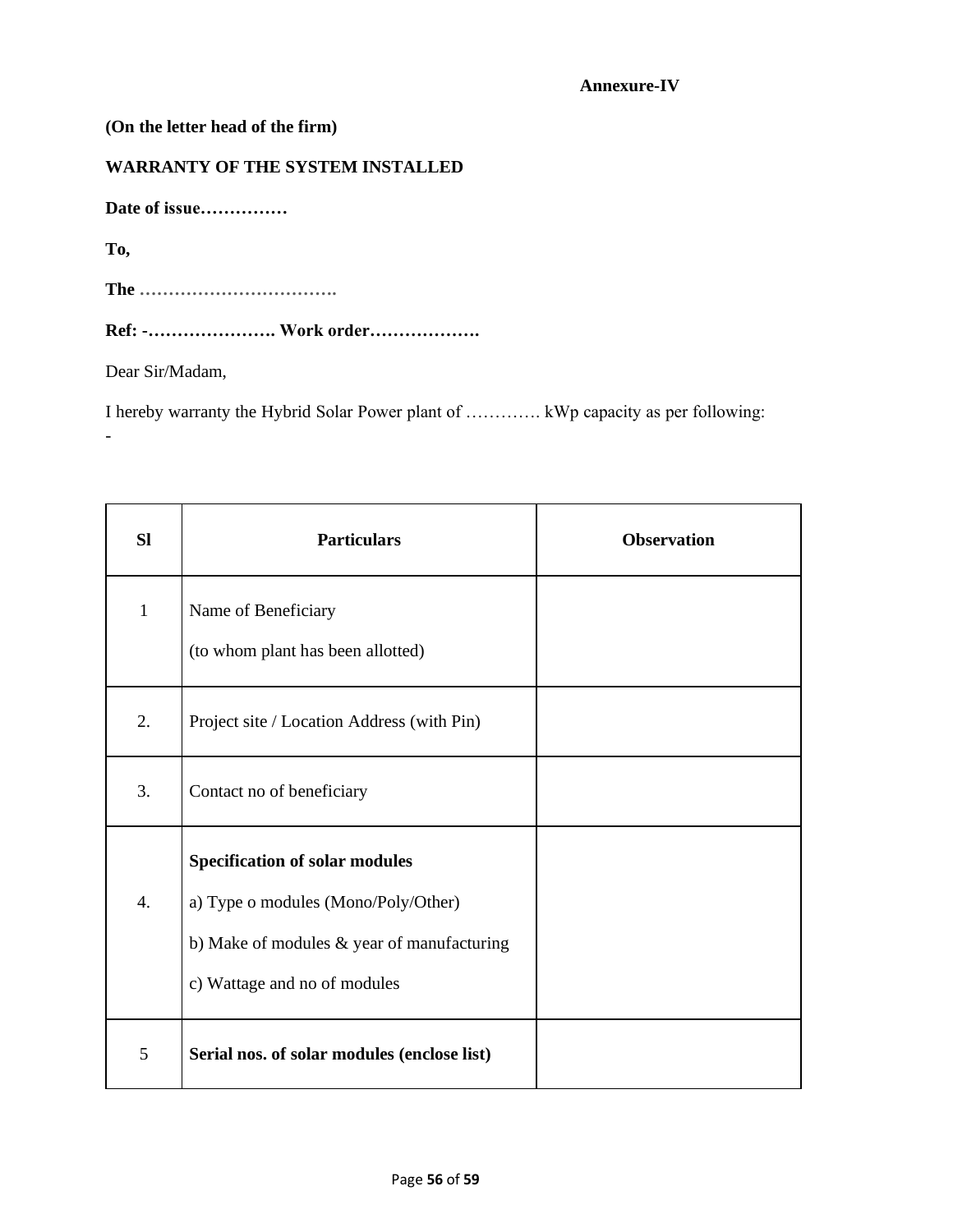**Annexure-IV**

**(On the letter head of the firm)**

**WARRANTY OF THE SYSTEM INSTALLED**

**Date of issue……………**

**To,**

**The …………………………….**

**Ref: -…………………. Work order……………….**

Dear Sir/Madam,

I hereby warranty the Hybrid Solar Power plant of …………. kWp capacity as per following:
-

| Sl | Particulars | Observation |
|---|---|---|
| 1 | Name of Beneficiary<br>(to whom plant has been allotted) | |
| 2. | Project site / Location Address (with Pin) | |
| 3. | Contact no of beneficiary | |
| 4. | **Specification of solar modules**<br>a) Type o modules (Mono/Poly/Other)<br>b) Make of modules & year of manufacturing<br>c) Wattage and no of modules | |
| 5 | **Serial nos. of solar modules (enclose list)** | |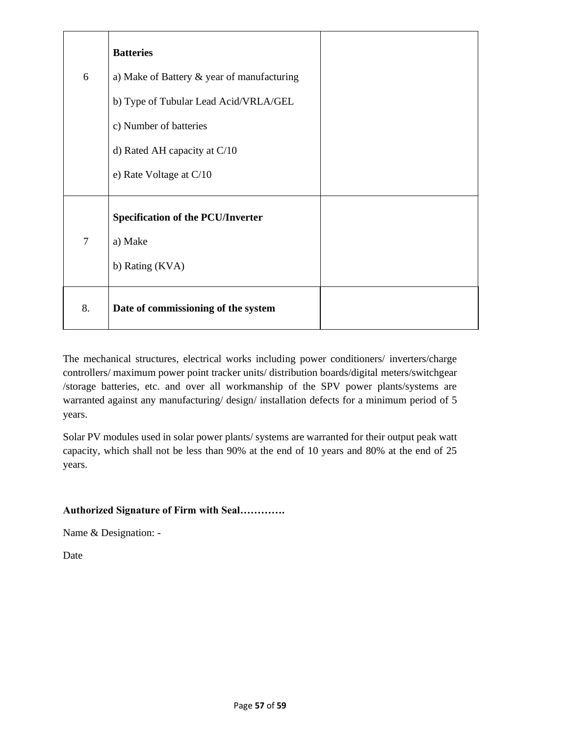| | | |
|---|---|---|
| 6 | **Batteries**<br><br>a) Make of Battery & year of manufacturing<br><br>b) Type of Tubular Lead Acid/VRLA/GEL<br><br>c) Number of batteries<br><br>d) Rated AH capacity at C/10<br><br>e) Rate Voltage at C/10 | |
| 7 | **Specification of the PCU/Inverter**<br><br>a) Make<br><br>b) Rating (KVA) | |
| 8. | **Date of commissioning of the system** | |

The mechanical structures, electrical works including power conditioners/ inverters/charge controllers/ maximum power point tracker units/ distribution boards/digital meters/switchgear /storage batteries, etc. and over all workmanship of the SPV power plants/systems are warranted against any manufacturing/ design/ installation defects for a minimum period of 5 years.

Solar PV modules used in solar power plants/ systems are warranted for their output peak watt capacity, which shall not be less than 90% at the end of 10 years and 80% at the end of 25 years.

**Authorized Signature of Firm with Seal………….**

Name & Designation: -

Date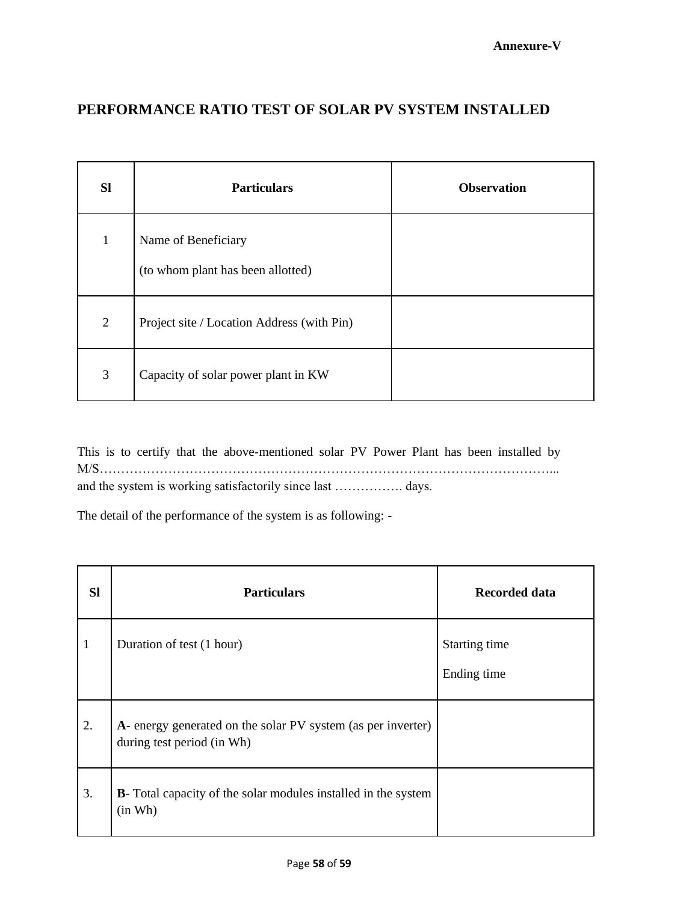**Annexure-V**

# PERFORMANCE RATIO TEST OF SOLAR PV SYSTEM INSTALLED

| Sl | Particulars | Observation |
|---|---|---|
| 1 | Name of Beneficiary<br>(to whom plant has been allotted) | |
| 2 | Project site / Location Address (with Pin) | |
| 3 | Capacity of solar power plant in KW | |

This is to certify that the above-mentioned solar PV Power Plant has been installed by M/S……………………………………………………………………………………………... and the system is working satisfactorily since last ……………. days.

The detail of the performance of the system is as following: -

| Sl | Particulars | Recorded data |
|---|---|---|
| 1 | Duration of test (1 hour) | Starting time<br>Ending time |
| 2. | **A**- energy generated on the solar PV system (as per inverter) during test period (in Wh) | |
| 3. | **B**- Total capacity of the solar modules installed in the system (in Wh) | |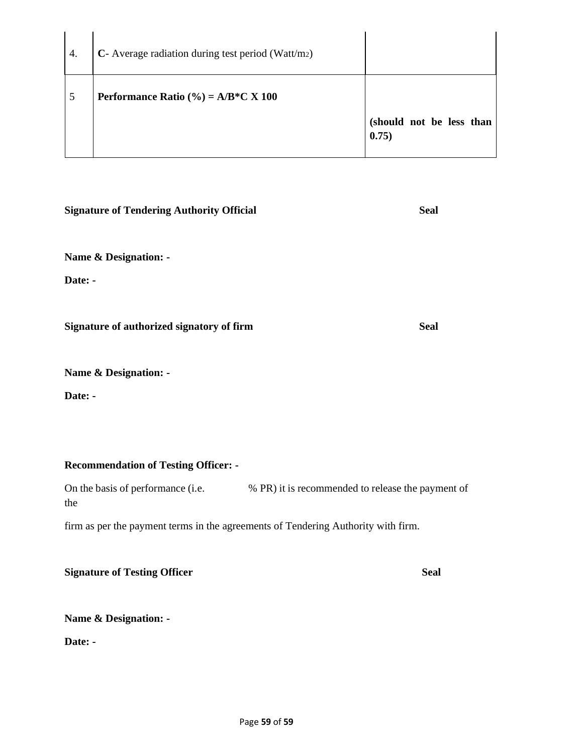| | | |
|---|---|---|
| 4. | **C**- Average radiation during test period (Watt/$m_2$) | |
| 5 | **Performance Ratio (%) = A/B*C X 100** | **(should not be less than 0.75)** |

**Signature of Tendering Authority Official** **Seal**

**Name & Designation: -**

**Date: -**

**Signature of authorized signatory of firm** **Seal**

**Name & Designation: -**

**Date: -**

**Recommendation of Testing Officer: -**

On the basis of performance (i.e. % PR) it is recommended to release the payment of the

firm as per the payment terms in the agreements of Tendering Authority with firm.

**Signature of Testing Officer** **Seal**

**Name & Designation: -**

**Date: -**